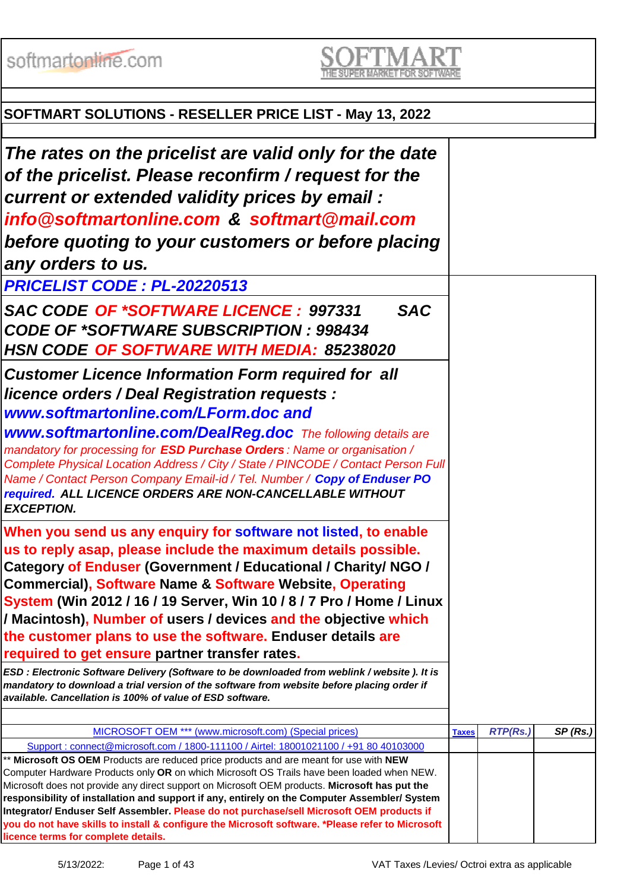softmartonline.com

SOFTMART
THE SUPER MARKET FOR SOFTWARE

## SOFTMART SOLUTIONS - RESELLER PRICE LIST - May 13, 2022

***The rates on the pricelist are valid only for the date of the pricelist. Please reconfirm / request for the current or extended validity prices by email : info@softmartonline.com & softmart@mail.com before quoting to your customers or before placing any orders to us.***

***PRICELIST CODE : PL-20220513***

***SAC CODE OF *SOFTWARE LICENCE : 997331 SAC CODE OF *SOFTWARE SUBSCRIPTION : 998434 HSN CODE OF SOFTWARE WITH MEDIA: 85238020***

***Customer Licence Information Form required for all licence orders / Deal Registration requests : www.softmartonline.com/LForm.doc and www.softmartonline.com/DealReg.doc*** *The following details are mandatory for processing for* ***ESD Purchase Orders*** *: Name or organisation / Complete Physical Location Address / City / State / PINCODE / Contact Person Full Name / Contact Person Company Email-id / Tel. Number /* ***Copy of Enduser PO required. ALL LICENCE ORDERS ARE NON-CANCELLABLE WITHOUT EXCEPTION.***

**When you send us any enquiry for software not listed, to enable us to reply asap, please include the maximum details possible. Category of Enduser (Government / Educational / Charity/ NGO / Commercial), Software Name & Software Website, Operating System (Win 2012 / 16 / 19 Server, Win 10 / 8 / 7 Pro / Home / Linux / Macintosh), Number of users / devices and the objective which the customer plans to use the software. Enduser details are required to get ensure partner transfer rates.**

***ESD : Electronic Software Delivery (Software to be downloaded from weblink / website ). It is mandatory to download a trial version of the software from website before placing order if available. Cancellation is 100% of value of ESD software.***

| MICROSOFT OEM *** (www.microsoft.com) (Special prices) | Taxes | RTP(Rs.) | SP (Rs.) |
|---|---|---|---|
| Support : connect@microsoft.com / 1800-111100 / Airtel: 18001021100 / +91 80 40103000 | | | |
| ** **Microsoft OS OEM** Products are reduced price products and are meant for use with **NEW** Computer Hardware Products only **OR** on which Microsoft OS Trails have been loaded when NEW. Microsoft does not provide any direct support on Microsoft OEM products. **Microsoft has put the responsibility of installation and support if any, entirely on the Computer Assembler/ System Integrator/ Enduser Self Assembler. Please do not purchase/sell Microsoft OEM products if you do not have skills to install & configure the Microsoft software. *Please refer to Microsoft licence terms for complete details.** | | | |

VAT Taxes /Levies/ Octroi extra as applicable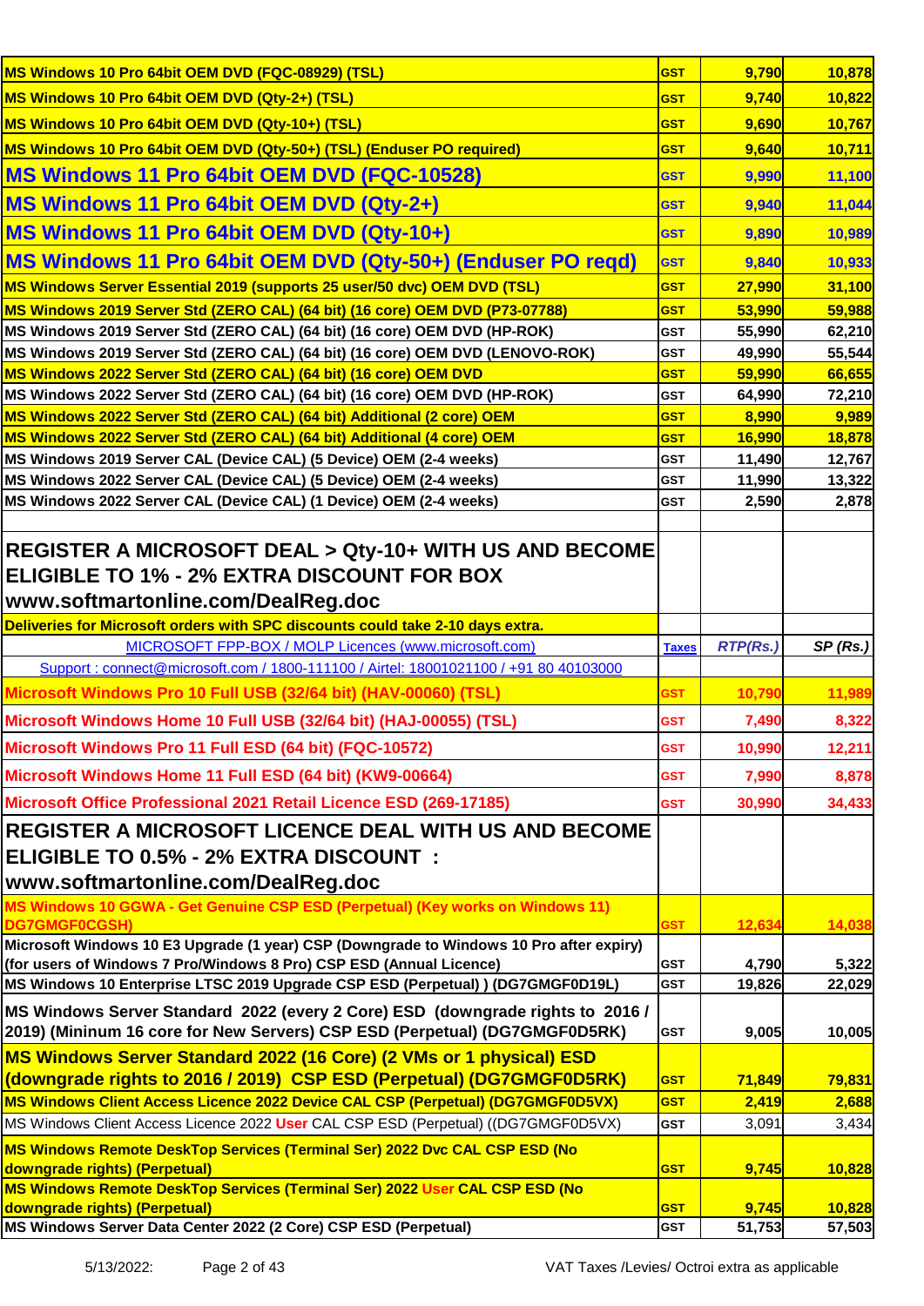| | | | |
|---|---|---|---|
| MS Windows 10 Pro 64bit OEM DVD (FQC-08929) (TSL) | GST | 9,790 | 10,878 |
| MS Windows 10 Pro 64bit OEM DVD (Qty-2+) (TSL) | GST | 9,740 | 10,822 |
| MS Windows 10 Pro 64bit OEM DVD (Qty-10+) (TSL) | GST | 9,690 | 10,767 |
| MS Windows 10 Pro 64bit OEM DVD (Qty-50+) (TSL) (Enduser PO required) | GST | 9,640 | 10,711 |
| MS Windows 11 Pro 64bit OEM DVD (FQC-10528) | GST | 9,990 | 11,100 |
| MS Windows 11 Pro 64bit OEM DVD (Qty-2+) | GST | 9,940 | 11,044 |
| MS Windows 11 Pro 64bit OEM DVD (Qty-10+) | GST | 9,890 | 10,989 |
| MS Windows 11 Pro 64bit OEM DVD (Qty-50+) (Enduser PO reqd) | GST | 9,840 | 10,933 |
| MS Windows Server Essential 2019 (supports 25 user/50 dvc) OEM DVD (TSL) | GST | 27,990 | 31,100 |
| MS Windows 2019 Server Std (ZERO CAL) (64 bit) (16 core) OEM DVD (P73-07788) | GST | 53,990 | 59,988 |
| MS Windows 2019 Server Std (ZERO CAL) (64 bit) (16 core) OEM DVD (HP-ROK) | GST | 55,990 | 62,210 |
| MS Windows 2019 Server Std (ZERO CAL) (64 bit) (16 core) OEM DVD (LENOVO-ROK) | GST | 49,990 | 55,544 |
| MS Windows 2022 Server Std (ZERO CAL) (64 bit) (16 core) OEM DVD | GST | 59,990 | 66,655 |
| MS Windows 2022 Server Std (ZERO CAL) (64 bit) (16 core) OEM DVD (HP-ROK) | GST | 64,990 | 72,210 |
| MS Windows 2022 Server Std (ZERO CAL) (64 bit) Additional (2 core) OEM | GST | 8,990 | 9,989 |
| MS Windows 2022 Server Std (ZERO CAL) (64 bit) Additional (4 core) OEM | GST | 16,990 | 18,878 |
| MS Windows 2019 Server CAL (Device CAL) (5 Device) OEM (2-4 weeks) | GST | 11,490 | 12,767 |
| MS Windows 2022 Server CAL (Device CAL) (5 Device) OEM (2-4 weeks) | GST | 11,990 | 13,322 |
| MS Windows 2022 Server CAL (Device CAL) (1 Device) OEM (2-4 weeks) | GST | 2,590 | 2,878 |
| | | | |
| **REGISTER A MICROSOFT DEAL > Qty-10+ WITH US AND BECOME ELIGIBLE TO 1% - 2% EXTRA DISCOUNT FOR BOX www.softmartonline.com/DealReg.doc** | | | |
| Deliveries for Microsoft orders with SPC discounts could take 2-10 days extra. | | | |
| MICROSOFT FPP-BOX / MOLP Licences (www.microsoft.com) | Taxes | RTP(Rs.) | SP (Rs.) |
| Support : connect@microsoft.com / 1800-111100 / Airtel: 18001021100 / +91 80 40103000 | | | |
| Microsoft Windows Pro 10 Full USB (32/64 bit) (HAV-00060) (TSL) | GST | 10,790 | 11,989 |
| Microsoft Windows Home 10 Full USB (32/64 bit) (HAJ-00055) (TSL) | GST | 7,490 | 8,322 |
| Microsoft Windows Pro 11 Full ESD (64 bit) (FQC-10572) | GST | 10,990 | 12,211 |
| Microsoft Windows Home 11 Full ESD (64 bit) (KW9-00664) | GST | 7,990 | 8,878 |
| Microsoft Office Professional 2021 Retail Licence ESD (269-17185) | GST | 30,990 | 34,433 |
| **REGISTER A MICROSOFT LICENCE DEAL WITH US AND BECOME ELIGIBLE TO 0.5% - 2% EXTRA DISCOUNT : www.softmartonline.com/DealReg.doc** | | | |
| MS Windows 10 GGWA - Get Genuine CSP ESD (Perpetual) (Key works on Windows 11) DG7GMGF0CGSH) | GST | 12,634 | 14,038 |
| Microsoft Windows 10 E3 Upgrade (1 year) CSP (Downgrade to Windows 10 Pro after expiry) (for users of Windows 7 Pro/Windows 8 Pro) CSP ESD (Annual Licence) | GST | 4,790 | 5,322 |
| MS Windows 10 Enterprise LTSC 2019 Upgrade CSP ESD (Perpetual) ) (DG7GMGF0D19L) | GST | 19,826 | 22,029 |
| MS Windows Server Standard 2022 (every 2 Core) ESD (downgrade rights to 2016 / 2019) (Mininum 16 core for New Servers) CSP ESD (Perpetual) (DG7GMGF0D5RK) | GST | 9,005 | 10,005 |
| MS Windows Server Standard 2022 (16 Core) (2 VMs or 1 physical) ESD (downgrade rights to 2016 / 2019) CSP ESD (Perpetual) (DG7GMGF0D5RK) | GST | 71,849 | 79,831 |
| MS Windows Client Access Licence 2022 Device CAL CSP (Perpetual) (DG7GMGF0D5VX) | GST | 2,419 | 2,688 |
| MS Windows Client Access Licence 2022 User CAL CSP ESD (Perpetual) ((DG7GMGF0D5VX) | GST | 3,091 | 3,434 |
| MS Windows Remote DeskTop Services (Terminal Ser) 2022 Dvc CAL CSP ESD (No downgrade rights) (Perpetual) | GST | 9,745 | 10,828 |
| MS Windows Remote DeskTop Services (Terminal Ser) 2022 User CAL CSP ESD (No downgrade rights) (Perpetual) | GST | 9,745 | 10,828 |
| MS Windows Server Data Center 2022 (2 Core) CSP ESD (Perpetual) | GST | 51,753 | 57,503 |

5/13/2022: VAT Taxes /Levies/ Octroi extra as applicable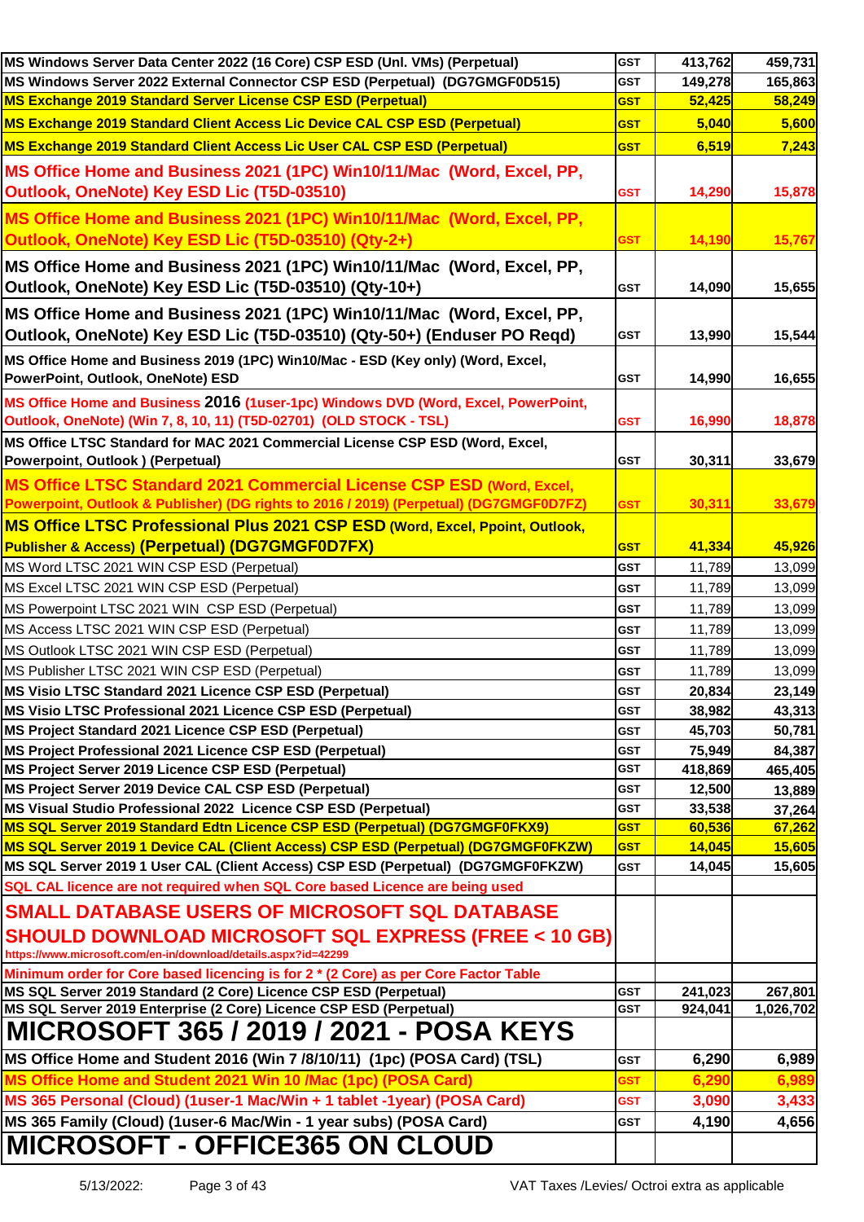| | | | |
|---|---|---|---|
| MS Windows Server Data Center 2022 (16 Core) CSP ESD (Unl. VMs) (Perpetual) | GST | 413,762 | 459,731 |
| MS Windows Server 2022 External Connector CSP ESD (Perpetual) (DG7GMGF0D515) | GST | 149,278 | 165,863 |
| MS Exchange 2019 Standard Server License CSP ESD (Perpetual) | GST | 52,425 | 58,249 |
| MS Exchange 2019 Standard Client Access Lic Device CAL CSP ESD (Perpetual) | GST | 5,040 | 5,600 |
| MS Exchange 2019 Standard Client Access Lic User CAL CSP ESD (Perpetual) | GST | 6,519 | 7,243 |
| MS Office Home and Business 2021 (1PC) Win10/11/Mac (Word, Excel, PP, Outlook, OneNote) Key ESD Lic (T5D-03510) | GST | 14,290 | 15,878 |
| MS Office Home and Business 2021 (1PC) Win10/11/Mac (Word, Excel, PP, Outlook, OneNote) Key ESD Lic (T5D-03510) (Qty-2+) | GST | 14,190 | 15,767 |
| MS Office Home and Business 2021 (1PC) Win10/11/Mac (Word, Excel, PP, Outlook, OneNote) Key ESD Lic (T5D-03510) (Qty-10+) | GST | 14,090 | 15,655 |
| MS Office Home and Business 2021 (1PC) Win10/11/Mac (Word, Excel, PP, Outlook, OneNote) Key ESD Lic (T5D-03510) (Qty-50+) (Enduser PO Reqd) | GST | 13,990 | 15,544 |
| MS Office Home and Business 2019 (1PC) Win10/Mac - ESD (Key only) (Word, Excel, PowerPoint, Outlook, OneNote) ESD | GST | 14,990 | 16,655 |
| MS Office Home and Business 2016 (1user-1pc) Windows DVD (Word, Excel, PowerPoint, Outlook, OneNote) (Win 7, 8, 10, 11) (T5D-02701) (OLD STOCK - TSL) | GST | 16,990 | 18,878 |
| MS Office LTSC Standard for MAC 2021 Commercial License CSP ESD (Word, Excel, Powerpoint, Outlook ) (Perpetual) | GST | 30,311 | 33,679 |
| MS Office LTSC Standard 2021 Commercial License CSP ESD (Word, Excel, Powerpoint, Outlook & Publisher) (DG rights to 2016 / 2019) (Perpetual) (DG7GMGF0D7FZ) | GST | 30,311 | 33,679 |
| MS Office LTSC Professional Plus 2021 CSP ESD (Word, Excel, Ppoint, Outlook, Publisher & Access) (Perpetual) (DG7GMGF0D7FX) | GST | 41,334 | 45,926 |
| MS Word LTSC 2021 WIN CSP ESD (Perpetual) | GST | 11,789 | 13,099 |
| MS Excel LTSC 2021 WIN CSP ESD (Perpetual) | GST | 11,789 | 13,099 |
| MS Powerpoint LTSC 2021 WIN CSP ESD (Perpetual) | GST | 11,789 | 13,099 |
| MS Access LTSC 2021 WIN CSP ESD (Perpetual) | GST | 11,789 | 13,099 |
| MS Outlook LTSC 2021 WIN CSP ESD (Perpetual) | GST | 11,789 | 13,099 |
| MS Publisher LTSC 2021 WIN CSP ESD (Perpetual) | GST | 11,789 | 13,099 |
| MS Visio LTSC Standard 2021 Licence CSP ESD (Perpetual) | GST | 20,834 | 23,149 |
| MS Visio LTSC Professional 2021 Licence CSP ESD (Perpetual) | GST | 38,982 | 43,313 |
| MS Project Standard 2021 Licence CSP ESD (Perpetual) | GST | 45,703 | 50,781 |
| MS Project Professional 2021 Licence CSP ESD (Perpetual) | GST | 75,949 | 84,387 |
| MS Project Server 2019 Licence CSP ESD (Perpetual) | GST | 418,869 | 465,405 |
| MS Project Server 2019 Device CAL CSP ESD (Perpetual) | GST | 12,500 | 13,889 |
| MS Visual Studio Professional 2022 Licence CSP ESD (Perpetual) | GST | 33,538 | 37,264 |
| MS SQL Server 2019 Standard Edtn Licence CSP ESD (Perpetual) (DG7GMGF0FKX9) | GST | 60,536 | 67,262 |
| MS SQL Server 2019 1 Device CAL (Client Access) CSP ESD (Perpetual) (DG7GMGF0FKZW) | GST | 14,045 | 15,605 |
| MS SQL Server 2019 1 User CAL (Client Access) CSP ESD (Perpetual) (DG7GMGF0FKZW) | GST | 14,045 | 15,605 |
| SQL CAL licence are not required when SQL Core based Licence are being used | | | |
| **SMALL DATABASE USERS OF MICROSOFT SQL DATABASE SHOULD DOWNLOAD MICROSOFT SQL EXPRESS (FREE < 10 GB)** https://www.microsoft.com/en-in/download/details.aspx?id=42299 | | | |
| Minimum order for Core based licencing is for 2 * (2 Core) as per Core Factor Table | | | |
| MS SQL Server 2019 Standard (2 Core) Licence CSP ESD (Perpetual) | GST | 241,023 | 267,801 |
| MS SQL Server 2019 Enterprise (2 Core) Licence CSP ESD (Perpetual) | GST | 924,041 | 1,026,702 |
| **MICROSOFT 365 / 2019 / 2021 - POSA KEYS** | | | |
| MS Office Home and Student 2016 (Win 7 /8/10/11) (1pc) (POSA Card) (TSL) | GST | 6,290 | 6,989 |
| MS Office Home and Student 2021 Win 10 /Mac (1pc) (POSA Card) | GST | 6,290 | 6,989 |
| MS 365 Personal (Cloud) (1user-1 Mac/Win + 1 tablet -1year) (POSA Card) | GST | 3,090 | 3,433 |
| MS 365 Family (Cloud) (1user-6 Mac/Win - 1 year subs) (POSA Card) | GST | 4,190 | 4,656 |
| **MICROSOFT - OFFICE365 ON CLOUD** | | | |

5/13/2022: VAT Taxes /Levies/ Octroi extra as applicable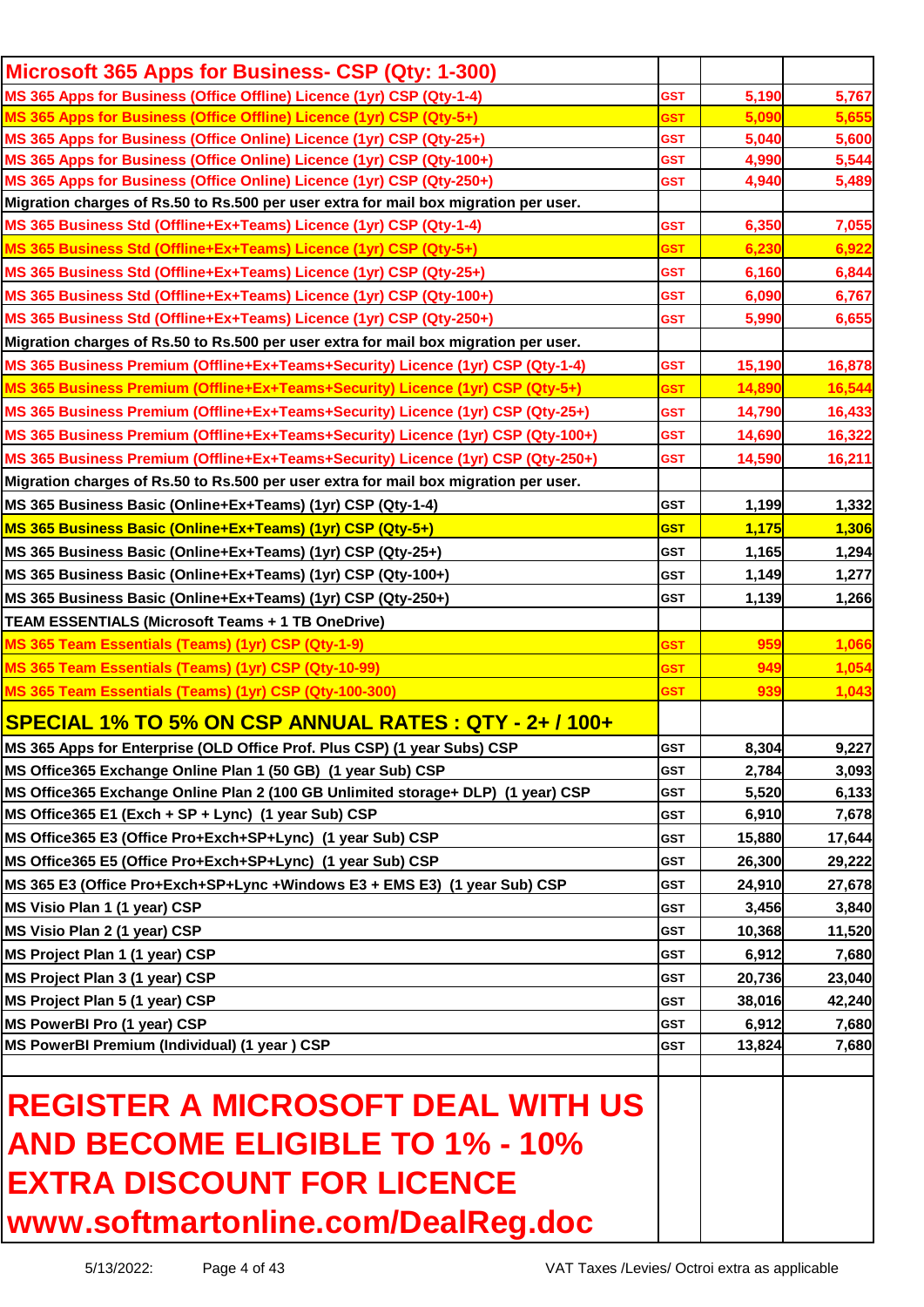| Microsoft 365 Apps for Business- CSP (Qty: 1-300) | | | |
|---|---|---|---|
| MS 365 Apps for Business (Office Offline) Licence (1yr) CSP (Qty-1-4) | GST | 5,190 | 5,767 |
| MS 365 Apps for Business (Office Offline) Licence (1yr) CSP (Qty-5+) | GST | 5,090 | 5,655 |
| MS 365 Apps for Business (Office Online) Licence (1yr) CSP (Qty-25+) | GST | 5,040 | 5,600 |
| MS 365 Apps for Business (Office Online) Licence (1yr) CSP (Qty-100+) | GST | 4,990 | 5,544 |
| MS 365 Apps for Business (Office Online) Licence (1yr) CSP (Qty-250+) | GST | 4,940 | 5,489 |
| Migration charges of Rs.50 to Rs.500 per user extra for mail box migration per user. | | | |
| MS 365 Business Std (Offline+Ex+Teams) Licence (1yr) CSP (Qty-1-4) | GST | 6,350 | 7,055 |
| MS 365 Business Std (Offline+Ex+Teams) Licence (1yr) CSP (Qty-5+) | GST | 6,230 | 6,922 |
| MS 365 Business Std (Offline+Ex+Teams) Licence (1yr) CSP (Qty-25+) | GST | 6,160 | 6,844 |
| MS 365 Business Std (Offline+Ex+Teams) Licence (1yr) CSP (Qty-100+) | GST | 6,090 | 6,767 |
| MS 365 Business Std (Offline+Ex+Teams) Licence (1yr) CSP (Qty-250+) | GST | 5,990 | 6,655 |
| Migration charges of Rs.50 to Rs.500 per user extra for mail box migration per user. | | | |
| MS 365 Business Premium (Offline+Ex+Teams+Security) Licence (1yr) CSP (Qty-1-4) | GST | 15,190 | 16,878 |
| MS 365 Business Premium (Offline+Ex+Teams+Security) Licence (1yr) CSP (Qty-5+) | GST | 14,890 | 16,544 |
| MS 365 Business Premium (Offline+Ex+Teams+Security) Licence (1yr) CSP (Qty-25+) | GST | 14,790 | 16,433 |
| MS 365 Business Premium (Offline+Ex+Teams+Security) Licence (1yr) CSP (Qty-100+) | GST | 14,690 | 16,322 |
| MS 365 Business Premium (Offline+Ex+Teams+Security) Licence (1yr) CSP (Qty-250+) | GST | 14,590 | 16,211 |
| Migration charges of Rs.50 to Rs.500 per user extra for mail box migration per user. | | | |
| MS 365 Business Basic (Online+Ex+Teams) (1yr) CSP (Qty-1-4) | GST | 1,199 | 1,332 |
| MS 365 Business Basic (Online+Ex+Teams) (1yr) CSP (Qty-5+) | GST | 1,175 | 1,306 |
| MS 365 Business Basic (Online+Ex+Teams) (1yr) CSP (Qty-25+) | GST | 1,165 | 1,294 |
| MS 365 Business Basic (Online+Ex+Teams) (1yr) CSP (Qty-100+) | GST | 1,149 | 1,277 |
| MS 365 Business Basic (Online+Ex+Teams) (1yr) CSP (Qty-250+) | GST | 1,139 | 1,266 |
| TEAM ESSENTIALS (Microsoft Teams + 1 TB OneDrive) | | | |
| MS 365 Team Essentials (Teams) (1yr) CSP (Qty-1-9) | GST | 959 | 1,066 |
| MS 365 Team Essentials (Teams) (1yr) CSP (Qty-10-99) | GST | 949 | 1,054 |
| MS 365 Team Essentials (Teams) (1yr) CSP (Qty-100-300) | GST | 939 | 1,043 |
| **SPECIAL 1% TO 5% ON CSP ANNUAL RATES : QTY - 2+ / 100+** | | | |
| MS 365 Apps for Enterprise (OLD Office Prof. Plus CSP) (1 year Subs) CSP | GST | 8,304 | 9,227 |
| MS Office365 Exchange Online Plan 1 (50 GB) (1 year Sub) CSP | GST | 2,784 | 3,093 |
| MS Office365 Exchange Online Plan 2 (100 GB Unlimited storage+ DLP) (1 year) CSP | GST | 5,520 | 6,133 |
| MS Office365 E1 (Exch + SP + Lync) (1 year Sub) CSP | GST | 6,910 | 7,678 |
| MS Office365 E3 (Office Pro+Exch+SP+Lync) (1 year Sub) CSP | GST | 15,880 | 17,644 |
| MS Office365 E5 (Office Pro+Exch+SP+Lync) (1 year Sub) CSP | GST | 26,300 | 29,222 |
| MS 365 E3 (Office Pro+Exch+SP+Lync +Windows E3 + EMS E3) (1 year Sub) CSP | GST | 24,910 | 27,678 |
| MS Visio Plan 1 (1 year) CSP | GST | 3,456 | 3,840 |
| MS Visio Plan 2 (1 year) CSP | GST | 10,368 | 11,520 |
| MS Project Plan 1 (1 year) CSP | GST | 6,912 | 7,680 |
| MS Project Plan 3 (1 year) CSP | GST | 20,736 | 23,040 |
| MS Project Plan 5 (1 year) CSP | GST | 38,016 | 42,240 |
| MS PowerBI Pro (1 year) CSP | GST | 6,912 | 7,680 |
| MS PowerBI Premium (Individual) (1 year ) CSP | GST | 13,824 | 7,680 |

# REGISTER A MICROSOFT DEAL WITH US AND BECOME ELIGIBLE TO 1% - 10% EXTRA DISCOUNT FOR LICENCE www.softmartonline.com/DealReg.doc

5/13/2022: VAT Taxes /Levies/ Octroi extra as applicable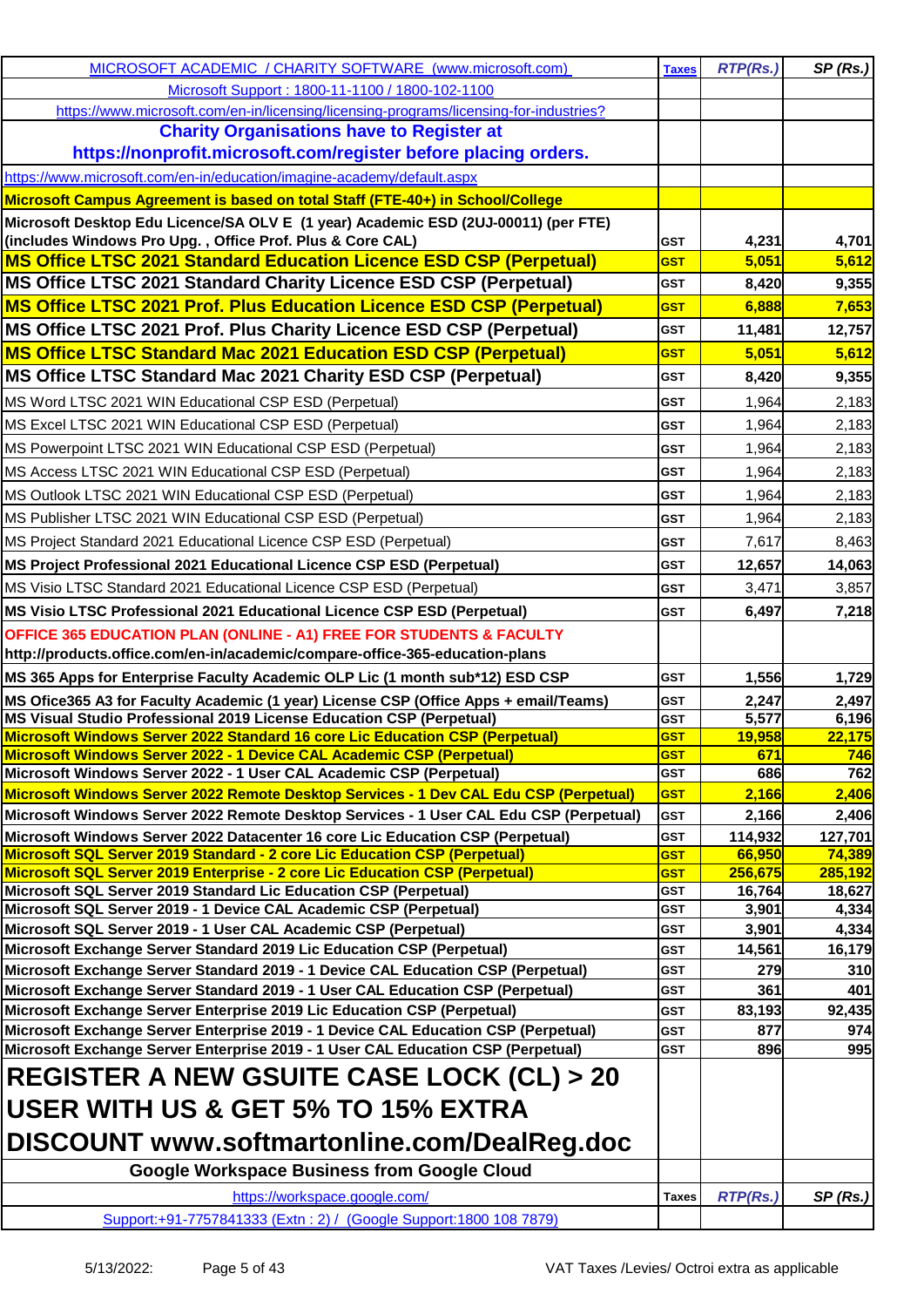| MICROSOFT ACADEMIC / CHARITY SOFTWARE (www.microsoft.com) | Taxes | RTP(Rs.) | SP (Rs.) |
|---|---|---|---|
| Microsoft Support : 1800-11-1100 / 1800-102-1100 | | | |
| https://www.microsoft.com/en-in/licensing/licensing-programs/licensing-for-industries? | | | |
| **Charity Organisations have to Register at https://nonprofit.microsoft.com/register before placing orders.** | | | |
| https://www.microsoft.com/en-in/education/imagine-academy/default.aspx | | | |
| **Microsoft Campus Agreement is based on total Staff (FTE-40+) in School/College** | | | |
| **Microsoft Desktop Edu Licence/SA OLV E (1 year) Academic ESD (2UJ-00011) (per FTE) (includes Windows Pro Upg. , Office Prof. Plus & Core CAL)** | GST | 4,231 | 4,701 |
| **MS Office LTSC 2021 Standard Education Licence ESD CSP (Perpetual)** | GST | 5,051 | 5,612 |
| **MS Office LTSC 2021 Standard Charity Licence ESD CSP (Perpetual)** | GST | 8,420 | 9,355 |
| **MS Office LTSC 2021 Prof. Plus Education Licence ESD CSP (Perpetual)** | GST | 6,888 | 7,653 |
| **MS Office LTSC 2021 Prof. Plus Charity Licence ESD CSP (Perpetual)** | GST | 11,481 | 12,757 |
| **MS Office LTSC Standard Mac 2021 Education ESD CSP (Perpetual)** | GST | 5,051 | 5,612 |
| **MS Office LTSC Standard Mac 2021 Charity ESD CSP (Perpetual)** | GST | 8,420 | 9,355 |
| MS Word LTSC 2021 WIN Educational CSP ESD (Perpetual) | GST | 1,964 | 2,183 |
| MS Excel LTSC 2021 WIN Educational CSP ESD (Perpetual) | GST | 1,964 | 2,183 |
| MS Powerpoint LTSC 2021 WIN Educational CSP ESD (Perpetual) | GST | 1,964 | 2,183 |
| MS Access LTSC 2021 WIN Educational CSP ESD (Perpetual) | GST | 1,964 | 2,183 |
| MS Outlook LTSC 2021 WIN Educational CSP ESD (Perpetual) | GST | 1,964 | 2,183 |
| MS Publisher LTSC 2021 WIN Educational CSP ESD (Perpetual) | GST | 1,964 | 2,183 |
| MS Project Standard 2021 Educational Licence CSP ESD (Perpetual) | GST | 7,617 | 8,463 |
| **MS Project Professional 2021 Educational Licence CSP ESD (Perpetual)** | GST | 12,657 | 14,063 |
| MS Visio LTSC Standard 2021 Educational Licence CSP ESD (Perpetual) | GST | 3,471 | 3,857 |
| **MS Visio LTSC Professional 2021 Educational Licence CSP ESD (Perpetual)** | GST | 6,497 | 7,218 |
| **OFFICE 365 EDUCATION PLAN (ONLINE - A1) FREE FOR STUDENTS & FACULTY http://products.office.com/en-in/academic/compare-office-365-education-plans** | | | |
| **MS 365 Apps for Enterprise Faculty Academic OLP Lic (1 month sub*12) ESD CSP** | GST | 1,556 | 1,729 |
| **MS Ofice365 A3 for Faculty Academic (1 year) License CSP (Office Apps + email/Teams)** | GST | 2,247 | 2,497 |
| **MS Visual Studio Professional 2019 License Education CSP (Perpetual)** | GST | 5,577 | 6,196 |
| **Microsoft Windows Server 2022 Standard 16 core Lic Education CSP (Perpetual)** | GST | 19,958 | 22,175 |
| **Microsoft Windows Server 2022 - 1 Device CAL Academic CSP (Perpetual)** | GST | 671 | 746 |
| **Microsoft Windows Server 2022 - 1 User CAL Academic CSP (Perpetual)** | GST | 686 | 762 |
| **Microsoft Windows Server 2022 Remote Desktop Services - 1 Dev CAL Edu CSP (Perpetual)** | GST | 2,166 | 2,406 |
| **Microsoft Windows Server 2022 Remote Desktop Services - 1 User CAL Edu CSP (Perpetual)** | GST | 2,166 | 2,406 |
| **Microsoft Windows Server 2022 Datacenter 16 core Lic Education CSP (Perpetual)** | GST | 114,932 | 127,701 |
| **Microsoft SQL Server 2019 Standard - 2 core Lic Education CSP (Perpetual)** | GST | 66,950 | 74,389 |
| **Microsoft SQL Server 2019 Enterprise - 2 core Lic Education CSP (Perpetual)** | GST | 256,675 | 285,192 |
| **Microsoft SQL Server 2019 Standard Lic Education CSP (Perpetual)** | GST | 16,764 | 18,627 |
| **Microsoft SQL Server 2019 - 1 Device CAL Academic CSP (Perpetual)** | GST | 3,901 | 4,334 |
| **Microsoft SQL Server 2019 - 1 User CAL Academic CSP (Perpetual)** | GST | 3,901 | 4,334 |
| **Microsoft Exchange Server Standard 2019 Lic Education CSP (Perpetual)** | GST | 14,561 | 16,179 |
| **Microsoft Exchange Server Standard 2019 - 1 Device CAL Education CSP (Perpetual)** | GST | 279 | 310 |
| **Microsoft Exchange Server Standard 2019 - 1 User CAL Education CSP (Perpetual)** | GST | 361 | 401 |
| **Microsoft Exchange Server Enterprise 2019 Lic Education CSP (Perpetual)** | GST | 83,193 | 92,435 |
| **Microsoft Exchange Server Enterprise 2019 - 1 Device CAL Education CSP (Perpetual)** | GST | 877 | 974 |
| **Microsoft Exchange Server Enterprise 2019 - 1 User CAL Education CSP (Perpetual)** | GST | 896 | 995 |

# REGISTER A NEW GSUITE CASE LOCK (CL) > 20 USER WITH US & GET 5% TO 15% EXTRA DISCOUNT www.softmartonline.com/DealReg.doc

| Google Workspace Business from Google Cloud | | | |
|---|---|---|---|
| https://workspace.google.com/ | Taxes | RTP(Rs.) | SP (Rs.) |
| Support:+91-7757841333 (Extn : 2) / (Google Support:1800 108 7879) | | | |

VAT Taxes /Levies/ Octroi extra as applicable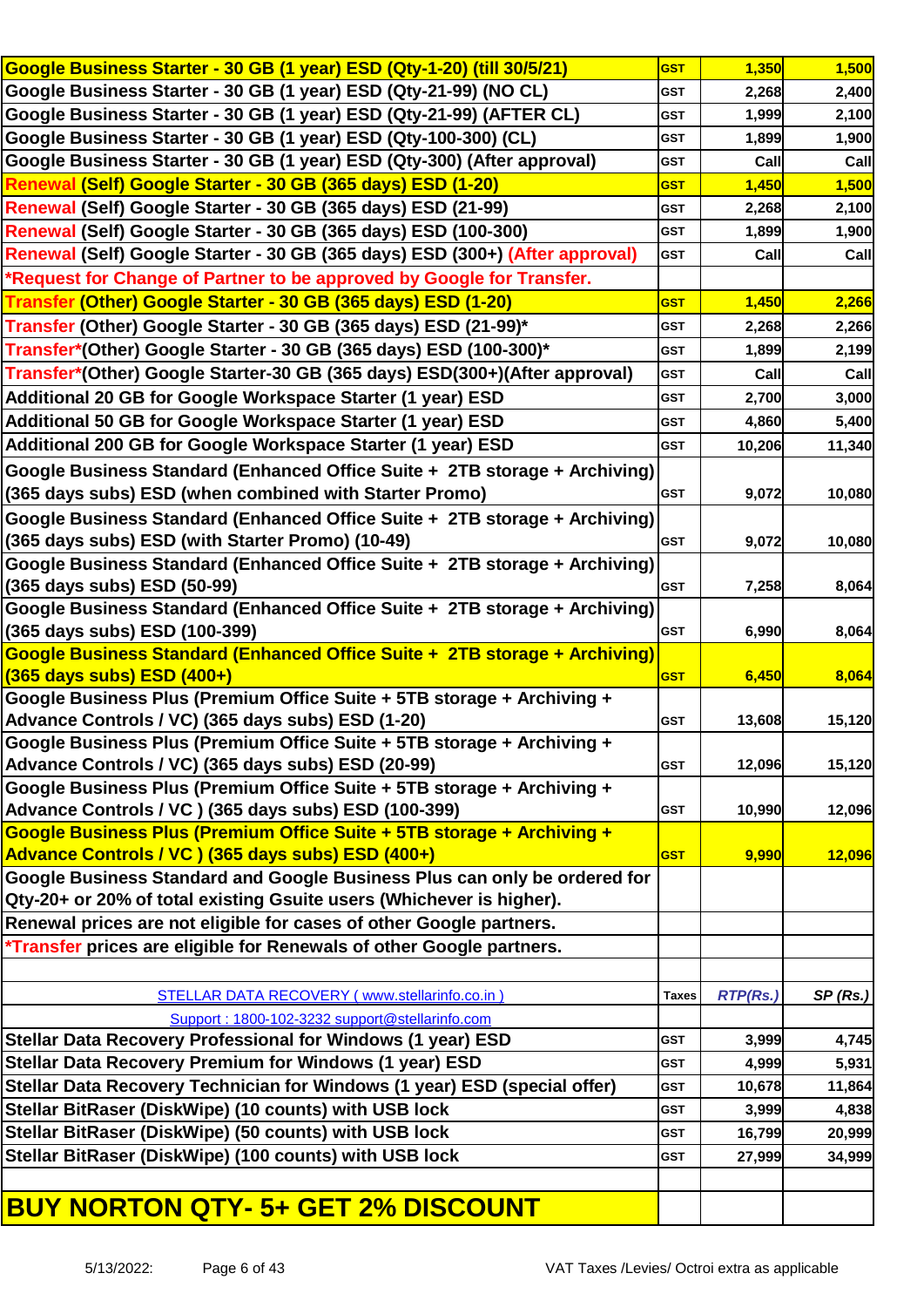| | | | |
|---|---|---|---|
| Google Business Starter - 30 GB (1 year) ESD (Qty-1-20) (till 30/5/21) | GST | 1,350 | 1,500 |
| Google Business Starter - 30 GB (1 year) ESD (Qty-21-99) (NO CL) | GST | 2,268 | 2,400 |
| Google Business Starter - 30 GB (1 year) ESD (Qty-21-99) (AFTER CL) | GST | 1,999 | 2,100 |
| Google Business Starter - 30 GB (1 year) ESD (Qty-100-300) (CL) | GST | 1,899 | 1,900 |
| Google Business Starter - 30 GB (1 year) ESD (Qty-300) (After approval) | GST | Call | Call |
| Renewal (Self) Google Starter - 30 GB (365 days) ESD (1-20) | GST | 1,450 | 1,500 |
| Renewal (Self) Google Starter - 30 GB (365 days) ESD (21-99) | GST | 2,268 | 2,100 |
| Renewal (Self) Google Starter - 30 GB (365 days) ESD (100-300) | GST | 1,899 | 1,900 |
| Renewal (Self) Google Starter - 30 GB (365 days) ESD (300+) (After approval) | GST | Call | Call |
| *Request for Change of Partner to be approved by Google for Transfer. | | | |
| Transfer (Other) Google Starter - 30 GB (365 days) ESD (1-20) | GST | 1,450 | 2,266 |
| Transfer (Other) Google Starter - 30 GB (365 days) ESD (21-99)* | GST | 2,268 | 2,266 |
| Transfer*(Other) Google Starter - 30 GB (365 days) ESD (100-300)* | GST | 1,899 | 2,199 |
| Transfer*(Other) Google Starter-30 GB (365 days) ESD(300+)(After approval) | GST | Call | Call |
| Additional 20 GB for Google Workspace Starter (1 year) ESD | GST | 2,700 | 3,000 |
| Additional 50 GB for Google Workspace Starter (1 year) ESD | GST | 4,860 | 5,400 |
| Additional 200 GB for Google Workspace Starter (1 year) ESD | GST | 10,206 | 11,340 |
| Google Business Standard (Enhanced Office Suite + 2TB storage + Archiving) (365 days subs) ESD (when combined with Starter Promo) | GST | 9,072 | 10,080 |
| Google Business Standard (Enhanced Office Suite + 2TB storage + Archiving) (365 days subs) ESD (with Starter Promo) (10-49) | GST | 9,072 | 10,080 |
| Google Business Standard (Enhanced Office Suite + 2TB storage + Archiving) (365 days subs) ESD (50-99) | GST | 7,258 | 8,064 |
| Google Business Standard (Enhanced Office Suite + 2TB storage + Archiving) (365 days subs) ESD (100-399) | GST | 6,990 | 8,064 |
| Google Business Standard (Enhanced Office Suite + 2TB storage + Archiving) (365 days subs) ESD (400+) | GST | 6,450 | 8,064 |
| Google Business Plus (Premium Office Suite + 5TB storage + Archiving + Advance Controls / VC) (365 days subs) ESD (1-20) | GST | 13,608 | 15,120 |
| Google Business Plus (Premium Office Suite + 5TB storage + Archiving + Advance Controls / VC) (365 days subs) ESD (20-99) | GST | 12,096 | 15,120 |
| Google Business Plus (Premium Office Suite + 5TB storage + Archiving + Advance Controls / VC ) (365 days subs) ESD (100-399) | GST | 10,990 | 12,096 |
| Google Business Plus (Premium Office Suite + 5TB storage + Archiving + Advance Controls / VC ) (365 days subs) ESD (400+) | GST | 9,990 | 12,096 |
| Google Business Standard and Google Business Plus can only be ordered for Qty-20+ or 20% of total existing Gsuite users (Whichever is higher). | | | |
| Renewal prices are not eligible for cases of other Google partners. | | | |
| *Transfer prices are eligible for Renewals of other Google partners. | | | |
| | | | |
| STELLAR DATA RECOVERY ( www.stellarinfo.co.in ) | Taxes | RTP(Rs.) | SP (Rs.) |
| Support : 1800-102-3232 support@stellarinfo.com | | | |
| Stellar Data Recovery Professional for Windows (1 year) ESD | GST | 3,999 | 4,745 |
| Stellar Data Recovery Premium for Windows (1 year) ESD | GST | 4,999 | 5,931 |
| Stellar Data Recovery Technician for Windows (1 year) ESD (special offer) | GST | 10,678 | 11,864 |
| Stellar BitRaser (DiskWipe) (10 counts) with USB lock | GST | 3,999 | 4,838 |
| Stellar BitRaser (DiskWipe) (50 counts) with USB lock | GST | 16,799 | 20,999 |
| Stellar BitRaser (DiskWipe) (100 counts) with USB lock | GST | 27,999 | 34,999 |
| | | | |
| **BUY NORTON QTY- 5+ GET 2% DISCOUNT** | | | |

5/13/2022: VAT Taxes /Levies/ Octroi extra as applicable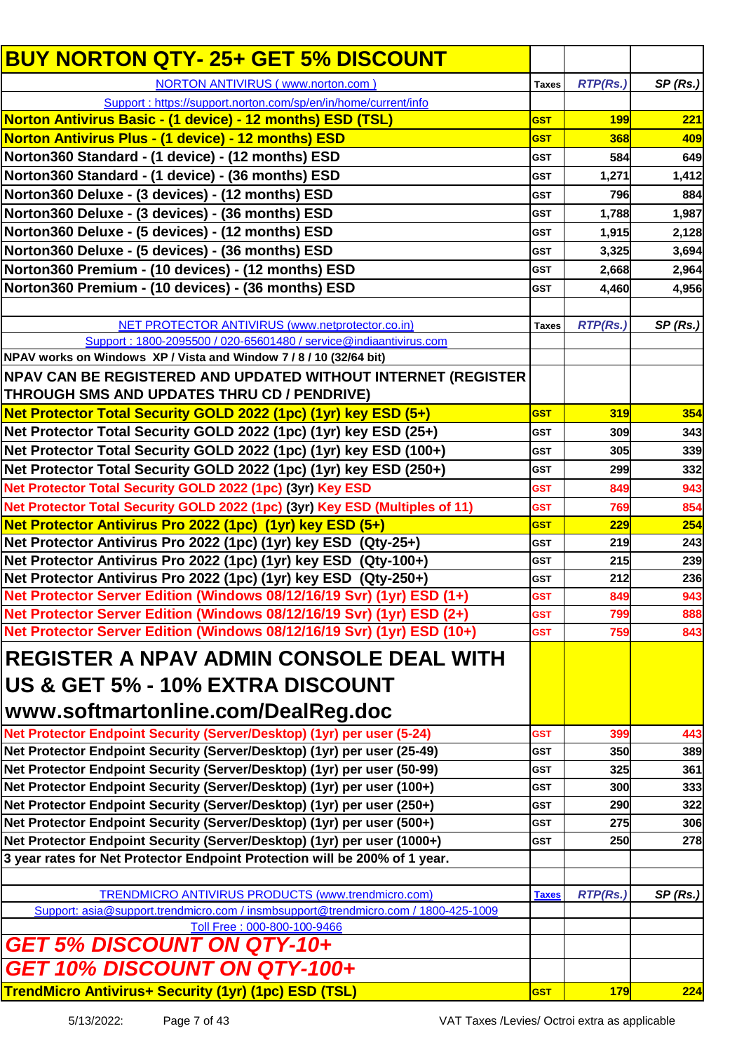| BUY NORTON QTY- 25+ GET 5% DISCOUNT | | | |
|---|---|---|---|
| NORTON ANTIVIRUS ( www.norton.com ) | Taxes | RTP(Rs.) | SP (Rs.) |
| Support : https://support.norton.com/sp/en/in/home/current/info | | | |
| Norton Antivirus Basic - (1 device) - 12 months) ESD (TSL) | GST | 199 | 221 |
| Norton Antivirus Plus - (1 device) - 12 months) ESD | GST | 368 | 409 |
| Norton360 Standard - (1 device) - (12 months) ESD | GST | 584 | 649 |
| Norton360 Standard - (1 device) - (36 months) ESD | GST | 1,271 | 1,412 |
| Norton360 Deluxe - (3 devices) - (12 months) ESD | GST | 796 | 884 |
| Norton360 Deluxe - (3 devices) - (36 months) ESD | GST | 1,788 | 1,987 |
| Norton360 Deluxe - (5 devices) - (12 months) ESD | GST | 1,915 | 2,128 |
| Norton360 Deluxe - (5 devices) - (36 months) ESD | GST | 3,325 | 3,694 |
| Norton360 Premium - (10 devices) - (12 months) ESD | GST | 2,668 | 2,964 |
| Norton360 Premium - (10 devices) - (36 months) ESD | GST | 4,460 | 4,956 |
| | | | |
| NET PROTECTOR ANTIVIRUS (www.netprotector.co.in) | Taxes | RTP(Rs.) | SP (Rs.) |
| Support : 1800-2095500 / 020-65601480 / service@indiaantivirus.com | | | |
| NPAV works on Windows XP / Vista and Window 7 / 8 / 10 (32/64 bit) | | | |
| NPAV CAN BE REGISTERED AND UPDATED WITHOUT INTERNET (REGISTER THROUGH SMS AND UPDATES THRU CD / PENDRIVE) | | | |
| Net Protector Total Security GOLD 2022 (1pc) (1yr) key ESD (5+) | GST | 319 | 354 |
| Net Protector Total Security GOLD 2022 (1pc) (1yr) key ESD (25+) | GST | 309 | 343 |
| Net Protector Total Security GOLD 2022 (1pc) (1yr) key ESD (100+) | GST | 305 | 339 |
| Net Protector Total Security GOLD 2022 (1pc) (1yr) key ESD (250+) | GST | 299 | 332 |
| Net Protector Total Security GOLD 2022 (1pc) (3yr) Key ESD | GST | 849 | 943 |
| Net Protector Total Security GOLD 2022 (1pc) (3yr) Key ESD (Multiples of 11) | GST | 769 | 854 |
| Net Protector Antivirus Pro 2022 (1pc) (1yr) key ESD (5+) | GST | 229 | 254 |
| Net Protector Antivirus Pro 2022 (1pc) (1yr) key ESD (Qty-25+) | GST | 219 | 243 |
| Net Protector Antivirus Pro 2022 (1pc) (1yr) key ESD (Qty-100+) | GST | 215 | 239 |
| Net Protector Antivirus Pro 2022 (1pc) (1yr) key ESD (Qty-250+) | GST | 212 | 236 |
| Net Protector Server Edition (Windows 08/12/16/19 Svr) (1yr) ESD (1+) | GST | 849 | 943 |
| Net Protector Server Edition (Windows 08/12/16/19 Svr) (1yr) ESD (2+) | GST | 799 | 888 |
| Net Protector Server Edition (Windows 08/12/16/19 Svr) (1yr) ESD (10+) | GST | 759 | 843 |
| REGISTER A NPAV ADMIN CONSOLE DEAL WITH US & GET 5% - 10% EXTRA DISCOUNT www.softmartonline.com/DealReg.doc | | | |
| Net Protector Endpoint Security (Server/Desktop) (1yr) per user (5-24) | GST | 399 | 443 |
| Net Protector Endpoint Security (Server/Desktop) (1yr) per user (25-49) | GST | 350 | 389 |
| Net Protector Endpoint Security (Server/Desktop) (1yr) per user (50-99) | GST | 325 | 361 |
| Net Protector Endpoint Security (Server/Desktop) (1yr) per user (100+) | GST | 300 | 333 |
| Net Protector Endpoint Security (Server/Desktop) (1yr) per user (250+) | GST | 290 | 322 |
| Net Protector Endpoint Security (Server/Desktop) (1yr) per user (500+) | GST | 275 | 306 |
| Net Protector Endpoint Security (Server/Desktop) (1yr) per user (1000+) | GST | 250 | 278 |
| 3 year rates for Net Protector Endpoint Protection will be 200% of 1 year. | | | |
| | | | |
| TRENDMICRO ANTIVIRUS PRODUCTS (www.trendmicro.com) | Taxes | RTP(Rs.) | SP (Rs.) |
| Support: asia@support.trendmicro.com / insmbsupport@trendmicro.com / 1800-425-1009 | | | |
| Toll Free : 000-800-100-9466 | | | |
| *GET 5% DISCOUNT ON QTY-10+* | | | |
| *GET 10% DISCOUNT ON QTY-100+* | | | |
| TrendMicro Antivirus+ Security (1yr) (1pc) ESD (TSL) | GST | 179 | 224 |

VAT Taxes /Levies/ Octroi extra as applicable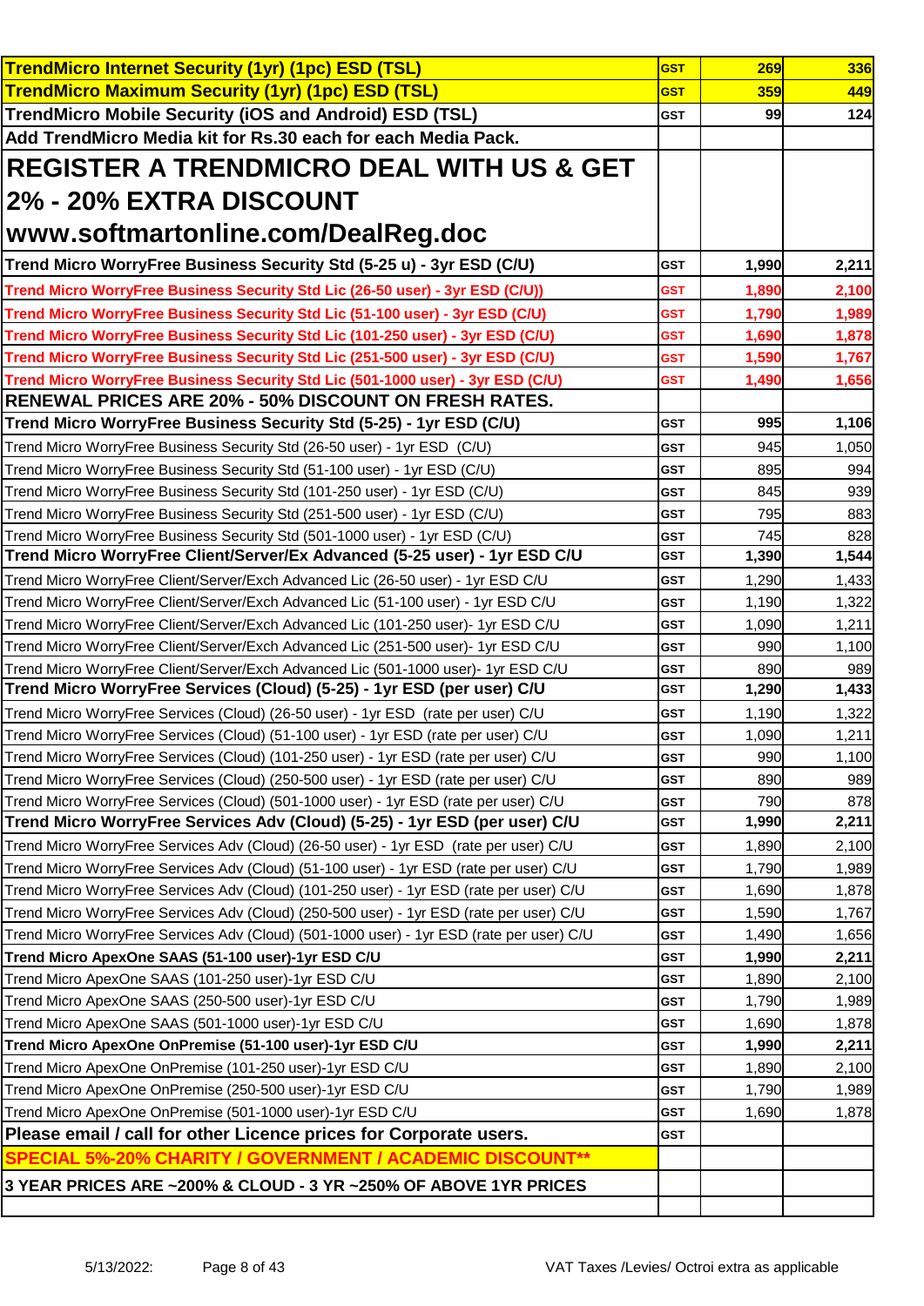| Product | Tax | Price | Price incl. GST |
|---|---|---|---|
| **TrendMicro Internet Security (1yr) (1pc) ESD (TSL)** | GST | **269** | **336** |
| **TrendMicro Maximum Security (1yr) (1pc) ESD (TSL)** | GST | **359** | **449** |
| **TrendMicro Mobile Security (iOS and Android) ESD (TSL)** | GST | **99** | **124** |
| **Add TrendMicro Media kit for Rs.30 each for each Media Pack.** | | | |
| **REGISTER A TRENDMICRO DEAL WITH US & GET 2% - 20% EXTRA DISCOUNT www.softmartonline.com/DealReg.doc** | | | |
| **Trend Micro WorryFree Business Security Std (5-25 u) - 3yr ESD (C/U)** | GST | **1,990** | **2,211** |
| **Trend Micro WorryFree Business Security Std Lic (26-50 user) - 3yr ESD (C/U))** | GST | **1,890** | **2,100** |
| **Trend Micro WorryFree Business Security Std Lic (51-100 user) - 3yr ESD (C/U)** | GST | **1,790** | **1,989** |
| **Trend Micro WorryFree Business Security Std Lic (101-250 user) - 3yr ESD (C/U)** | GST | **1,690** | **1,878** |
| **Trend Micro WorryFree Business Security Std Lic (251-500 user) - 3yr ESD (C/U)** | GST | **1,590** | **1,767** |
| **Trend Micro WorryFree Business Security Std Lic (501-1000 user) - 3yr ESD (C/U)** | GST | **1,490** | **1,656** |
| **RENEWAL PRICES ARE 20% - 50% DISCOUNT ON FRESH RATES.** | | | |
| **Trend Micro WorryFree Business Security Std (5-25) - 1yr ESD (C/U)** | GST | **995** | **1,106** |
| Trend Micro WorryFree Business Security Std (26-50 user) - 1yr ESD (C/U) | GST | 945 | 1,050 |
| Trend Micro WorryFree Business Security Std (51-100 user) - 1yr ESD (C/U) | GST | 895 | 994 |
| Trend Micro WorryFree Business Security Std (101-250 user) - 1yr ESD (C/U) | GST | 845 | 939 |
| Trend Micro WorryFree Business Security Std (251-500 user) - 1yr ESD (C/U) | GST | 795 | 883 |
| Trend Micro WorryFree Business Security Std (501-1000 user) - 1yr ESD (C/U) | GST | 745 | 828 |
| **Trend Micro WorryFree Client/Server/Ex Advanced (5-25 user) - 1yr ESD C/U** | GST | **1,390** | **1,544** |
| Trend Micro WorryFree Client/Server/Exch Advanced Lic (26-50 user) - 1yr ESD C/U | GST | 1,290 | 1,433 |
| Trend Micro WorryFree Client/Server/Exch Advanced Lic (51-100 user) - 1yr ESD C/U | GST | 1,190 | 1,322 |
| Trend Micro WorryFree Client/Server/Exch Advanced Lic (101-250 user)- 1yr ESD C/U | GST | 1,090 | 1,211 |
| Trend Micro WorryFree Client/Server/Exch Advanced Lic (251-500 user)- 1yr ESD C/U | GST | 990 | 1,100 |
| Trend Micro WorryFree Client/Server/Exch Advanced Lic (501-1000 user)- 1yr ESD C/U | GST | 890 | 989 |
| **Trend Micro WorryFree Services (Cloud) (5-25) - 1yr ESD (per user) C/U** | GST | **1,290** | **1,433** |
| Trend Micro WorryFree Services (Cloud) (26-50 user) - 1yr ESD (rate per user) C/U | GST | 1,190 | 1,322 |
| Trend Micro WorryFree Services (Cloud) (51-100 user) - 1yr ESD (rate per user) C/U | GST | 1,090 | 1,211 |
| Trend Micro WorryFree Services (Cloud) (101-250 user) - 1yr ESD (rate per user) C/U | GST | 990 | 1,100 |
| Trend Micro WorryFree Services (Cloud) (250-500 user) - 1yr ESD (rate per user) C/U | GST | 890 | 989 |
| Trend Micro WorryFree Services (Cloud) (501-1000 user) - 1yr ESD (rate per user) C/U | GST | 790 | 878 |
| **Trend Micro WorryFree Services Adv (Cloud) (5-25) - 1yr ESD (per user) C/U** | GST | **1,990** | **2,211** |
| Trend Micro WorryFree Services Adv (Cloud) (26-50 user) - 1yr ESD (rate per user) C/U | GST | 1,890 | 2,100 |
| Trend Micro WorryFree Services Adv (Cloud) (51-100 user) - 1yr ESD (rate per user) C/U | GST | 1,790 | 1,989 |
| Trend Micro WorryFree Services Adv (Cloud) (101-250 user) - 1yr ESD (rate per user) C/U | GST | 1,690 | 1,878 |
| Trend Micro WorryFree Services Adv (Cloud) (250-500 user) - 1yr ESD (rate per user) C/U | GST | 1,590 | 1,767 |
| Trend Micro WorryFree Services Adv (Cloud) (501-1000 user) - 1yr ESD (rate per user) C/U | GST | 1,490 | 1,656 |
| **Trend Micro ApexOne SAAS (51-100 user)-1yr ESD C/U** | GST | **1,990** | **2,211** |
| Trend Micro ApexOne SAAS (101-250 user)-1yr ESD C/U | GST | 1,890 | 2,100 |
| Trend Micro ApexOne SAAS (250-500 user)-1yr ESD C/U | GST | 1,790 | 1,989 |
| Trend Micro ApexOne SAAS (501-1000 user)-1yr ESD C/U | GST | 1,690 | 1,878 |
| **Trend Micro ApexOne OnPremise (51-100 user)-1yr ESD C/U** | GST | **1,990** | **2,211** |
| Trend Micro ApexOne OnPremise (101-250 user)-1yr ESD C/U | GST | 1,890 | 2,100 |
| Trend Micro ApexOne OnPremise (250-500 user)-1yr ESD C/U | GST | 1,790 | 1,989 |
| Trend Micro ApexOne OnPremise (501-1000 user)-1yr ESD C/U | GST | 1,690 | 1,878 |
| **Please email / call for other Licence prices for Corporate users.** | GST | | |
| **SPECIAL 5%-20% CHARITY / GOVERNMENT / ACADEMIC DISCOUNT**** | | | |
| **3 YEAR PRICES ARE ~200% & CLOUD - 3 YR ~250% OF ABOVE 1YR PRICES** | | | |

5/13/2022: VAT Taxes /Levies/ Octroi extra as applicable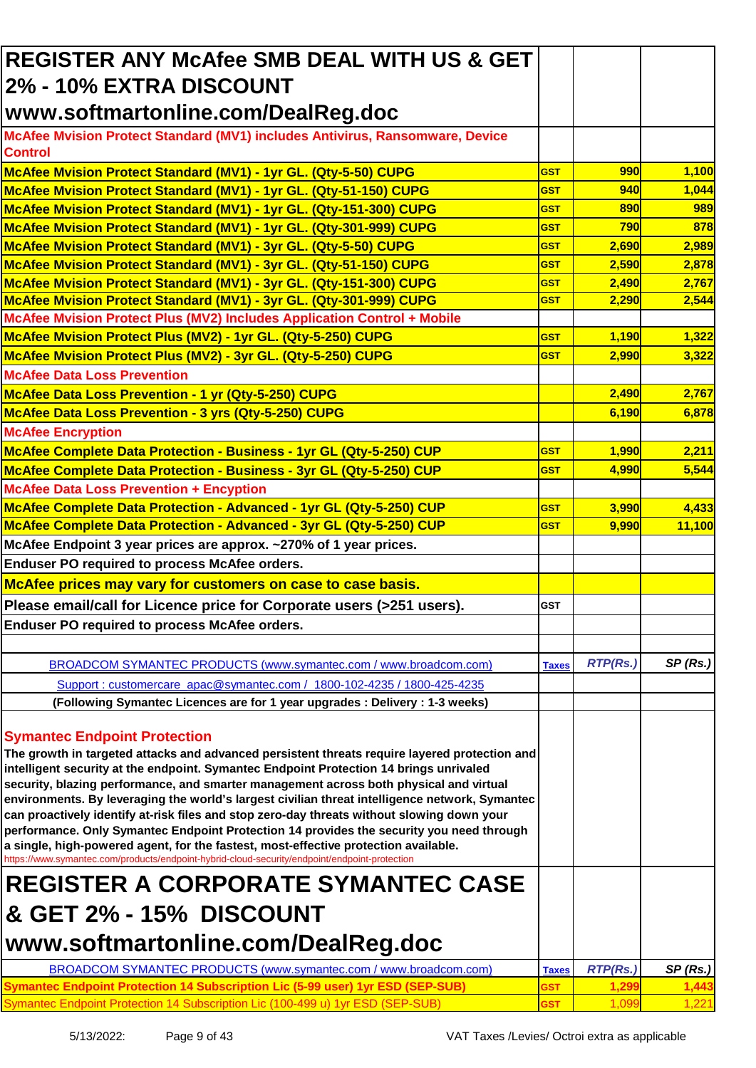| REGISTER ANY McAfee SMB DEAL WITH US & GET 2% - 10% EXTRA DISCOUNT www.softmartonline.com/DealReg.doc | | | |
|---|---|---|---|
| McAfee Mvision Protect Standard (MV1) includes Antivirus, Ransomware, Device Control | | | |
| McAfee Mvision Protect Standard (MV1) - 1yr GL. (Qty-5-50) CUPG | GST | 990 | 1,100 |
| McAfee Mvision Protect Standard (MV1) - 1yr GL. (Qty-51-150) CUPG | GST | 940 | 1,044 |
| McAfee Mvision Protect Standard (MV1) - 1yr GL. (Qty-151-300) CUPG | GST | 890 | 989 |
| McAfee Mvision Protect Standard (MV1) - 1yr GL. (Qty-301-999) CUPG | GST | 790 | 878 |
| McAfee Mvision Protect Standard (MV1) - 3yr GL. (Qty-5-50) CUPG | GST | 2,690 | 2,989 |
| McAfee Mvision Protect Standard (MV1) - 3yr GL. (Qty-51-150) CUPG | GST | 2,590 | 2,878 |
| McAfee Mvision Protect Standard (MV1) - 3yr GL. (Qty-151-300) CUPG | GST | 2,490 | 2,767 |
| McAfee Mvision Protect Standard (MV1) - 3yr GL. (Qty-301-999) CUPG | GST | 2,290 | 2,544 |
| McAfee Mvision Protect Plus (MV2) Includes Application Control + Mobile | | | |
| McAfee Mvision Protect Plus (MV2) - 1yr GL. (Qty-5-250) CUPG | GST | 1,190 | 1,322 |
| McAfee Mvision Protect Plus (MV2) - 3yr GL. (Qty-5-250) CUPG | GST | 2,990 | 3,322 |
| McAfee Data Loss Prevention | | | |
| McAfee Data Loss Prevention - 1 yr (Qty-5-250) CUPG | | 2,490 | 2,767 |
| McAfee Data Loss Prevention - 3 yrs (Qty-5-250) CUPG | | 6,190 | 6,878 |
| McAfee Encryption | | | |
| McAfee Complete Data Protection - Business - 1yr GL (Qty-5-250) CUP | GST | 1,990 | 2,211 |
| McAfee Complete Data Protection - Business - 3yr GL (Qty-5-250) CUP | GST | 4,990 | 5,544 |
| McAfee Data Loss Prevention + Encyption | | | |
| McAfee Complete Data Protection - Advanced - 1yr GL (Qty-5-250) CUP | GST | 3,990 | 4,433 |
| McAfee Complete Data Protection - Advanced - 3yr GL (Qty-5-250) CUP | GST | 9,990 | 11,100 |
| McAfee Endpoint 3 year prices are approx. ~270% of 1 year prices. | | | |
| Enduser PO required to process McAfee orders. | | | |
| McAfee prices may vary for customers on case to case basis. | | | |
| Please email/call for Licence price for Corporate users (>251 users). | GST | | |
| Enduser PO required to process McAfee orders. | | | |
| | | | |
| BROADCOM SYMANTEC PRODUCTS (www.symantec.com / www.broadcom.com) | Taxes | *RTP(Rs.)* | *SP (Rs.)* |
| Support : customercare_apac@symantec.com / 1800-102-4235 / 1800-425-4235 | | | |
| (Following Symantec Licences are for 1 year upgrades : Delivery : 1-3 weeks) | | | |
| **Symantec Endpoint Protection** The growth in targeted attacks and advanced persistent threats require layered protection and intelligent security at the endpoint. Symantec Endpoint Protection 14 brings unrivaled security, blazing performance, and smarter management across both physical and virtual environments. By leveraging the world's largest civilian threat intelligence network, Symantec can proactively identify at-risk files and stop zero-day threats without slowing down your performance. Only Symantec Endpoint Protection 14 provides the security you need through a single, high-powered agent, for the fastest, most-effective protection available. https://www.symantec.com/products/endpoint-hybrid-cloud-security/endpoint/endpoint-protection | | | |
| REGISTER A CORPORATE SYMANTEC CASE & GET 2% - 15% DISCOUNT www.softmartonline.com/DealReg.doc | | | |
| BROADCOM SYMANTEC PRODUCTS (www.symantec.com / www.broadcom.com) | Taxes | *RTP(Rs.)* | *SP (Rs.)* |
| Symantec Endpoint Protection 14 Subscription Lic (5-99 user) 1yr ESD (SEP-SUB) | GST | 1,299 | 1,443 |
| Symantec Endpoint Protection 14 Subscription Lic (100-499 u) 1yr ESD (SEP-SUB) | GST | 1,099 | 1,221 |

5/13/2022: VAT Taxes /Levies/ Octroi extra as applicable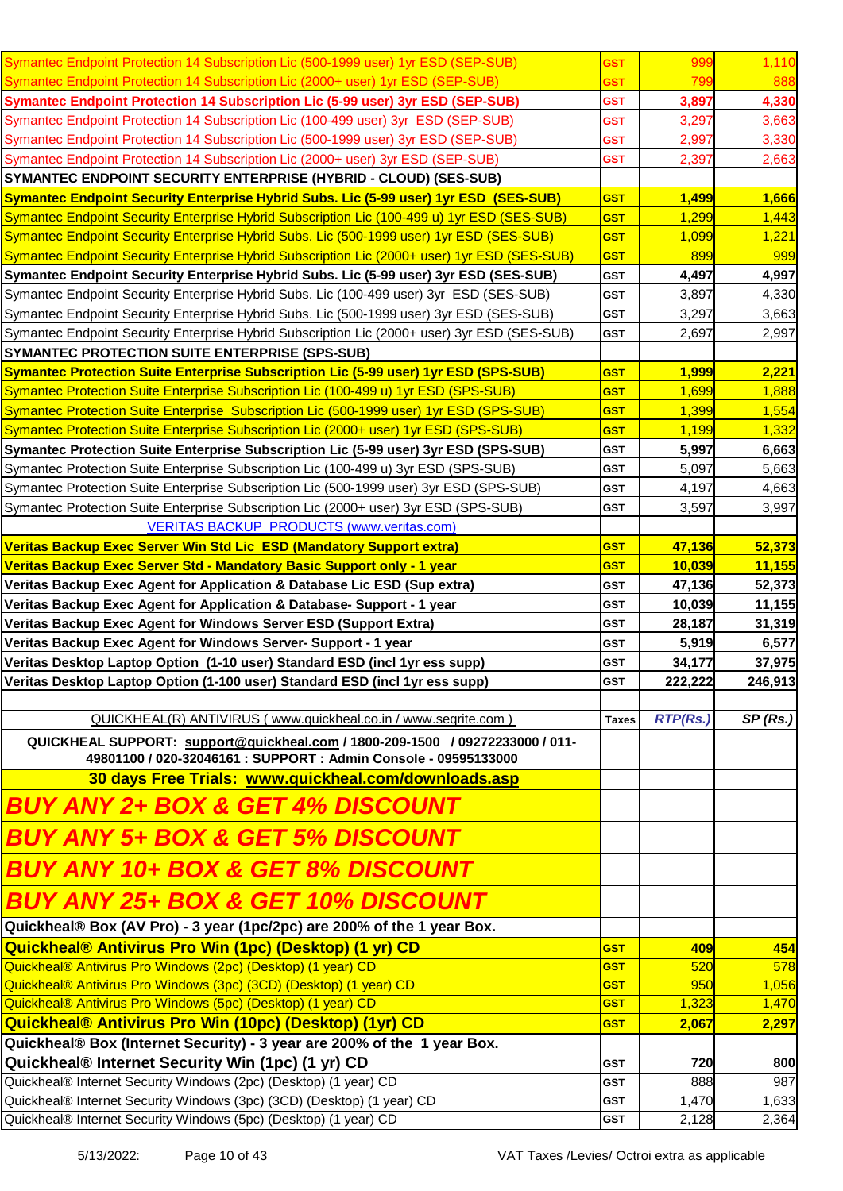| | | | |
|---|---|---|---|
| Symantec Endpoint Protection 14 Subscription Lic (500-1999 user) 1yr ESD (SEP-SUB) | GST | 999 | 1,110 |
| Symantec Endpoint Protection 14 Subscription Lic (2000+ user) 1yr ESD (SEP-SUB) | GST | 799 | 888 |
| **Symantec Endpoint Protection 14 Subscription Lic (5-99 user) 3yr ESD (SEP-SUB)** | GST | **3,897** | **4,330** |
| Symantec Endpoint Protection 14 Subscription Lic (100-499 user) 3yr ESD (SEP-SUB) | GST | 3,297 | 3,663 |
| Symantec Endpoint Protection 14 Subscription Lic (500-1999 user) 3yr ESD (SEP-SUB) | GST | 2,997 | 3,330 |
| Symantec Endpoint Protection 14 Subscription Lic (2000+ user) 3yr ESD (SEP-SUB) | GST | 2,397 | 2,663 |
| **SYMANTEC ENDPOINT SECURITY ENTERPRISE (HYBRID - CLOUD) (SES-SUB)** | | | |
| **Symantec Endpoint Security Enterprise Hybrid Subs. Lic (5-99 user) 1yr ESD (SES-SUB)** | GST | **1,499** | **1,666** |
| Symantec Endpoint Security Enterprise Hybrid Subscription Lic (100-499 u) 1yr ESD (SES-SUB) | GST | 1,299 | 1,443 |
| Symantec Endpoint Security Enterprise Hybrid Subs. Lic (500-1999 user) 1yr ESD (SES-SUB) | GST | 1,099 | 1,221 |
| Symantec Endpoint Security Enterprise Hybrid Subscription Lic (2000+ user) 1yr ESD (SES-SUB) | GST | 899 | 999 |
| **Symantec Endpoint Security Enterprise Hybrid Subs. Lic (5-99 user) 3yr ESD (SES-SUB)** | GST | **4,497** | **4,997** |
| Symantec Endpoint Security Enterprise Hybrid Subs. Lic (100-499 user) 3yr ESD (SES-SUB) | GST | 3,897 | 4,330 |
| Symantec Endpoint Security Enterprise Hybrid Subs. Lic (500-1999 user) 3yr ESD (SES-SUB) | GST | 3,297 | 3,663 |
| Symantec Endpoint Security Enterprise Hybrid Subscription Lic (2000+ user) 3yr ESD (SES-SUB) | GST | 2,697 | 2,997 |
| **SYMANTEC PROTECTION SUITE ENTERPRISE (SPS-SUB)** | | | |
| **Symantec Protection Suite Enterprise Subscription Lic (5-99 user) 1yr ESD (SPS-SUB)** | GST | **1,999** | **2,221** |
| Symantec Protection Suite Enterprise Subscription Lic (100-499 u) 1yr ESD (SPS-SUB) | GST | 1,699 | 1,888 |
| Symantec Protection Suite Enterprise Subscription Lic (500-1999 user) 1yr ESD (SPS-SUB) | GST | 1,399 | 1,554 |
| Symantec Protection Suite Enterprise Subscription Lic (2000+ user) 1yr ESD (SPS-SUB) | GST | 1,199 | 1,332 |
| **Symantec Protection Suite Enterprise Subscription Lic (5-99 user) 3yr ESD (SPS-SUB)** | GST | **5,997** | **6,663** |
| Symantec Protection Suite Enterprise Subscription Lic (100-499 u) 3yr ESD (SPS-SUB) | GST | 5,097 | 5,663 |
| Symantec Protection Suite Enterprise Subscription Lic (500-1999 user) 3yr ESD (SPS-SUB) | GST | 4,197 | 4,663 |
| Symantec Protection Suite Enterprise Subscription Lic (2000+ user) 3yr ESD (SPS-SUB) | GST | 3,597 | 3,997 |
| VERITAS BACKUP PRODUCTS (www.veritas.com) | | | |
| **Veritas Backup Exec Server Win Std Lic ESD (Mandatory Support extra)** | GST | **47,136** | **52,373** |
| **Veritas Backup Exec Server Std - Mandatory Basic Support only - 1 year** | GST | **10,039** | **11,155** |
| **Veritas Backup Exec Agent for Application & Database Lic ESD (Sup extra)** | GST | **47,136** | **52,373** |
| **Veritas Backup Exec Agent for Application & Database- Support - 1 year** | GST | **10,039** | **11,155** |
| **Veritas Backup Exec Agent for Windows Server ESD (Support Extra)** | GST | **28,187** | **31,319** |
| **Veritas Backup Exec Agent for Windows Server- Support - 1 year** | GST | **5,919** | **6,577** |
| **Veritas Desktop Laptop Option (1-10 user) Standard ESD (incl 1yr ess supp)** | GST | **34,177** | **37,975** |
| **Veritas Desktop Laptop Option (1-100 user) Standard ESD (incl 1yr ess supp)** | GST | **222,222** | **246,913** |
| | | | |
| QUICKHEAL(R) ANTIVIRUS ( www.quickheal.co.in / www.seqrite.com ) | **Taxes** | ***RTP(Rs.)*** | ***SP (Rs.)*** |
| **QUICKHEAL SUPPORT: support@quickheal.com / 1800-209-1500 / 09272233000 / 011-49801100 / 020-32046161 : SUPPORT : Admin Console - 09595133000** | | | |
| **30 days Free Trials: www.quickheal.com/downloads.asp** | | | |
| ***BUY ANY 2+ BOX & GET 4% DISCOUNT*** | | | |
| ***BUY ANY 5+ BOX & GET 5% DISCOUNT*** | | | |
| ***BUY ANY 10+ BOX & GET 8% DISCOUNT*** | | | |
| ***BUY ANY 25+ BOX & GET 10% DISCOUNT*** | | | |
| **Quickheal® Box (AV Pro) - 3 year (1pc/2pc) are 200% of the 1 year Box.** | | | |
| **Quickheal® Antivirus Pro Win (1pc) (Desktop) (1 yr) CD** | GST | **409** | **454** |
| Quickheal® Antivirus Pro Windows (2pc) (Desktop) (1 year) CD | GST | 520 | 578 |
| Quickheal® Antivirus Pro Windows (3pc) (3CD) (Desktop) (1 year) CD | GST | 950 | 1,056 |
| Quickheal® Antivirus Pro Windows (5pc) (Desktop) (1 year) CD | GST | 1,323 | 1,470 |
| **Quickheal® Antivirus Pro Win (10pc) (Desktop) (1yr) CD** | GST | **2,067** | **2,297** |
| **Quickheal® Box (Internet Security) - 3 year are 200% of the 1 year Box.** | | | |
| **Quickheal® Internet Security Win (1pc) (1 yr) CD** | GST | 720 | 800 |
| Quickheal® Internet Security Windows (2pc) (Desktop) (1 year) CD | GST | 888 | 987 |
| Quickheal® Internet Security Windows (3pc) (3CD) (Desktop) (1 year) CD | GST | 1,470 | 1,633 |
| Quickheal® Internet Security Windows (5pc) (Desktop) (1 year) CD | GST | 2,128 | 2,364 |

5/13/2022: VAT Taxes /Levies/ Octroi extra as applicable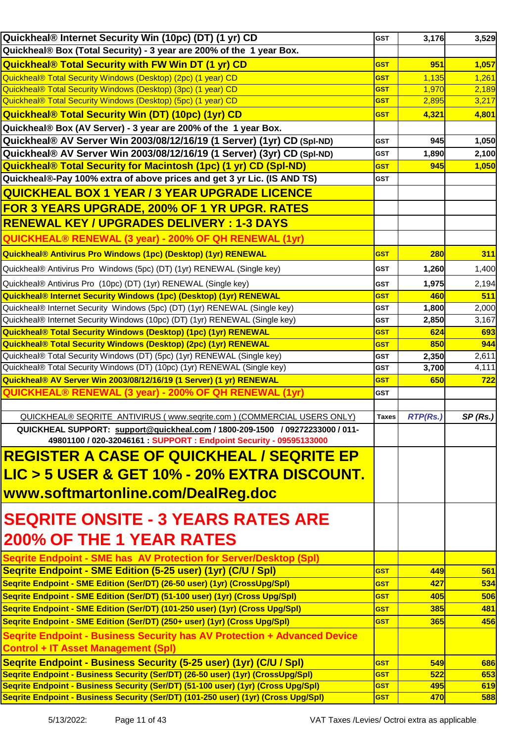| | | | |
|---|---|---|---|
| **Quickheal® Internet Security Win (10pc) (DT) (1 yr) CD** | GST | 3,176 | 3,529 |
| **Quickheal® Box (Total Security) - 3 year are 200% of the 1 year Box.** | | | |
| **Quickheal® Total Security with FW Win DT (1 yr) CD** | **GST** | **951** | **1,057** |
| Quickheal® Total Security Windows (Desktop) (2pc) (1 year) CD | **GST** | 1,135 | 1,261 |
| Quickheal® Total Security Windows (Desktop) (3pc) (1 year) CD | **GST** | 1,970 | 2,189 |
| Quickheal® Total Security Windows (Desktop) (5pc) (1 year) CD | **GST** | 2,895 | 3,217 |
| **Quickheal® Total Security Win (DT) (10pc) (1yr) CD** | **GST** | **4,321** | **4,801** |
| **Quickheal® Box (AV Server) - 3 year are 200% of the 1 year Box.** | | | |
| **Quickheal® AV Server Win 2003/08/12/16/19 (1 Server) (1yr) CD (Spl-ND)** | GST | 945 | 1,050 |
| **Quickheal® AV Server Win 2003/08/12/16/19 (1 Server) (3yr) CD (Spl-ND)** | GST | 1,890 | 2,100 |
| **Quickheal® Total Security for Macintosh (1pc) (1 yr) CD (Spl-ND)** | **GST** | **945** | **1,050** |
| **Quickheal®-Pay 100% extra of above prices and get 3 yr Lic. (IS AND TS)** | GST | | |
| **QUICKHEAL BOX 1 YEAR / 3 YEAR UPGRADE LICENCE** | | | |
| **FOR 3 YEARS UPGRADE, 200% OF 1 YR UPGR. RATES** | | | |
| **RENEWAL KEY / UPGRADES DELIVERY : 1-3 DAYS** | | | |
| **QUICKHEAL® RENEWAL (3 year) - 200% OF QH RENEWAL (1yr)** | | | |
| **Quickheal® Antivirus Pro Windows (1pc) (Desktop) (1yr) RENEWAL** | **GST** | **280** | **311** |
| Quickheal® Antivirus Pro Windows (5pc) (DT) (1yr) RENEWAL (Single key) | GST | **1,260** | 1,400 |
| Quickheal® Antivirus Pro (10pc) (DT) (1yr) RENEWAL (Single key) | GST | **1,975** | 2,194 |
| **Quickheal® Internet Security Windows (1pc) (Desktop) (1yr) RENEWAL** | **GST** | **460** | **511** |
| Quickheal® Internet Security Windows (5pc) (DT) (1yr) RENEWAL (Single key) | GST | **1,800** | 2,000 |
| Quickheal® Internet Security Windows (10pc) (DT) (1yr) RENEWAL (Single key) | GST | **2,850** | 3,167 |
| **Quickheal® Total Security Windows (Desktop) (1pc) (1yr) RENEWAL** | **GST** | **624** | **693** |
| **Quickheal® Total Security Windows (Desktop) (2pc) (1yr) RENEWAL** | **GST** | **850** | **944** |
| Quickheal® Total Security Windows (DT) (5pc) (1yr) RENEWAL (Single key) | GST | **2,350** | 2,611 |
| Quickheal® Total Security Windows (DT) (10pc) (1yr) RENEWAL (Single key) | GST | **3,700** | 4,111 |
| **Quickheal® AV Server Win 2003/08/12/16/19 (1 Server) (1 yr) RENEWAL** | **GST** | **650** | **722** |
| **QUICKHEAL® RENEWAL (3 year) - 200% OF QH RENEWAL (1yr)** | GST | | |
| | | | |
| QUICKHEAL® SEQRITE ANTIVIRUS ( www.seqrite.com ) (COMMERCIAL USERS ONLY) | **Taxes** | ***RTP(Rs.)*** | ***SP (Rs.)*** |
| **QUICKHEAL SUPPORT: support@quickheal.com / 1800-209-1500 / 09272233000 / 011-49801100 / 020-32046161 : SUPPORT : Endpoint Security - 09595133000** | | | |
| **REGISTER A CASE OF QUICKHEAL / SEQRITE EP LIC > 5 USER & GET 10% - 20% EXTRA DISCOUNT. www.softmartonline.com/DealReg.doc** | | | |
| **SEQRITE ONSITE - 3 YEARS RATES ARE 200% OF THE 1 YEAR RATES** | | | |
| **Seqrite Endpoint - SME has AV Protection for Server/Desktop (Spl)** | | | |
| **Seqrite Endpoint - SME Edition (5-25 user) (1yr) (C/U / Spl)** | **GST** | **449** | **561** |
| **Seqrite Endpoint - SME Edition (Ser/DT) (26-50 user) (1yr) (CrossUpg/Spl)** | **GST** | **427** | **534** |
| **Seqrite Endpoint - SME Edition (Ser/DT) (51-100 user) (1yr) (Cross Upg/Spl)** | **GST** | **405** | **506** |
| **Seqrite Endpoint - SME Edition (Ser/DT) (101-250 user) (1yr) (Cross Upg/Spl)** | **GST** | **385** | **481** |
| **Seqrite Endpoint - SME Edition (Ser/DT) (250+ user) (1yr) (Cross Upg/Spl)** | **GST** | **365** | **456** |
| **Seqrite Endpoint - Business Security has AV Protection + Advanced Device Control + IT Asset Management (Spl)** | | | |
| **Seqrite Endpoint - Business Security (5-25 user) (1yr) (C/U / Spl)** | **GST** | **549** | **686** |
| **Seqrite Endpoint - Business Security (Ser/DT) (26-50 user) (1yr) (CrossUpg/Spl)** | **GST** | **522** | **653** |
| **Seqrite Endpoint - Business Security (Ser/DT) (51-100 user) (1yr) (Cross Upg/Spl)** | **GST** | **495** | **619** |
| **Seqrite Endpoint - Business Security (Ser/DT) (101-250 user) (1yr) (Cross Upg/Spl)** | **GST** | **470** | **588** |

5/13/2022: VAT Taxes /Levies/ Octroi extra as applicable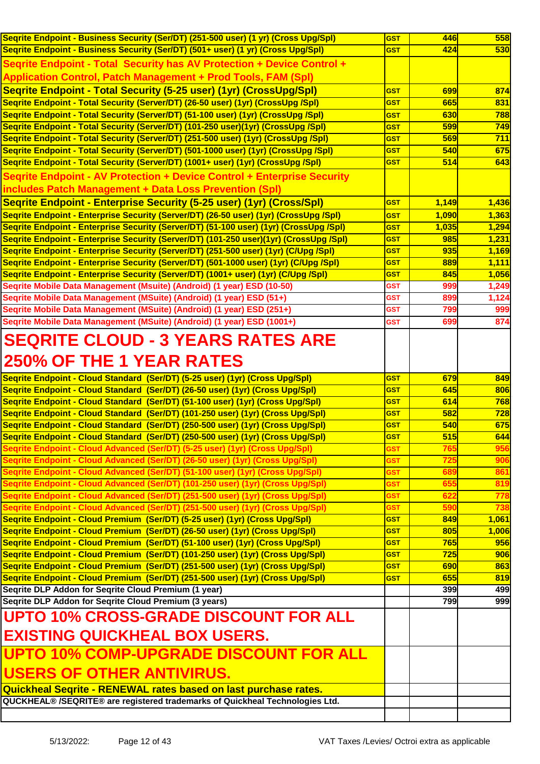| | | | |
|---|---|---|---|
| Seqrite Endpoint - Business Security (Ser/DT) (251-500 user) (1 yr) (Cross Upg/Spl) | GST | 446 | 558 |
| Seqrite Endpoint - Business Security (Ser/DT) (501+ user) (1 yr) (Cross Upg/Spl) | GST | 424 | 530 |
| **Seqrite Endpoint - Total Security has AV Protection + Device Control + Application Control, Patch Management + Prod Tools, FAM (Spl)** | | | |
| **Seqrite Endpoint - Total Security (5-25 user) (1yr) (CrossUpg/Spl)** | GST | 699 | 874 |
| Seqrite Endpoint - Total Security (Server/DT) (26-50 user) (1yr) (CrossUpg /Spl) | GST | 665 | 831 |
| Seqrite Endpoint - Total Security (Server/DT) (51-100 user) (1yr) (CrossUpg /Spl) | GST | 630 | 788 |
| Seqrite Endpoint - Total Security (Server/DT) (101-250 user)(1yr) (CrossUpg /Spl) | GST | 599 | 749 |
| Seqrite Endpoint - Total Security (Server/DT) (251-500 user) (1yr) (CrossUpg /Spl) | GST | 569 | 711 |
| Seqrite Endpoint - Total Security (Server/DT) (501-1000 user) (1yr) (CrossUpg /Spl) | GST | 540 | 675 |
| Seqrite Endpoint - Total Security (Server/DT) (1001+ user) (1yr) (CrossUpg /Spl) | GST | 514 | 643 |
| **Seqrite Endpoint - AV Protection + Device Control + Enterprise Security includes Patch Management + Data Loss Prevention (Spl)** | | | |
| **Seqrite Endpoint - Enterprise Security (5-25 user) (1yr) (Cross/Spl)** | GST | 1,149 | 1,436 |
| Seqrite Endpoint - Enterprise Security (Server/DT) (26-50 user) (1yr) (CrossUpg /Spl) | GST | 1,090 | 1,363 |
| Seqrite Endpoint - Enterprise Security (Server/DT) (51-100 user) (1yr) (CrossUpg /Spl) | GST | 1,035 | 1,294 |
| Seqrite Endpoint - Enterprise Security (Server/DT) (101-250 user)(1yr) (CrossUpg /Spl) | GST | 985 | 1,231 |
| Seqrite Endpoint - Enterprise Security (Server/DT) (251-500 user) (1yr) (C/Upg /Spl) | GST | 935 | 1,169 |
| Seqrite Endpoint - Enterprise Security (Server/DT) (501-1000 user) (1yr) (C/Upg /Spl) | GST | 889 | 1,111 |
| Seqrite Endpoint - Enterprise Security (Server/DT) (1001+ user) (1yr) (C/Upg /Spl) | GST | 845 | 1,056 |
| Seqrite Mobile Data Management (Msuite) (Android) (1 year) ESD (10-50) | GST | 999 | 1,249 |
| Seqrite Mobile Data Management (MSuite) (Android) (1 year) ESD (51+) | GST | 899 | 1,124 |
| Seqrite Mobile Data Management (MSuite) (Android) (1 year) ESD (251+) | GST | 799 | 999 |
| Seqrite Mobile Data Management (MSuite) (Android) (1 year) ESD (1001+) | GST | 699 | 874 |
| **SEQRITE CLOUD - 3 YEARS RATES ARE 250% OF THE 1 YEAR RATES** | | | |
| Seqrite Endpoint - Cloud Standard (Ser/DT) (5-25 user) (1yr) (Cross Upg/Spl) | GST | 679 | 849 |
| Seqrite Endpoint - Cloud Standard (Ser/DT) (26-50 user) (1yr) (Cross Upg/Spl) | GST | 645 | 806 |
| Seqrite Endpoint - Cloud Standard (Ser/DT) (51-100 user) (1yr) (Cross Upg/Spl) | GST | 614 | 768 |
| Seqrite Endpoint - Cloud Standard (Ser/DT) (101-250 user) (1yr) (Cross Upg/Spl) | GST | 582 | 728 |
| Seqrite Endpoint - Cloud Standard (Ser/DT) (250-500 user) (1yr) (Cross Upg/Spl) | GST | 540 | 675 |
| Seqrite Endpoint - Cloud Standard (Ser/DT) (250-500 user) (1yr) (Cross Upg/Spl) | GST | 515 | 644 |
| Seqrite Endpoint - Cloud Advanced (Ser/DT) (5-25 user) (1yr) (Cross Upg/Spl) | GST | 765 | 956 |
| Seqrite Endpoint - Cloud Advanced (Ser/DT) (26-50 user) (1yr) (Cross Upg/Spl) | GST | 725 | 906 |
| Seqrite Endpoint - Cloud Advanced (Ser/DT) (51-100 user) (1yr) (Cross Upg/Spl) | GST | 689 | 861 |
| Seqrite Endpoint - Cloud Advanced (Ser/DT) (101-250 user) (1yr) (Cross Upg/Spl) | GST | 655 | 819 |
| Seqrite Endpoint - Cloud Advanced (Ser/DT) (251-500 user) (1yr) (Cross Upg/Spl) | GST | 622 | 778 |
| Seqrite Endpoint - Cloud Advanced (Ser/DT) (251-500 user) (1yr) (Cross Upg/Spl) | GST | 590 | 738 |
| Seqrite Endpoint - Cloud Premium (Ser/DT) (5-25 user) (1yr) (Cross Upg/Spl) | GST | 849 | 1,061 |
| Seqrite Endpoint - Cloud Premium (Ser/DT) (26-50 user) (1yr) (Cross Upg/Spl) | GST | 805 | 1,006 |
| Seqrite Endpoint - Cloud Premium (Ser/DT) (51-100 user) (1yr) (Cross Upg/Spl) | GST | 765 | 956 |
| Seqrite Endpoint - Cloud Premium (Ser/DT) (101-250 user) (1yr) (Cross Upg/Spl) | GST | 725 | 906 |
| Seqrite Endpoint - Cloud Premium (Ser/DT) (251-500 user) (1yr) (Cross Upg/Spl) | GST | 690 | 863 |
| Seqrite Endpoint - Cloud Premium (Ser/DT) (251-500 user) (1yr) (Cross Upg/Spl) | GST | 655 | 819 |
| Seqrite DLP Addon for Seqrite Cloud Premium (1 year) | | 399 | 499 |
| Seqrite DLP Addon for Seqrite Cloud Premium (3 years) | | 799 | 999 |
| **UPTO 10% CROSS-GRADE DISCOUNT FOR ALL EXISTING QUICKHEAL BOX USERS.** | | | |
| **UPTO 10% COMP-UPGRADE DISCOUNT FOR ALL USERS OF OTHER ANTIVIRUS.** | | | |
| **Quickheal Seqrite - RENEWAL rates based on last purchase rates.** | | | |
| QUCKHEAL® /SEQRITE® are registered trademarks of Quickheal Technologies Ltd. | | | |

5/13/2022:

VAT Taxes /Levies/ Octroi extra as applicable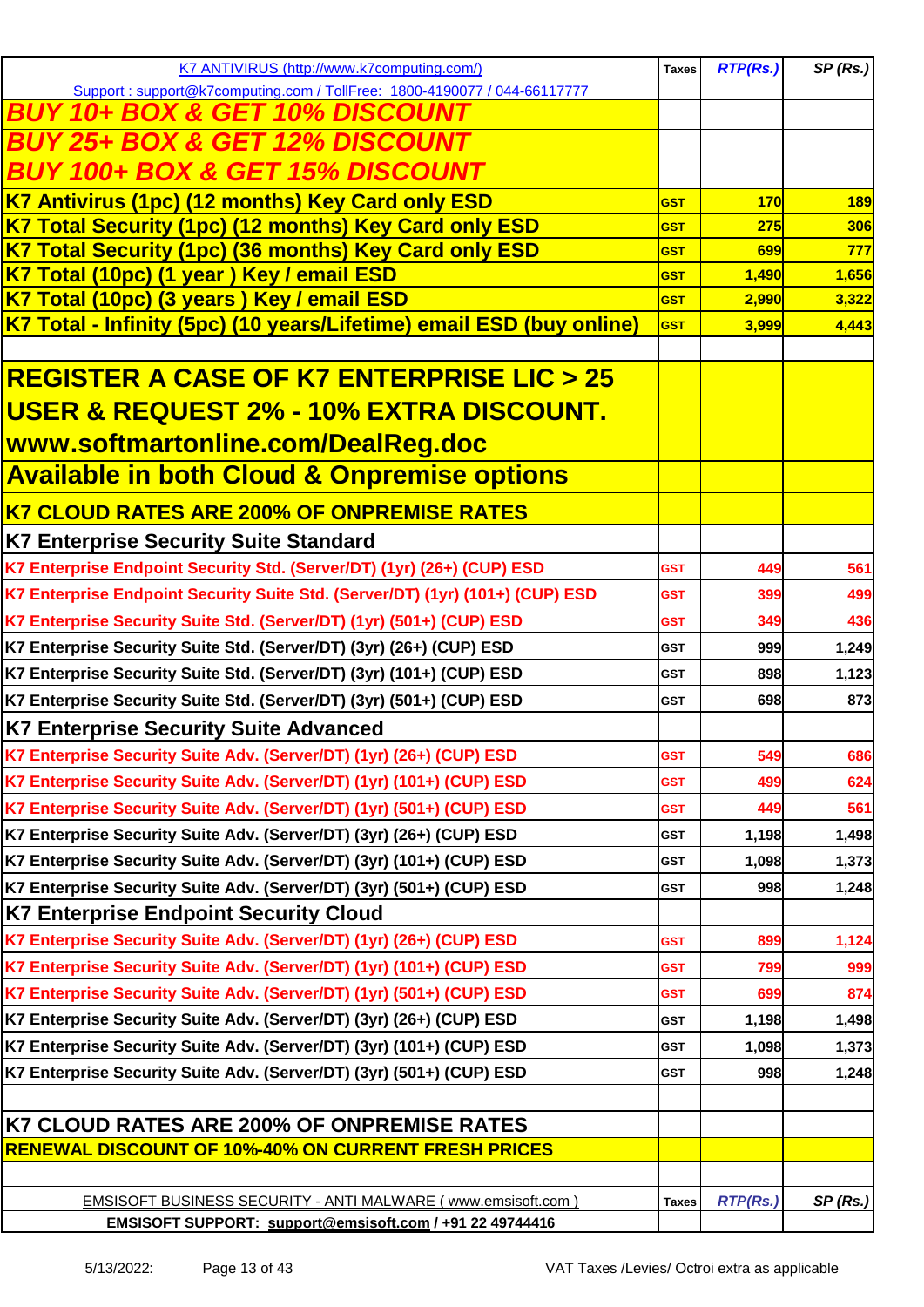| K7 ANTIVIRUS (http://www.k7computing.com/) | Taxes | RTP(Rs.) | SP (Rs.) |
|---|---|---|---|
| Support : support@k7computing.com / TollFree: 1800-4190077 / 044-66117777 | | | |
| **BUY 10+ BOX & GET 10% DISCOUNT** | | | |
| **BUY 25+ BOX & GET 12% DISCOUNT** | | | |
| **BUY 100+ BOX & GET 15% DISCOUNT** | | | |
| **K7 Antivirus (1pc) (12 months) Key Card only ESD** | GST | 170 | 189 |
| **K7 Total Security (1pc) (12 months) Key Card only ESD** | GST | 275 | 306 |
| **K7 Total Security (1pc) (36 months) Key Card only ESD** | GST | 699 | 777 |
| **K7 Total (10pc) (1 year ) Key / email ESD** | GST | 1,490 | 1,656 |
| **K7 Total (10pc) (3 years ) Key / email ESD** | GST | 2,990 | 3,322 |
| **K7 Total - Infinity (5pc) (10 years/Lifetime) email ESD (buy online)** | GST | 3,999 | 4,443 |
| | | | |
| **REGISTER A CASE OF K7 ENTERPRISE LIC > 25 USER & REQUEST 2% - 10% EXTRA DISCOUNT. www.softmartonline.com/DealReg.doc** | | | |
| **Available in both Cloud & Onpremise options** | | | |
| **K7 CLOUD RATES ARE 200% OF ONPREMISE RATES** | | | |
| **K7 Enterprise Security Suite Standard** | | | |
| K7 Enterprise Endpoint Security Std. (Server/DT) (1yr) (26+) (CUP) ESD | GST | 449 | 561 |
| K7 Enterprise Endpoint Security Suite Std. (Server/DT) (1yr) (101+) (CUP) ESD | GST | 399 | 499 |
| K7 Enterprise Security Suite Std. (Server/DT) (1yr) (501+) (CUP) ESD | GST | 349 | 436 |
| K7 Enterprise Security Suite Std. (Server/DT) (3yr) (26+) (CUP) ESD | GST | 999 | 1,249 |
| K7 Enterprise Security Suite Std. (Server/DT) (3yr) (101+) (CUP) ESD | GST | 898 | 1,123 |
| K7 Enterprise Security Suite Std. (Server/DT) (3yr) (501+) (CUP) ESD | GST | 698 | 873 |
| **K7 Enterprise Security Suite Advanced** | | | |
| K7 Enterprise Security Suite Adv. (Server/DT) (1yr) (26+) (CUP) ESD | GST | 549 | 686 |
| K7 Enterprise Security Suite Adv. (Server/DT) (1yr) (101+) (CUP) ESD | GST | 499 | 624 |
| K7 Enterprise Security Suite Adv. (Server/DT) (1yr) (501+) (CUP) ESD | GST | 449 | 561 |
| K7 Enterprise Security Suite Adv. (Server/DT) (3yr) (26+) (CUP) ESD | GST | 1,198 | 1,498 |
| K7 Enterprise Security Suite Adv. (Server/DT) (3yr) (101+) (CUP) ESD | GST | 1,098 | 1,373 |
| K7 Enterprise Security Suite Adv. (Server/DT) (3yr) (501+) (CUP) ESD | GST | 998 | 1,248 |
| **K7 Enterprise Endpoint Security Cloud** | | | |
| K7 Enterprise Security Suite Adv. (Server/DT) (1yr) (26+) (CUP) ESD | GST | 899 | 1,124 |
| K7 Enterprise Security Suite Adv. (Server/DT) (1yr) (101+) (CUP) ESD | GST | 799 | 999 |
| K7 Enterprise Security Suite Adv. (Server/DT) (1yr) (501+) (CUP) ESD | GST | 699 | 874 |
| K7 Enterprise Security Suite Adv. (Server/DT) (3yr) (26+) (CUP) ESD | GST | 1,198 | 1,498 |
| K7 Enterprise Security Suite Adv. (Server/DT) (3yr) (101+) (CUP) ESD | GST | 1,098 | 1,373 |
| K7 Enterprise Security Suite Adv. (Server/DT) (3yr) (501+) (CUP) ESD | GST | 998 | 1,248 |
| | | | |
| **K7 CLOUD RATES ARE 200% OF ONPREMISE RATES** | | | |
| **RENEWAL DISCOUNT OF 10%-40% ON CURRENT FRESH PRICES** | | | |
| | | | |
| EMSISOFT BUSINESS SECURITY - ANTI MALWARE ( www.emsisoft.com ) | Taxes | RTP(Rs.) | SP (Rs.) |
| **EMSISOFT SUPPORT: support@emsisoft.com / +91 22 49744416** | | | |

5/13/2022: VAT Taxes /Levies/ Octroi extra as applicable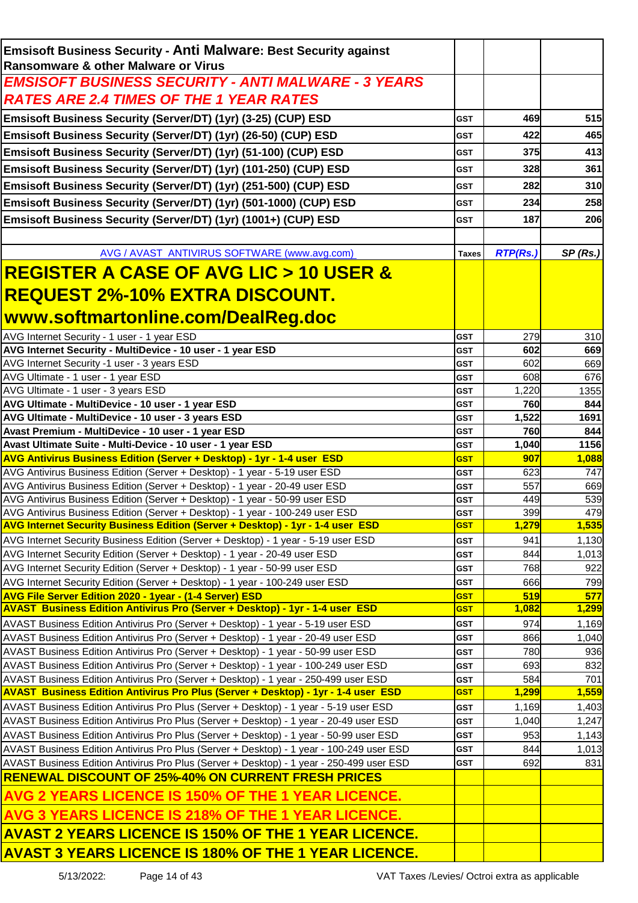| **Emsisoft Business Security - Anti Malware: Best Security against Ransomware & other Malware or Virus** | | | |
|---|---|---|---|
| ***EMSISOFT BUSINESS SECURITY - ANTI MALWARE - 3 YEARS RATES ARE 2.4 TIMES OF THE 1 YEAR RATES*** | | | |
| **Emsisoft Business Security (Server/DT) (1yr) (3-25) (CUP) ESD** | GST | 469 | 515 |
| **Emsisoft Business Security (Server/DT) (1yr) (26-50) (CUP) ESD** | GST | 422 | 465 |
| **Emsisoft Business Security (Server/DT) (1yr) (51-100) (CUP) ESD** | GST | 375 | 413 |
| **Emsisoft Business Security (Server/DT) (1yr) (101-250) (CUP) ESD** | GST | 328 | 361 |
| **Emsisoft Business Security (Server/DT) (1yr) (251-500) (CUP) ESD** | GST | 282 | 310 |
| **Emsisoft Business Security (Server/DT) (1yr) (501-1000) (CUP) ESD** | GST | 234 | 258 |
| **Emsisoft Business Security (Server/DT) (1yr) (1001+) (CUP) ESD** | GST | 187 | 206 |

| AVG / AVAST ANTIVIRUS SOFTWARE (www.avg.com) | Taxes | *RTP(Rs.)* | *SP (Rs.)* |
|---|---|---|---|
| **REGISTER A CASE OF AVG LIC > 10 USER & REQUEST 2%-10% EXTRA DISCOUNT. www.softmartonline.com/DealReg.doc** | | | |
| AVG Internet Security - 1 user - 1 year ESD | GST | 279 | 310 |
| **AVG Internet Security - MultiDevice - 10 user - 1 year ESD** | GST | 602 | 669 |
| AVG Internet Security -1 user - 3 years ESD | GST | 602 | 669 |
| AVG Ultimate - 1 user - 1 year ESD | GST | 608 | 676 |
| AVG Ultimate - 1 user - 3 years ESD | GST | 1,220 | 1355 |
| **AVG Ultimate - MultiDevice - 10 user - 1 year ESD** | GST | 760 | 844 |
| **AVG Ultimate - MultiDevice - 10 user - 3 years ESD** | GST | 1,522 | 1691 |
| **Avast Premium - MultiDevice - 10 user - 1 year ESD** | GST | 760 | 844 |
| **Avast Ultimate Suite - Multi-Device - 10 user - 1 year ESD** | GST | 1,040 | 1156 |
| **AVG Antivirus Business Edition (Server + Desktop) - 1yr - 1-4 user ESD** | GST | 907 | 1,088 |
| AVG Antivirus Business Edition (Server + Desktop) - 1 year - 5-19 user ESD | GST | 623 | 747 |
| AVG Antivirus Business Edition (Server + Desktop) - 1 year - 20-49 user ESD | GST | 557 | 669 |
| AVG Antivirus Business Edition (Server + Desktop) - 1 year - 50-99 user ESD | GST | 449 | 539 |
| AVG Antivirus Business Edition (Server + Desktop) - 1 year - 100-249 user ESD | GST | 399 | 479 |
| **AVG Internet Security Business Edition (Server + Desktop) - 1yr - 1-4 user ESD** | GST | 1,279 | 1,535 |
| AVG Internet Security Business Edition (Server + Desktop) - 1 year - 5-19 user ESD | GST | 941 | 1,130 |
| AVG Internet Security Edition (Server + Desktop) - 1 year - 20-49 user ESD | GST | 844 | 1,013 |
| AVG Internet Security Edition (Server + Desktop) - 1 year - 50-99 user ESD | GST | 768 | 922 |
| AVG Internet Security Edition (Server + Desktop) - 1 year - 100-249 user ESD | GST | 666 | 799 |
| **AVG File Server Edition 2020 - 1year - (1-4 Server) ESD** | GST | 519 | 577 |
| **AVAST Business Edition Antivirus Pro (Server + Desktop) - 1yr - 1-4 user ESD** | GST | 1,082 | 1,299 |
| AVAST Business Edition Antivirus Pro (Server + Desktop) - 1 year - 5-19 user ESD | GST | 974 | 1,169 |
| AVAST Business Edition Antivirus Pro (Server + Desktop) - 1 year - 20-49 user ESD | GST | 866 | 1,040 |
| AVAST Business Edition Antivirus Pro (Server + Desktop) - 1 year - 50-99 user ESD | GST | 780 | 936 |
| AVAST Business Edition Antivirus Pro (Server + Desktop) - 1 year - 100-249 user ESD | GST | 693 | 832 |
| AVAST Business Edition Antivirus Pro (Server + Desktop) - 1 year - 250-499 user ESD | GST | 584 | 701 |
| **AVAST Business Edition Antivirus Pro Plus (Server + Desktop) - 1yr - 1-4 user ESD** | GST | 1,299 | 1,559 |
| AVAST Business Edition Antivirus Pro Plus (Server + Desktop) - 1 year - 5-19 user ESD | GST | 1,169 | 1,403 |
| AVAST Business Edition Antivirus Pro Plus (Server + Desktop) - 1 year - 20-49 user ESD | GST | 1,040 | 1,247 |
| AVAST Business Edition Antivirus Pro Plus (Server + Desktop) - 1 year - 50-99 user ESD | GST | 953 | 1,143 |
| AVAST Business Edition Antivirus Pro Plus (Server + Desktop) - 1 year - 100-249 user ESD | GST | 844 | 1,013 |
| AVAST Business Edition Antivirus Pro Plus (Server + Desktop) - 1 year - 250-499 user ESD | GST | 692 | 831 |
| **RENEWAL DISCOUNT OF 25%-40% ON CURRENT FRESH PRICES** | | | |
| **AVG 2 YEARS LICENCE IS 150% OF THE 1 YEAR LICENCE.** | | | |
| **AVG 3 YEARS LICENCE IS 218% OF THE 1 YEAR LICENCE.** | | | |
| **AVAST 2 YEARS LICENCE IS 150% OF THE 1 YEAR LICENCE.** | | | |
| **AVAST 3 YEARS LICENCE IS 180% OF THE 1 YEAR LICENCE.** | | | |

5/13/2022: VAT Taxes /Levies/ Octroi extra as applicable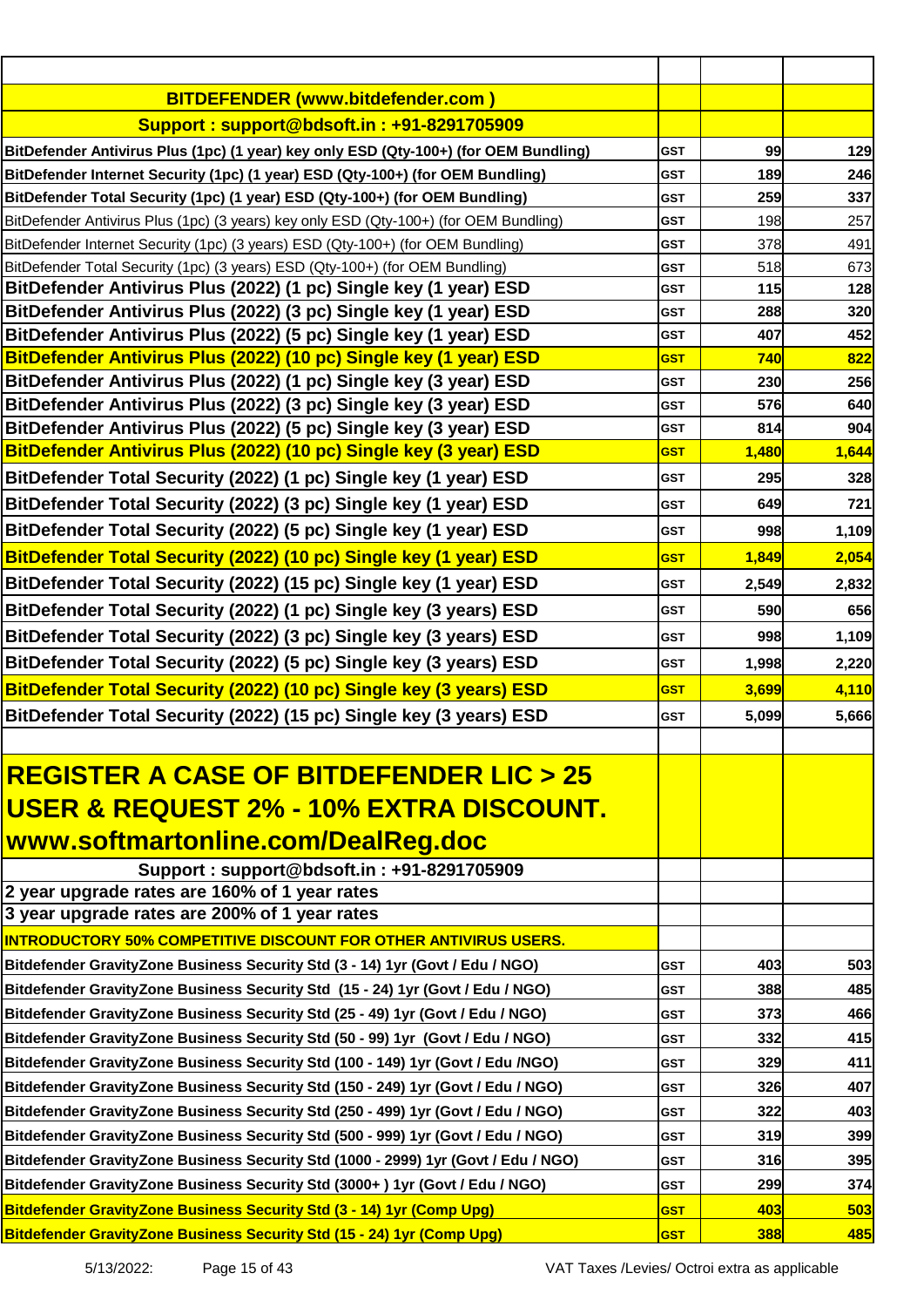| | | | |
|---|---|---|---|
| **BITDEFENDER (www.bitdefender.com )** | | | |
| **Support : support@bdsoft.in : +91-8291705909** | | | |
| **BitDefender Antivirus Plus (1pc) (1 year) key only ESD (Qty-100+) (for OEM Bundling)** | GST | 99 | 129 |
| **BitDefender Internet Security (1pc) (1 year) ESD (Qty-100+) (for OEM Bundling)** | GST | 189 | 246 |
| **BitDefender Total Security (1pc) (1 year) ESD (Qty-100+) (for OEM Bundling)** | GST | 259 | 337 |
| BitDefender Antivirus Plus (1pc) (3 years) key only ESD (Qty-100+) (for OEM Bundling) | GST | 198 | 257 |
| BitDefender Internet Security (1pc) (3 years) ESD (Qty-100+) (for OEM Bundling) | GST | 378 | 491 |
| BitDefender Total Security (1pc) (3 years) ESD (Qty-100+) (for OEM Bundling) | GST | 518 | 673 |
| **BitDefender Antivirus Plus (2022) (1 pc) Single key (1 year) ESD** | GST | 115 | 128 |
| **BitDefender Antivirus Plus (2022) (3 pc) Single key (1 year) ESD** | GST | 288 | 320 |
| **BitDefender Antivirus Plus (2022) (5 pc) Single key (1 year) ESD** | GST | 407 | 452 |
| **BitDefender Antivirus Plus (2022) (10 pc) Single key (1 year) ESD** | GST | 740 | 822 |
| **BitDefender Antivirus Plus (2022) (1 pc) Single key (3 year) ESD** | GST | 230 | 256 |
| **BitDefender Antivirus Plus (2022) (3 pc) Single key (3 year) ESD** | GST | 576 | 640 |
| **BitDefender Antivirus Plus (2022) (5 pc) Single key (3 year) ESD** | GST | 814 | 904 |
| **BitDefender Antivirus Plus (2022) (10 pc) Single key (3 year) ESD** | GST | 1,480 | 1,644 |
| **BitDefender Total Security (2022) (1 pc) Single key (1 year) ESD** | GST | 295 | 328 |
| **BitDefender Total Security (2022) (3 pc) Single key (1 year) ESD** | GST | 649 | 721 |
| **BitDefender Total Security (2022) (5 pc) Single key (1 year) ESD** | GST | 998 | 1,109 |
| **BitDefender Total Security (2022) (10 pc) Single key (1 year) ESD** | GST | 1,849 | 2,054 |
| **BitDefender Total Security (2022) (15 pc) Single key (1 year) ESD** | GST | 2,549 | 2,832 |
| **BitDefender Total Security (2022) (1 pc) Single key (3 years) ESD** | GST | 590 | 656 |
| **BitDefender Total Security (2022) (3 pc) Single key (3 years) ESD** | GST | 998 | 1,109 |
| **BitDefender Total Security (2022) (5 pc) Single key (3 years) ESD** | GST | 1,998 | 2,220 |
| **BitDefender Total Security (2022) (10 pc) Single key (3 years) ESD** | GST | 3,699 | 4,110 |
| **BitDefender Total Security (2022) (15 pc) Single key (3 years) ESD** | GST | 5,099 | 5,666 |
| | | | |
| **REGISTER A CASE OF BITDEFENDER LIC > 25 USER & REQUEST 2% - 10% EXTRA DISCOUNT. www.softmartonline.com/DealReg.doc** | | | |
| **Support : support@bdsoft.in : +91-8291705909** | | | |
| **2 year upgrade rates are 160% of 1 year rates** | | | |
| **3 year upgrade rates are 200% of 1 year rates** | | | |
| **INTRODUCTORY 50% COMPETITIVE DISCOUNT FOR OTHER ANTIVIRUS USERS.** | | | |
| **Bitdefender GravityZone Business Security Std (3 - 14) 1yr (Govt / Edu / NGO)** | GST | 403 | 503 |
| **Bitdefender GravityZone Business Security Std (15 - 24) 1yr (Govt / Edu / NGO)** | GST | 388 | 485 |
| **Bitdefender GravityZone Business Security Std (25 - 49) 1yr (Govt / Edu / NGO)** | GST | 373 | 466 |
| **Bitdefender GravityZone Business Security Std (50 - 99) 1yr (Govt / Edu / NGO)** | GST | 332 | 415 |
| **Bitdefender GravityZone Business Security Std (100 - 149) 1yr (Govt / Edu /NGO)** | GST | 329 | 411 |
| **Bitdefender GravityZone Business Security Std (150 - 249) 1yr (Govt / Edu / NGO)** | GST | 326 | 407 |
| **Bitdefender GravityZone Business Security Std (250 - 499) 1yr (Govt / Edu / NGO)** | GST | 322 | 403 |
| **Bitdefender GravityZone Business Security Std (500 - 999) 1yr (Govt / Edu / NGO)** | GST | 319 | 399 |
| **Bitdefender GravityZone Business Security Std (1000 - 2999) 1yr (Govt / Edu / NGO)** | GST | 316 | 395 |
| **Bitdefender GravityZone Business Security Std (3000+ ) 1yr (Govt / Edu / NGO)** | GST | 299 | 374 |
| **Bitdefender GravityZone Business Security Std (3 - 14) 1yr (Comp Upg)** | GST | 403 | 503 |
| **Bitdefender GravityZone Business Security Std (15 - 24) 1yr (Comp Upg)** | GST | 388 | 485 |

VAT Taxes /Levies/ Octroi extra as applicable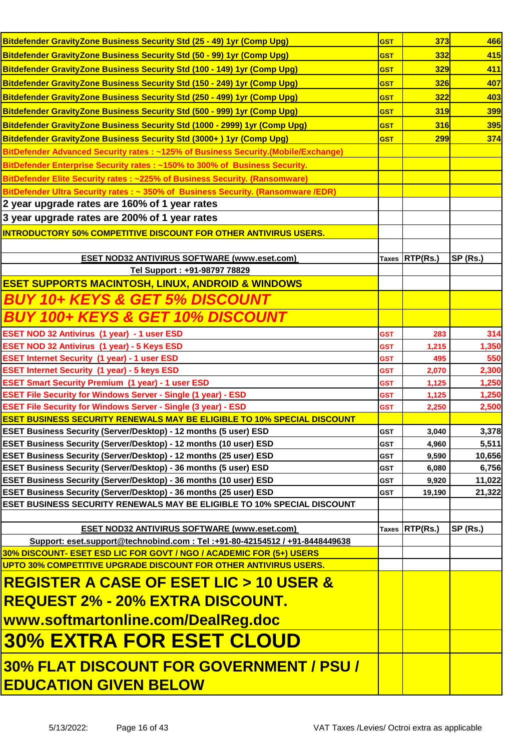| | | | |
|---|---|---|---|
| Bitdefender GravityZone Business Security Std (25 - 49) 1yr (Comp Upg) | GST | 373 | 466 |
| Bitdefender GravityZone Business Security Std (50 - 99) 1yr (Comp Upg) | GST | 332 | 415 |
| Bitdefender GravityZone Business Security Std (100 - 149) 1yr (Comp Upg) | GST | 329 | 411 |
| Bitdefender GravityZone Business Security Std (150 - 249) 1yr (Comp Upg) | GST | 326 | 407 |
| Bitdefender GravityZone Business Security Std (250 - 499) 1yr (Comp Upg) | GST | 322 | 403 |
| Bitdefender GravityZone Business Security Std (500 - 999) 1yr (Comp Upg) | GST | 319 | 399 |
| Bitdefender GravityZone Business Security Std (1000 - 2999) 1yr (Comp Upg) | GST | 316 | 395 |
| Bitdefender GravityZone Business Security Std (3000+ ) 1yr (Comp Upg) | GST | 299 | 374 |
| BitDefender Advanced Security rates : ~125% of Business Security.(Mobile/Exchange) | | | |
| BitDefender Enterprise Security rates : ~150% to 300% of Business Security. | | | |
| BitDefender Elite Security rates : ~225% of Business Security. (Ransomware) | | | |
| BitDefender Ultra Security rates : ~ 350% of Business Security. (Ransomware /EDR) | | | |
| 2 year upgrade rates are 160% of 1 year rates | | | |
| 3 year upgrade rates are 200% of 1 year rates | | | |
| INTRODUCTORY 50% COMPETITIVE DISCOUNT FOR OTHER ANTIVIRUS USERS. | | | |

| ESET NOD32 ANTIVIRUS SOFTWARE (www.eset.com) | Taxes | RTP(Rs.) | SP (Rs.) |
|---|---|---|---|
| Tel Support : +91-98797 78829 | | | |
| **ESET SUPPORTS MACINTOSH, LINUX, ANDROID & WINDOWS** | | | |
| ***BUY 10+ KEYS & GET 5% DISCOUNT*** | | | |
| ***BUY 100+ KEYS & GET 10% DISCOUNT*** | | | |
| ESET NOD 32 Antivirus (1 year) - 1 user ESD | GST | 283 | 314 |
| ESET NOD 32 Antivirus (1 year) - 5 Keys ESD | GST | 1,215 | 1,350 |
| ESET Internet Security (1 year) - 1 user ESD | GST | 495 | 550 |
| ESET Internet Security (1 year) - 5 keys ESD | GST | 2,070 | 2,300 |
| ESET Smart Security Premium (1 year) - 1 user ESD | GST | 1,125 | 1,250 |
| ESET File Security for Windows Server - Single (1 year) - ESD | GST | 1,125 | 1,250 |
| ESET File Security for Windows Server - Single (3 year) - ESD | GST | 2,250 | 2,500 |
| ESET BUSINESS SECURITY RENEWALS MAY BE ELIGIBLE TO 10% SPECIAL DISCOUNT | | | |
| ESET Business Security (Server/Desktop) - 12 months (5 user) ESD | GST | 3,040 | 3,378 |
| ESET Business Security (Server/Desktop) - 12 months (10 user) ESD | GST | 4,960 | 5,511 |
| ESET Business Security (Server/Desktop) - 12 months (25 user) ESD | GST | 9,590 | 10,656 |
| ESET Business Security (Server/Desktop) - 36 months (5 user) ESD | GST | 6,080 | 6,756 |
| ESET Business Security (Server/Desktop) - 36 months (10 user) ESD | GST | 9,920 | 11,022 |
| ESET Business Security (Server/Desktop) - 36 months (25 user) ESD | GST | 19,190 | 21,322 |
| ESET BUSINESS SECURITY RENEWALS MAY BE ELIGIBLE TO 10% SPECIAL DISCOUNT | | | |

| ESET NOD32 ANTIVIRUS SOFTWARE (www.eset.com) | Taxes | RTP(Rs.) | SP (Rs.) |
|---|---|---|---|
| Support: eset.support@technobind.com : Tel :+91-80-42154512 / +91-8448449638 | | | |
| 30% DISCOUNT- ESET ESD LIC FOR GOVT / NGO / ACADEMIC FOR (5+) USERS | | | |
| UPTO 30% COMPETITIVE UPGRADE DISCOUNT FOR OTHER ANTIVIRUS USERS. | | | |
| **REGISTER A CASE OF ESET LIC > 10 USER & REQUEST 2% - 20% EXTRA DISCOUNT. www.softmartonline.com/DealReg.doc** | | | |
| **30% EXTRA FOR ESET CLOUD** | | | |
| **30% FLAT DISCOUNT FOR GOVERNMENT / PSU / EDUCATION GIVEN BELOW** | | | |

VAT Taxes /Levies/ Octroi extra as applicable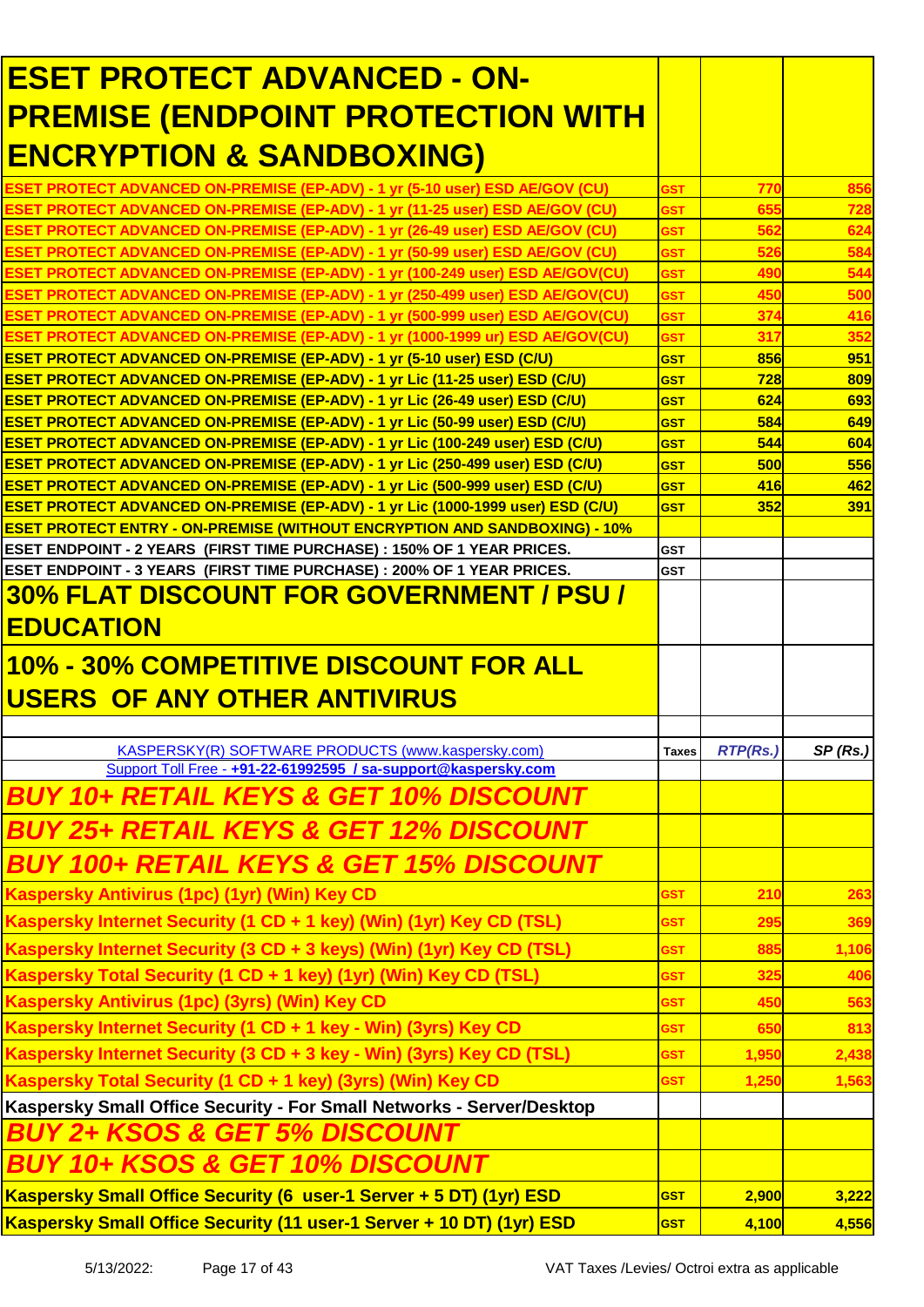| ESET PROTECT ADVANCED - ON-PREMISE (ENDPOINT PROTECTION WITH ENCRYPTION & SANDBOXING) | | | |
|---|---|---|---|
| ESET PROTECT ADVANCED ON-PREMISE (EP-ADV) - 1 yr (5-10 user) ESD AE/GOV (CU) | GST | 770 | 856 |
| ESET PROTECT ADVANCED ON-PREMISE (EP-ADV) - 1 yr (11-25 user) ESD AE/GOV (CU) | GST | 655 | 728 |
| ESET PROTECT ADVANCED ON-PREMISE (EP-ADV) - 1 yr (26-49 user) ESD AE/GOV (CU) | GST | 562 | 624 |
| ESET PROTECT ADVANCED ON-PREMISE (EP-ADV) - 1 yr (50-99 user) ESD AE/GOV (CU) | GST | 526 | 584 |
| ESET PROTECT ADVANCED ON-PREMISE (EP-ADV) - 1 yr (100-249 user) ESD AE/GOV(CU) | GST | 490 | 544 |
| ESET PROTECT ADVANCED ON-PREMISE (EP-ADV) - 1 yr (250-499 user) ESD AE/GOV(CU) | GST | 450 | 500 |
| ESET PROTECT ADVANCED ON-PREMISE (EP-ADV) - 1 yr (500-999 user) ESD AE/GOV(CU) | GST | 374 | 416 |
| ESET PROTECT ADVANCED ON-PREMISE (EP-ADV) - 1 yr (1000-1999 ur) ESD AE/GOV(CU) | GST | 317 | 352 |
| ESET PROTECT ADVANCED ON-PREMISE (EP-ADV) - 1 yr (5-10 user) ESD (C/U) | GST | 856 | 951 |
| ESET PROTECT ADVANCED ON-PREMISE (EP-ADV) - 1 yr Lic (11-25 user) ESD (C/U) | GST | 728 | 809 |
| ESET PROTECT ADVANCED ON-PREMISE (EP-ADV) - 1 yr Lic (26-49 user) ESD (C/U) | GST | 624 | 693 |
| ESET PROTECT ADVANCED ON-PREMISE (EP-ADV) - 1 yr Lic (50-99 user) ESD (C/U) | GST | 584 | 649 |
| ESET PROTECT ADVANCED ON-PREMISE (EP-ADV) - 1 yr Lic (100-249 user) ESD (C/U) | GST | 544 | 604 |
| ESET PROTECT ADVANCED ON-PREMISE (EP-ADV) - 1 yr Lic (250-499 user) ESD (C/U) | GST | 500 | 556 |
| ESET PROTECT ADVANCED ON-PREMISE (EP-ADV) - 1 yr Lic (500-999 user) ESD (C/U) | GST | 416 | 462 |
| ESET PROTECT ADVANCED ON-PREMISE (EP-ADV) - 1 yr Lic (1000-1999 user) ESD (C/U) | GST | 352 | 391 |
| ESET PROTECT ENTRY - ON-PREMISE (WITHOUT ENCRYPTION AND SANDBOXING) - 10% | | | |
| ESET ENDPOINT - 2 YEARS (FIRST TIME PURCHASE) : 150% OF 1 YEAR PRICES. | GST | | |
| ESET ENDPOINT - 3 YEARS (FIRST TIME PURCHASE) : 200% OF 1 YEAR PRICES. | GST | | |
| **30% FLAT DISCOUNT FOR GOVERNMENT / PSU / EDUCATION** | | | |
| **10% - 30% COMPETITIVE DISCOUNT FOR ALL USERS OF ANY OTHER ANTIVIRUS** | | | |
| | | | |
| KASPERSKY(R) SOFTWARE PRODUCTS (www.kaspersky.com) | Taxes | *RTP(Rs.)* | *SP (Rs.)* |
| Support Toll Free - **+91-22-61992595 / sa-support@kaspersky.com** | | | |
| ***BUY 10+ RETAIL KEYS & GET 10% DISCOUNT*** | | | |
| ***BUY 25+ RETAIL KEYS & GET 12% DISCOUNT*** | | | |
| ***BUY 100+ RETAIL KEYS & GET 15% DISCOUNT*** | | | |
| Kaspersky Antivirus (1pc) (1yr) (Win) Key CD | GST | 210 | 263 |
| Kaspersky Internet Security (1 CD + 1 key) (Win) (1yr) Key CD (TSL) | GST | 295 | 369 |
| Kaspersky Internet Security (3 CD + 3 keys) (Win) (1yr) Key CD (TSL) | GST | 885 | 1,106 |
| Kaspersky Total Security (1 CD + 1 key) (1yr) (Win) Key CD (TSL) | GST | 325 | 406 |
| Kaspersky Antivirus (1pc) (3yrs) (Win) Key CD | GST | 450 | 563 |
| Kaspersky Internet Security (1 CD + 1 key - Win) (3yrs) Key CD | GST | 650 | 813 |
| Kaspersky Internet Security (3 CD + 3 key - Win) (3yrs) Key CD (TSL) | GST | 1,950 | 2,438 |
| Kaspersky Total Security (1 CD + 1 key) (3yrs) (Win) Key CD | GST | 1,250 | 1,563 |
| Kaspersky Small Office Security - For Small Networks - Server/Desktop | | | |
| ***BUY 2+ KSOS & GET 5% DISCOUNT*** | | | |
| ***BUY 10+ KSOS & GET 10% DISCOUNT*** | | | |
| Kaspersky Small Office Security (6 user-1 Server + 5 DT) (1yr) ESD | GST | 2,900 | 3,222 |
| Kaspersky Small Office Security (11 user-1 Server + 10 DT) (1yr) ESD | GST | 4,100 | 4,556 |

VAT Taxes /Levies/ Octroi extra as applicable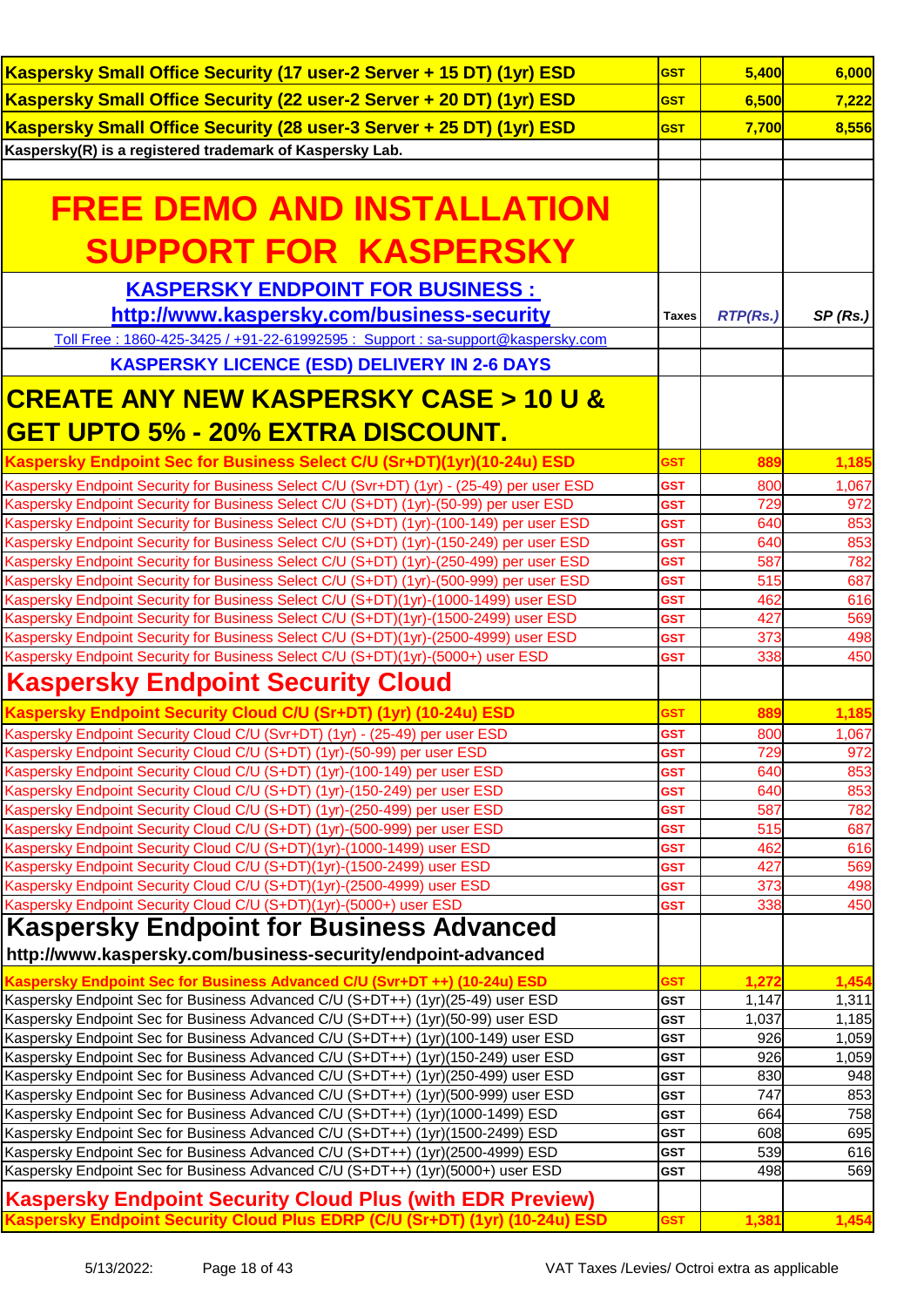| | | | |
|---|---|---|---|
| **Kaspersky Small Office Security (17 user-2 Server + 15 DT) (1yr) ESD** | **GST** | **5,400** | **6,000** |
| **Kaspersky Small Office Security (22 user-2 Server + 20 DT) (1yr) ESD** | **GST** | **6,500** | **7,222** |
| **Kaspersky Small Office Security (28 user-3 Server + 25 DT) (1yr) ESD** | **GST** | **7,700** | **8,556** |
| **Kaspersky(R) is a registered trademark of Kaspersky Lab.** | | | |

# FREE DEMO AND INSTALLATION SUPPORT FOR KASPERSKY

| **KASPERSKY ENDPOINT FOR BUSINESS : http://www.kaspersky.com/business-security** | **Taxes** | ***RTP(Rs.)*** | ***SP (Rs.)*** |
|---|---|---|---|
| Toll Free : 1860-425-3425 / +91-22-61992595 : Support : sa-support@kaspersky.com | | | |
| **KASPERSKY LICENCE (ESD) DELIVERY IN 2-6 DAYS** | | | |
| **CREATE ANY NEW KASPERSKY CASE > 10 U & GET UPTO 5% - 20% EXTRA DISCOUNT.** | | | |
| **Kaspersky Endpoint Sec for Business Select C/U (Sr+DT)(1yr)(10-24u) ESD** | **GST** | **889** | **1,185** |
| Kaspersky Endpoint Security for Business Select C/U (Svr+DT) (1yr) - (25-49) per user ESD | GST | 800 | 1,067 |
| Kaspersky Endpoint Security for Business Select C/U (S+DT) (1yr)-(50-99) per user ESD | GST | 729 | 972 |
| Kaspersky Endpoint Security for Business Select C/U (S+DT) (1yr)-(100-149) per user ESD | GST | 640 | 853 |
| Kaspersky Endpoint Security for Business Select C/U (S+DT) (1yr)-(150-249) per user ESD | GST | 640 | 853 |
| Kaspersky Endpoint Security for Business Select C/U (S+DT) (1yr)-(250-499) per user ESD | GST | 587 | 782 |
| Kaspersky Endpoint Security for Business Select C/U (S+DT) (1yr)-(500-999) per user ESD | GST | 515 | 687 |
| Kaspersky Endpoint Security for Business Select C/U (S+DT)(1yr)-(1000-1499) user ESD | GST | 462 | 616 |
| Kaspersky Endpoint Security for Business Select C/U (S+DT)(1yr)-(1500-2499) user ESD | GST | 427 | 569 |
| Kaspersky Endpoint Security for Business Select C/U (S+DT)(1yr)-(2500-4999) user ESD | GST | 373 | 498 |
| Kaspersky Endpoint Security for Business Select C/U (S+DT)(1yr)-(5000+) user ESD | GST | 338 | 450 |
| **Kaspersky Endpoint Security Cloud** | | | |
| **Kaspersky Endpoint Security Cloud C/U (Sr+DT) (1yr) (10-24u) ESD** | **GST** | **889** | **1,185** |
| Kaspersky Endpoint Security Cloud C/U (Svr+DT) (1yr) - (25-49) per user ESD | GST | 800 | 1,067 |
| Kaspersky Endpoint Security Cloud C/U (S+DT) (1yr)-(50-99) per user ESD | GST | 729 | 972 |
| Kaspersky Endpoint Security Cloud C/U (S+DT) (1yr)-(100-149) per user ESD | GST | 640 | 853 |
| Kaspersky Endpoint Security Cloud C/U (S+DT) (1yr)-(150-249) per user ESD | GST | 640 | 853 |
| Kaspersky Endpoint Security Cloud C/U (S+DT) (1yr)-(250-499) per user ESD | GST | 587 | 782 |
| Kaspersky Endpoint Security Cloud C/U (S+DT) (1yr)-(500-999) per user ESD | GST | 515 | 687 |
| Kaspersky Endpoint Security Cloud C/U (S+DT)(1yr)-(1000-1499) user ESD | GST | 462 | 616 |
| Kaspersky Endpoint Security Cloud C/U (S+DT)(1yr)-(1500-2499) user ESD | GST | 427 | 569 |
| Kaspersky Endpoint Security Cloud C/U (S+DT)(1yr)-(2500-4999) user ESD | GST | 373 | 498 |
| Kaspersky Endpoint Security Cloud C/U (S+DT)(1yr)-(5000+) user ESD | GST | 338 | 450 |
| **Kaspersky Endpoint for Business Advanced** http://www.kaspersky.com/business-security/endpoint-advanced | | | |
| **Kaspersky Endpoint Sec for Business Advanced C/U (Svr+DT ++) (10-24u) ESD** | **GST** | **1,272** | **1,454** |
| Kaspersky Endpoint Sec for Business Advanced C/U (S+DT++) (1yr)(25-49) user ESD | GST | 1,147 | 1,311 |
| Kaspersky Endpoint Sec for Business Advanced C/U (S+DT++) (1yr)(50-99) user ESD | GST | 1,037 | 1,185 |
| Kaspersky Endpoint Sec for Business Advanced C/U (S+DT++) (1yr)(100-149) user ESD | GST | 926 | 1,059 |
| Kaspersky Endpoint Sec for Business Advanced C/U (S+DT++) (1yr)(150-249) user ESD | GST | 926 | 1,059 |
| Kaspersky Endpoint Sec for Business Advanced C/U (S+DT++) (1yr)(250-499) user ESD | GST | 830 | 948 |
| Kaspersky Endpoint Sec for Business Advanced C/U (S+DT++) (1yr)(500-999) user ESD | GST | 747 | 853 |
| Kaspersky Endpoint Sec for Business Advanced C/U (S+DT++) (1yr)(1000-1499) ESD | GST | 664 | 758 |
| Kaspersky Endpoint Sec for Business Advanced C/U (S+DT++) (1yr)(1500-2499) ESD | GST | 608 | 695 |
| Kaspersky Endpoint Sec for Business Advanced C/U (S+DT++) (1yr)(2500-4999) user ESD | GST | 539 | 616 |
| Kaspersky Endpoint Sec for Business Advanced C/U (S+DT++) (1yr)(5000+) user ESD | GST | 498 | 569 |
| **Kaspersky Endpoint Security Cloud Plus (with EDR Preview)** | | | |
| **Kaspersky Endpoint Security Cloud Plus EDRP (C/U (Sr+DT) (1yr) (10-24u) ESD** | **GST** | **1,381** | **1,454** |

VAT Taxes /Levies/ Octroi extra as applicable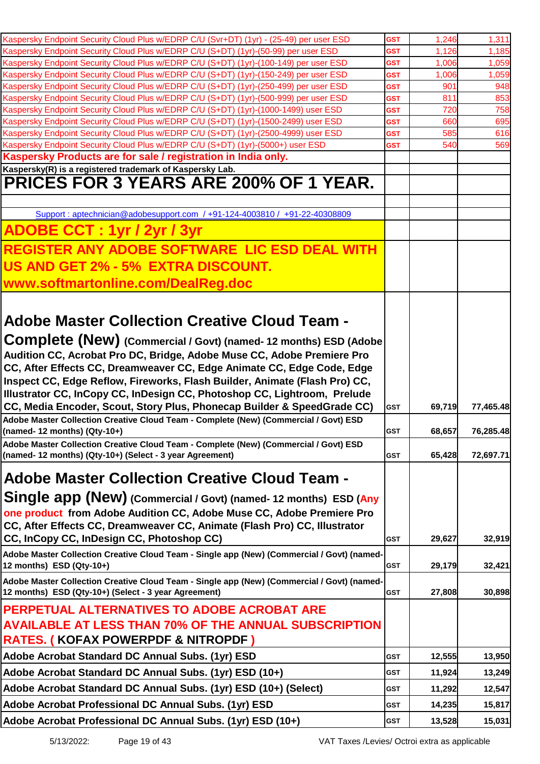| Product | Tax | Price | Price incl. GST |
|---|---|---|---|
| Kaspersky Endpoint Security Cloud Plus w/EDRP C/U (Svr+DT) (1yr) - (25-49) per user ESD | GST | 1,246 | 1,311 |
| Kaspersky Endpoint Security Cloud Plus w/EDRP C/U (S+DT) (1yr)-(50-99) per user ESD | GST | 1,126 | 1,185 |
| Kaspersky Endpoint Security Cloud Plus w/EDRP C/U (S+DT) (1yr)-(100-149) per user ESD | GST | 1,006 | 1,059 |
| Kaspersky Endpoint Security Cloud Plus w/EDRP C/U (S+DT) (1yr)-(150-249) per user ESD | GST | 1,006 | 1,059 |
| Kaspersky Endpoint Security Cloud Plus w/EDRP C/U (S+DT) (1yr)-(250-499) per user ESD | GST | 901 | 948 |
| Kaspersky Endpoint Security Cloud Plus w/EDRP C/U (S+DT) (1yr)-(500-999) per user ESD | GST | 811 | 853 |
| Kaspersky Endpoint Security Cloud Plus w/EDRP C/U (S+DT) (1yr)-(1000-1499) user ESD | GST | 720 | 758 |
| Kaspersky Endpoint Security Cloud Plus w/EDRP C/U (S+DT) (1yr)-(1500-2499) user ESD | GST | 660 | 695 |
| Kaspersky Endpoint Security Cloud Plus w/EDRP C/U (S+DT) (1yr)-(2500-4999) user ESD | GST | 585 | 616 |
| Kaspersky Endpoint Security Cloud Plus w/EDRP C/U (S+DT) (1yr)-(5000+) user ESD | GST | 540 | 569 |
| **Kaspersky Products are for sale / registration in India only.** | | | |
| **Kaspersky(R) is a registered trademark of Kaspersky Lab.** | | | |
| **PRICES FOR 3 YEARS ARE 200% OF 1 YEAR.** | | | |
| | | | |
| Support : aptechnician@adobesupport.com / +91-124-4003810 / +91-22-40308809 | | | |
| **ADOBE CCT : 1yr / 2yr / 3yr** | | | |
| **REGISTER ANY ADOBE SOFTWARE LIC ESD DEAL WITH US AND GET 2% - 5% EXTRA DISCOUNT. www.softmartonline.com/DealReg.doc** | | | |
| **Adobe Master Collection Creative Cloud Team - Complete (New) (Commercial / Govt) (named- 12 months) ESD (Adobe Audition CC, Acrobat Pro DC, Bridge, Adobe Muse CC, Adobe Premiere Pro CC, After Effects CC, Dreamweaver CC, Edge Animate CC, Edge Code, Edge Inspect CC, Edge Reflow, Fireworks, Flash Builder, Animate (Flash Pro) CC, Illustrator CC, InCopy CC, InDesign CC, Photoshop CC, Lightroom, Prelude CC, Media Encoder, Scout, Story Plus, Phonecap Builder & SpeedGrade CC)** | GST | 69,719 | 77,465.48 |
| **Adobe Master Collection Creative Cloud Team - Complete (New) (Commercial / Govt) ESD (named- 12 months) (Qty-10+)** | GST | 68,657 | 76,285.48 |
| **Adobe Master Collection Creative Cloud Team - Complete (New) (Commercial / Govt) ESD (named- 12 months) (Qty-10+) (Select - 3 year Agreement)** | GST | 65,428 | 72,697.71 |
| **Adobe Master Collection Creative Cloud Team - Single app (New) (Commercial / Govt) (named- 12 months) ESD (Any one product from Adobe Audition CC, Adobe Muse CC, Adobe Premiere Pro CC, After Effects CC, Dreamweaver CC, Animate (Flash Pro) CC, Illustrator CC, InCopy CC, InDesign CC, Photoshop CC)** | GST | 29,627 | 32,919 |
| **Adobe Master Collection Creative Cloud Team - Single app (New) (Commercial / Govt) (named- 12 months) ESD (Qty-10+)** | GST | 29,179 | 32,421 |
| **Adobe Master Collection Creative Cloud Team - Single app (New) (Commercial / Govt) (named- 12 months) ESD (Qty-10+) (Select - 3 year Agreement)** | GST | 27,808 | 30,898 |
| **PERPETUAL ALTERNATIVES TO ADOBE ACROBAT ARE AVAILABLE AT LESS THAN 70% OF THE ANNUAL SUBSCRIPTION RATES. ( KOFAX POWERPDF & NITROPDF )** | | | |
| **Adobe Acrobat Standard DC Annual Subs. (1yr) ESD** | GST | 12,555 | 13,950 |
| **Adobe Acrobat Standard DC Annual Subs. (1yr) ESD (10+)** | GST | 11,924 | 13,249 |
| **Adobe Acrobat Standard DC Annual Subs. (1yr) ESD (10+) (Select)** | GST | 11,292 | 12,547 |
| **Adobe Acrobat Professional DC Annual Subs. (1yr) ESD** | GST | 14,235 | 15,817 |
| **Adobe Acrobat Professional DC Annual Subs. (1yr) ESD (10+)** | GST | 13,528 | 15,031 |

5/13/2022: VAT Taxes /Levies/ Octroi extra as applicable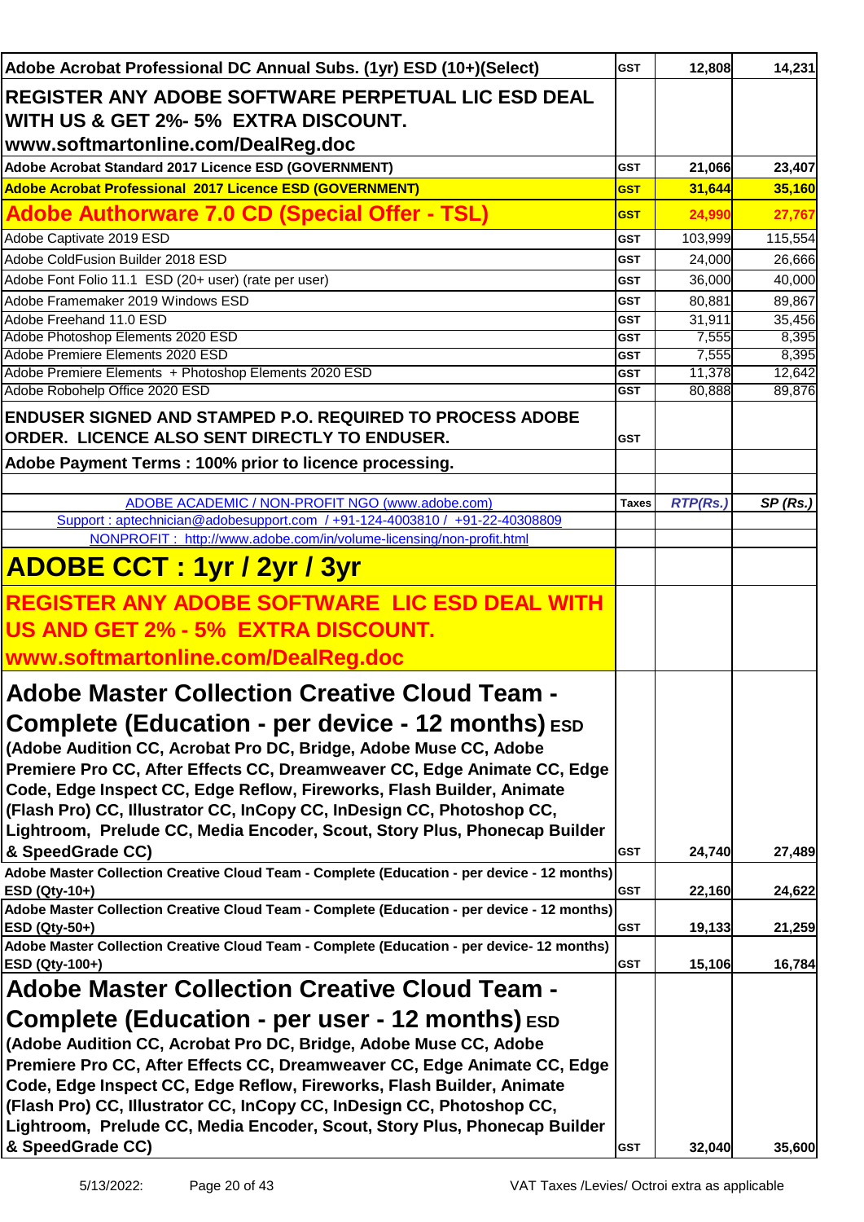| | | | |
|---|---|---|---|
| **Adobe Acrobat Professional DC Annual Subs. (1yr) ESD (10+)(Select)** | **GST** | **12,808** | **14,231** |
| **REGISTER ANY ADOBE SOFTWARE PERPETUAL LIC ESD DEAL WITH US & GET 2%- 5% EXTRA DISCOUNT. www.softmartonline.com/DealReg.doc** | | | |
| **Adobe Acrobat Standard 2017 Licence ESD (GOVERNMENT)** | **GST** | **21,066** | **23,407** |
| **Adobe Acrobat Professional 2017 Licence ESD (GOVERNMENT)** | **GST** | **31,644** | **35,160** |
| **Adobe Authorware 7.0 CD (Special Offer - TSL)** | **GST** | **24,990** | **27,767** |
| Adobe Captivate 2019 ESD | GST | 103,999 | 115,554 |
| Adobe ColdFusion Builder 2018 ESD | GST | 24,000 | 26,666 |
| Adobe Font Folio 11.1 ESD (20+ user) (rate per user) | GST | 36,000 | 40,000 |
| Adobe Framemaker 2019 Windows ESD | GST | 80,881 | 89,867 |
| Adobe Freehand 11.0 ESD | GST | 31,911 | 35,456 |
| Adobe Photoshop Elements 2020 ESD | GST | 7,555 | 8,395 |
| Adobe Premiere Elements 2020 ESD | GST | 7,555 | 8,395 |
| Adobe Premiere Elements + Photoshop Elements 2020 ESD | GST | 11,378 | 12,642 |
| Adobe Robohelp Office 2020 ESD | GST | 80,888 | 89,876 |
| **ENDUSER SIGNED AND STAMPED P.O. REQUIRED TO PROCESS ADOBE ORDER. LICENCE ALSO SENT DIRECTLY TO ENDUSER.** | GST | | |
| **Adobe Payment Terms : 100% prior to licence processing.** | | | |
| | | | |
| ADOBE ACADEMIC / NON-PROFIT NGO (www.adobe.com) | **Taxes** | ***RTP(Rs.)*** | ***SP (Rs.)*** |
| Support : aptechnician@adobesupport.com / +91-124-4003810 / +91-22-40308809 | | | |
| NONPROFIT : http://www.adobe.com/in/volume-licensing/non-profit.html | | | |
| **ADOBE CCT : 1yr / 2yr / 3yr** | | | |
| **REGISTER ANY ADOBE SOFTWARE LIC ESD DEAL WITH US AND GET 2% - 5% EXTRA DISCOUNT. www.softmartonline.com/DealReg.doc** | | | |
| **Adobe Master Collection Creative Cloud Team - Complete (Education - per device - 12 months) ESD (Adobe Audition CC, Acrobat Pro DC, Bridge, Adobe Muse CC, Adobe Premiere Pro CC, After Effects CC, Dreamweaver CC, Edge Animate CC, Edge Code, Edge Inspect CC, Edge Reflow, Fireworks, Flash Builder, Animate (Flash Pro) CC, Illustrator CC, InCopy CC, InDesign CC, Photoshop CC, Lightroom, Prelude CC, Media Encoder, Scout, Story Plus, Phonecap Builder & SpeedGrade CC)** | GST | **24,740** | **27,489** |
| **Adobe Master Collection Creative Cloud Team - Complete (Education - per device - 12 months) ESD (Qty-10+)** | GST | **22,160** | **24,622** |
| **Adobe Master Collection Creative Cloud Team - Complete (Education - per device - 12 months) ESD (Qty-50+)** | GST | **19,133** | **21,259** |
| **Adobe Master Collection Creative Cloud Team - Complete (Education - per device- 12 months) ESD (Qty-100+)** | GST | **15,106** | **16,784** |
| **Adobe Master Collection Creative Cloud Team - Complete (Education - per user - 12 months) ESD (Adobe Audition CC, Acrobat Pro DC, Bridge, Adobe Muse CC, Adobe Premiere Pro CC, After Effects CC, Dreamweaver CC, Edge Animate CC, Edge Code, Edge Inspect CC, Edge Reflow, Fireworks, Flash Builder, Animate (Flash Pro) CC, Illustrator CC, InCopy CC, InDesign CC, Photoshop CC, Lightroom, Prelude CC, Media Encoder, Scout, Story Plus, Phonecap Builder & SpeedGrade CC)** | GST | **32,040** | **35,600** |

5/13/2022: VAT Taxes /Levies/ Octroi extra as applicable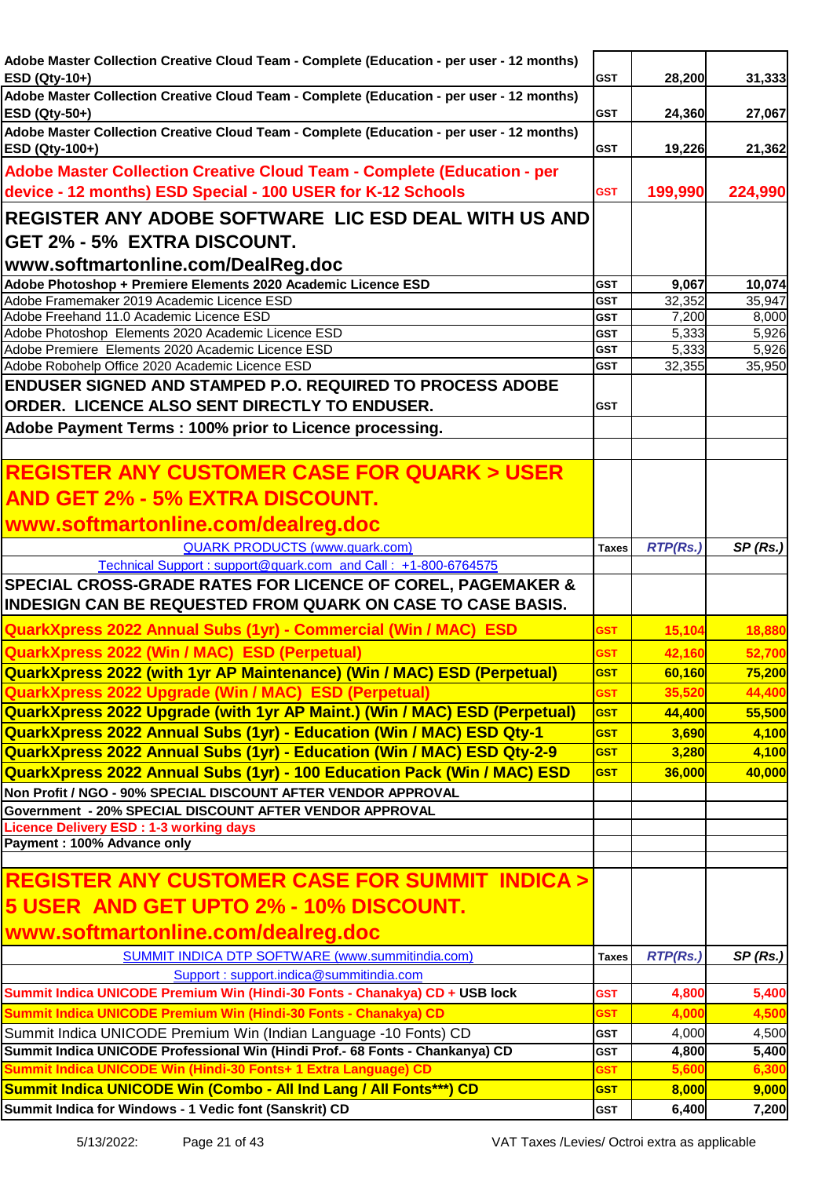| | | | |
|---|---|---|---|
| **Adobe Master Collection Creative Cloud Team - Complete (Education - per user - 12 months) ESD (Qty-10+)** | **GST** | **28,200** | **31,333** |
| **Adobe Master Collection Creative Cloud Team - Complete (Education - per user - 12 months) ESD (Qty-50+)** | **GST** | **24,360** | **27,067** |
| **Adobe Master Collection Creative Cloud Team - Complete (Education - per user - 12 months) ESD (Qty-100+)** | **GST** | **19,226** | **21,362** |
| **Adobe Master Collection Creative Cloud Team - Complete (Education - per device - 12 months) ESD Special - 100 USER for K-12 Schools** | **GST** | **199,990** | **224,990** |
| **REGISTER ANY ADOBE SOFTWARE LIC ESD DEAL WITH US AND GET 2% - 5% EXTRA DISCOUNT. www.softmartonline.com/DealReg.doc** | | | |
| **Adobe Photoshop + Premiere Elements 2020 Academic Licence ESD** | **GST** | **9,067** | **10,074** |
| Adobe Framemaker 2019 Academic Licence ESD | **GST** | 32,352 | 35,947 |
| Adobe Freehand 11.0 Academic Licence ESD | **GST** | 7,200 | 8,000 |
| Adobe Photoshop Elements 2020 Academic Licence ESD | **GST** | 5,333 | 5,926 |
| Adobe Premiere Elements 2020 Academic Licence ESD | **GST** | 5,333 | 5,926 |
| Adobe Robohelp Office 2020 Academic Licence ESD | **GST** | 32,355 | 35,950 |
| **ENDUSER SIGNED AND STAMPED P.O. REQUIRED TO PROCESS ADOBE ORDER. LICENCE ALSO SENT DIRECTLY TO ENDUSER.** | **GST** | | |
| **Adobe Payment Terms : 100% prior to Licence processing.** | | | |
| | | | |
| **REGISTER ANY CUSTOMER CASE FOR QUARK > USER AND GET 2% - 5% EXTRA DISCOUNT. www.softmartonline.com/dealreg.doc** | | | |
| QUARK PRODUCTS (www.quark.com) | **Taxes** | ***RTP(Rs.)*** | ***SP (Rs.)*** |
| Technical Support : support@quark.com and Call : +1-800-6764575 | | | |
| **SPECIAL CROSS-GRADE RATES FOR LICENCE OF COREL, PAGEMAKER & INDESIGN CAN BE REQUESTED FROM QUARK ON CASE TO CASE BASIS.** | | | |
| **QuarkXpress 2022 Annual Subs (1yr) - Commercial (Win / MAC) ESD** | **GST** | **15,104** | **18,880** |
| **QuarkXpress 2022 (Win / MAC) ESD (Perpetual)** | **GST** | **42,160** | **52,700** |
| **QuarkXpress 2022 (with 1yr AP Maintenance) (Win / MAC) ESD (Perpetual)** | **GST** | **60,160** | **75,200** |
| **QuarkXpress 2022 Upgrade (Win / MAC) ESD (Perpetual)** | **GST** | **35,520** | **44,400** |
| **QuarkXpress 2022 Upgrade (with 1yr AP Maint.) (Win / MAC) ESD (Perpetual)** | **GST** | **44,400** | **55,500** |
| **QuarkXpress 2022 Annual Subs (1yr) - Education (Win / MAC) ESD Qty-1** | **GST** | **3,690** | **4,100** |
| **QuarkXpress 2022 Annual Subs (1yr) - Education (Win / MAC) ESD Qty-2-9** | **GST** | **3,280** | **4,100** |
| **QuarkXpress 2022 Annual Subs (1yr) - 100 Education Pack (Win / MAC) ESD** | **GST** | **36,000** | **40,000** |
| **Non Profit / NGO - 90% SPECIAL DISCOUNT AFTER VENDOR APPROVAL** | | | |
| **Government - 20% SPECIAL DISCOUNT AFTER VENDOR APPROVAL** | | | |
| **Licence Delivery ESD : 1-3 working days** | | | |
| **Payment : 100% Advance only** | | | |
| | | | |
| **REGISTER ANY CUSTOMER CASE FOR SUMMIT INDICA > 5 USER AND GET UPTO 2% - 10% DISCOUNT. www.softmartonline.com/dealreg.doc** | | | |
| SUMMIT INDICA DTP SOFTWARE (www.summitindia.com) | **Taxes** | ***RTP(Rs.)*** | ***SP (Rs.)*** |
| Support : support.indica@summitindia.com | | | |
| **Summit Indica UNICODE Premium Win (Hindi-30 Fonts - Chanakya) CD + USB lock** | **GST** | **4,800** | **5,400** |
| **Summit Indica UNICODE Premium Win (Hindi-30 Fonts - Chanakya) CD** | **GST** | **4,000** | **4,500** |
| Summit Indica UNICODE Premium Win (Indian Language -10 Fonts) CD | **GST** | 4,000 | 4,500 |
| **Summit Indica UNICODE Professional Win (Hindi Prof.- 68 Fonts - Chankanya) CD** | **GST** | **4,800** | **5,400** |
| **Summit Indica UNICODE Win (Hindi-30 Fonts+ 1 Extra Language) CD** | **GST** | **5,600** | **6,300** |
| **Summit Indica UNICODE Win (Combo - All Ind Lang / All Fonts***) CD** | **GST** | **8,000** | **9,000** |
| **Summit Indica for Windows - 1 Vedic font (Sanskrit) CD** | **GST** | **6,400** | **7,200** |

5/13/2022: VAT Taxes /Levies/ Octroi extra as applicable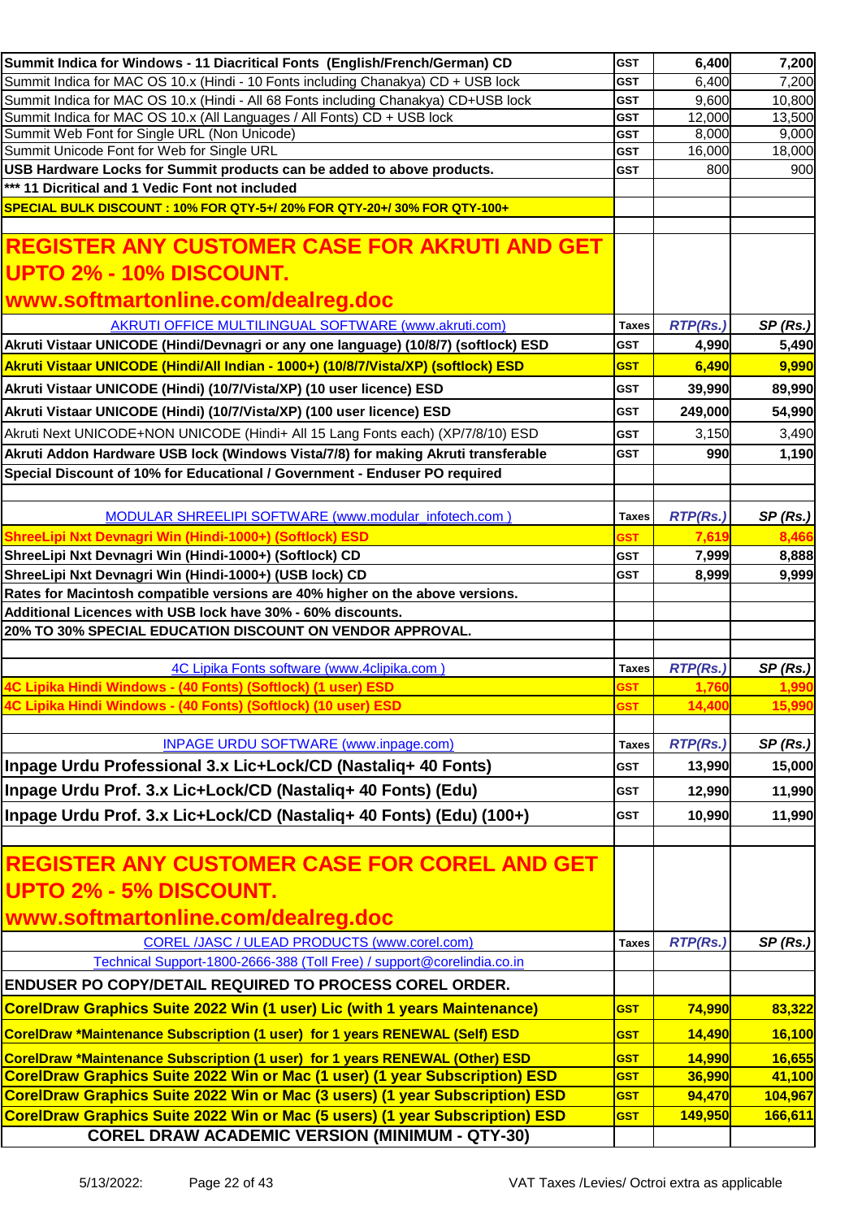| | | | |
|---|---|---|---|
| **Summit Indica for Windows - 11 Diacritical Fonts (English/French/German) CD** | GST | 6,400 | 7,200 |
| Summit Indica for MAC OS 10.x (Hindi - 10 Fonts including Chanakya) CD + USB lock | GST | 6,400 | 7,200 |
| Summit Indica for MAC OS 10.x (Hindi - All 68 Fonts including Chanakya) CD+USB lock | GST | 9,600 | 10,800 |
| Summit Indica for MAC OS 10.x (All Languages / All Fonts) CD + USB lock | GST | 12,000 | 13,500 |
| Summit Web Font for Single URL (Non Unicode) | GST | 8,000 | 9,000 |
| Summit Unicode Font for Web for Single URL | GST | 16,000 | 18,000 |
| **USB Hardware Locks for Summit products can be added to above products.** | GST | 800 | 900 |
| **\*\*\* 11 Dicritical and 1 Vedic Font not included** | | | |
| **SPECIAL BULK DISCOUNT : 10% FOR QTY-5+/ 20% FOR QTY-20+/ 30% FOR QTY-100+** | | | |

## REGISTER ANY CUSTOMER CASE FOR AKRUTI AND GET UPTO 2% - 10% DISCOUNT. www.softmartonline.com/dealreg.doc

| AKRUTI OFFICE MULTILINGUAL SOFTWARE (www.akruti.com) | Taxes | *RTP(Rs.)* | *SP (Rs.)* |
|---|---|---|---|
| **Akruti Vistaar UNICODE (Hindi/Devnagri or any one language) (10/8/7) (softlock) ESD** | GST | **4,990** | **5,490** |
| **Akruti Vistaar UNICODE (Hindi/All Indian - 1000+) (10/8/7/Vista/XP) (softlock) ESD** | GST | **6,490** | **9,990** |
| **Akruti Vistaar UNICODE (Hindi) (10/7/Vista/XP) (10 user licence) ESD** | GST | **39,990** | **89,990** |
| **Akruti Vistaar UNICODE (Hindi) (10/7/Vista/XP) (100 user licence) ESD** | GST | **249,000** | **54,990** |
| Akruti Next UNICODE+NON UNICODE (Hindi+ All 15 Lang Fonts each) (XP/7/8/10) ESD | GST | 3,150 | 3,490 |
| **Akruti Addon Hardware USB lock (Windows Vista/7/8) for making Akruti transferable** | GST | **990** | **1,190** |
| **Special Discount of 10% for Educational / Government - Enduser PO required** | | | |

| MODULAR SHREELIPI SOFTWARE (www.modular_infotech.com ) | Taxes | *RTP(Rs.)* | *SP (Rs.)* |
|---|---|---|---|
| **ShreeLipi Nxt Devnagri Win (Hindi-1000+) (Softlock) ESD** | GST | **7,619** | **8,466** |
| **ShreeLipi Nxt Devnagri Win (Hindi-1000+) (Softlock) CD** | GST | **7,999** | **8,888** |
| **ShreeLipi Nxt Devnagri Win (Hindi-1000+) (USB lock) CD** | GST | **8,999** | **9,999** |
| **Rates for Macintosh compatible versions are 40% higher on the above versions.** | | | |
| **Additional Licences with USB lock have 30% - 60% discounts.** | | | |
| **20% TO 30% SPECIAL EDUCATION DISCOUNT ON VENDOR APPROVAL.** | | | |

| 4C Lipika Fonts software (www.4clipika.com ) | Taxes | *RTP(Rs.)* | *SP (Rs.)* |
|---|---|---|---|
| **4C Lipika Hindi Windows - (40 Fonts) (Softlock) (1 user) ESD** | GST | **1,760** | **1,990** |
| **4C Lipika Hindi Windows - (40 Fonts) (Softlock) (10 user) ESD** | GST | **14,400** | **15,990** |

| INPAGE URDU SOFTWARE (www.inpage.com) | Taxes | *RTP(Rs.)* | *SP (Rs.)* |
|---|---|---|---|
| **Inpage Urdu Professional 3.x Lic+Lock/CD (Nastaliq+ 40 Fonts)** | GST | **13,990** | **15,000** |
| **Inpage Urdu Prof. 3.x Lic+Lock/CD (Nastaliq+ 40 Fonts) (Edu)** | GST | **12,990** | **11,990** |
| **Inpage Urdu Prof. 3.x Lic+Lock/CD (Nastaliq+ 40 Fonts) (Edu) (100+)** | GST | **10,990** | **11,990** |

## REGISTER ANY CUSTOMER CASE FOR COREL AND GET UPTO 2% - 5% DISCOUNT. www.softmartonline.com/dealreg.doc

| COREL /JASC / ULEAD PRODUCTS (www.corel.com) | Taxes | *RTP(Rs.)* | *SP (Rs.)* |
|---|---|---|---|
| Technical Support-1800-2666-388 (Toll Free) / support@corelindia.co.in | | | |
| **ENDUSER PO COPY/DETAIL REQUIRED TO PROCESS COREL ORDER.** | | | |
| **CorelDraw Graphics Suite 2022 Win (1 user) Lic (with 1 years Maintenance)** | GST | **74,990** | **83,322** |
| **CorelDraw \*Maintenance Subscription (1 user) for 1 years RENEWAL (Self) ESD** | GST | **14,490** | **16,100** |
| **CorelDraw \*Maintenance Subscription (1 user) for 1 years RENEWAL (Other) ESD** | GST | **14,990** | **16,655** |
| **CorelDraw Graphics Suite 2022 Win or Mac (1 user) (1 year Subscription) ESD** | GST | **36,990** | **41,100** |
| **CorelDraw Graphics Suite 2022 Win or Mac (3 users) (1 year Subscription) ESD** | GST | **94,470** | **104,967** |
| **CorelDraw Graphics Suite 2022 Win or Mac (5 users) (1 year Subscription) ESD** | GST | **149,950** | **166,611** |
| **COREL DRAW ACADEMIC VERSION (MINIMUM - QTY-30)** | | | |

5/13/2022: VAT Taxes /Levies/ Octroi extra as applicable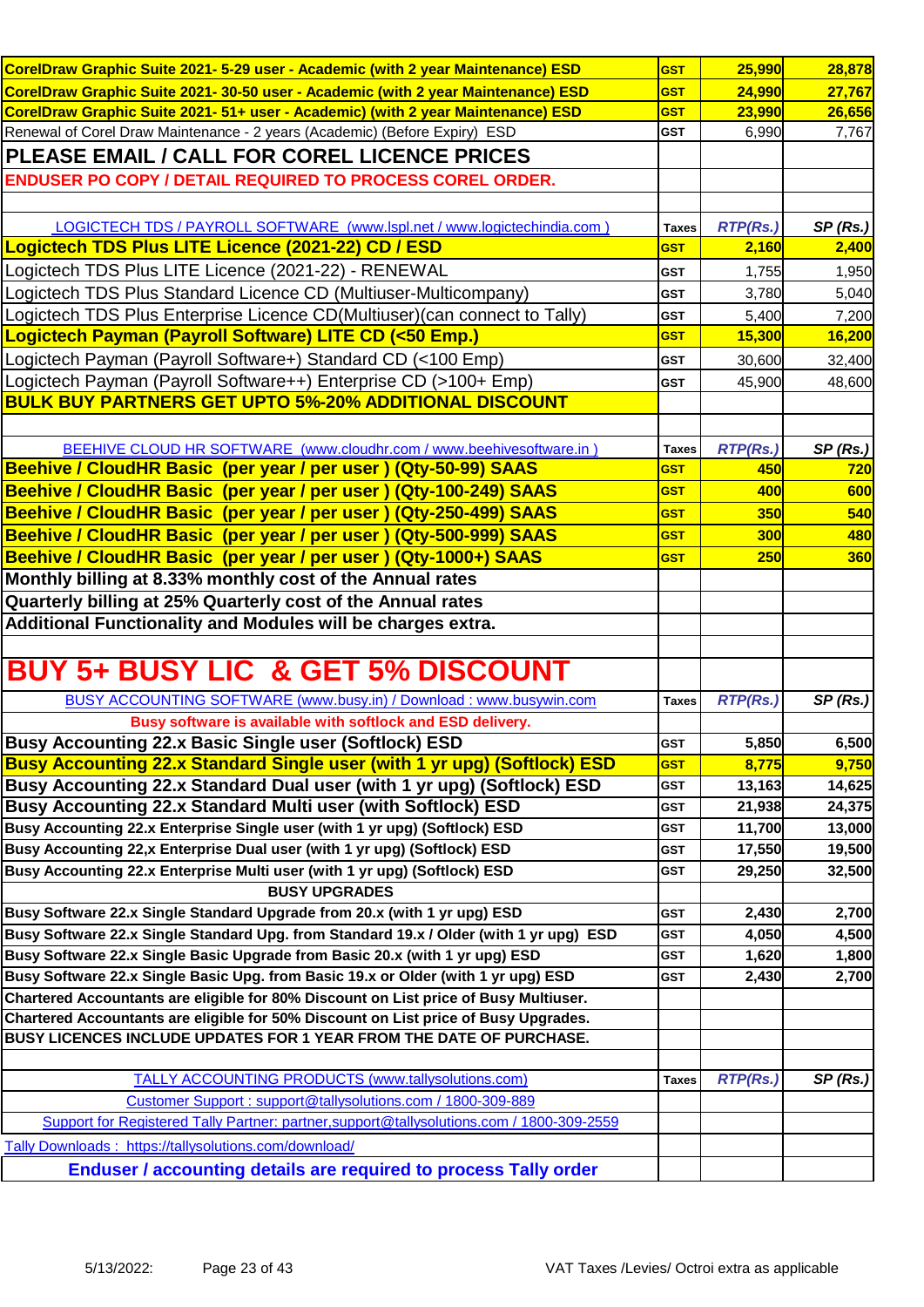| | | | |
|---|---|---|---|
| **CorelDraw Graphic Suite 2021- 5-29 user - Academic (with 2 year Maintenance) ESD** | **GST** | **25,990** | **28,878** |
| **CorelDraw Graphic Suite 2021- 30-50 user - Academic (with 2 year Maintenance) ESD** | **GST** | **24,990** | **27,767** |
| **CorelDraw Graphic Suite 2021- 51+ user - Academic) (with 2 year Maintenance) ESD** | **GST** | **23,990** | **26,656** |
| Renewal of Corel Draw Maintenance - 2 years (Academic) (Before Expiry) ESD | GST | 6,990 | 7,767 |
| **PLEASE EMAIL / CALL FOR COREL LICENCE PRICES** | | | |
| **ENDUSER PO COPY / DETAIL REQUIRED TO PROCESS COREL ORDER.** | | | |
| | | | |
| LOGICTECH TDS / PAYROLL SOFTWARE (www.lspl.net / www.logictechindia.com ) | **Taxes** | ***RTP(Rs.)*** | ***SP (Rs.)*** |
| **Logictech TDS Plus LITE Licence (2021-22) CD / ESD** | **GST** | **2,160** | **2,400** |
| Logictech TDS Plus LITE Licence (2021-22) - RENEWAL | GST | 1,755 | 1,950 |
| Logictech TDS Plus Standard Licence CD (Multiuser-Multicompany) | GST | 3,780 | 5,040 |
| Logictech TDS Plus Enterprise Licence CD(Multiuser)(can connect to Tally) | GST | 5,400 | 7,200 |
| **Logictech Payman (Payroll Software) LITE CD (<50 Emp.)** | **GST** | **15,300** | **16,200** |
| Logictech Payman (Payroll Software+) Standard CD (<100 Emp) | GST | 30,600 | 32,400 |
| Logictech Payman (Payroll Software++) Enterprise CD (>100+ Emp) | GST | 45,900 | 48,600 |
| **BULK BUY PARTNERS GET UPTO 5%-20% ADDITIONAL DISCOUNT** | | | |
| | | | |
| BEEHIVE CLOUD HR SOFTWARE (www.cloudhr.com / www.beehivesoftware.in ) | **Taxes** | ***RTP(Rs.)*** | ***SP (Rs.)*** |
| **Beehive / CloudHR Basic (per year / per user ) (Qty-50-99) SAAS** | **GST** | **450** | **720** |
| **Beehive / CloudHR Basic (per year / per user ) (Qty-100-249) SAAS** | **GST** | **400** | **600** |
| **Beehive / CloudHR Basic (per year / per user ) (Qty-250-499) SAAS** | **GST** | **350** | **540** |
| **Beehive / CloudHR Basic (per year / per user ) (Qty-500-999) SAAS** | **GST** | **300** | **480** |
| **Beehive / CloudHR Basic (per year / per user ) (Qty-1000+) SAAS** | **GST** | **250** | **360** |
| **Monthly billing at 8.33% monthly cost of the Annual rates** | | | |
| **Quarterly billing at 25% Quarterly cost of the Annual rates** | | | |
| **Additional Functionality and Modules will be charges extra.** | | | |
| | | | |
| **BUY 5+ BUSY LIC & GET 5% DISCOUNT** | | | |
| BUSY ACCOUNTING SOFTWARE (www.busy.in) / Download : www.busywin.com | **Taxes** | ***RTP(Rs.)*** | ***SP (Rs.)*** |
| **Busy software is available with softlock and ESD delivery.** | | | |
| **Busy Accounting 22.x Basic Single user (Softlock) ESD** | **GST** | **5,850** | **6,500** |
| **Busy Accounting 22.x Standard Single user (with 1 yr upg) (Softlock) ESD** | **GST** | **8,775** | **9,750** |
| **Busy Accounting 22.x Standard Dual user (with 1 yr upg) (Softlock) ESD** | **GST** | **13,163** | **14,625** |
| **Busy Accounting 22.x Standard Multi user (with Softlock) ESD** | **GST** | **21,938** | **24,375** |
| **Busy Accounting 22.x Enterprise Single user (with 1 yr upg) (Softlock) ESD** | **GST** | **11,700** | **13,000** |
| **Busy Accounting 22,x Enterprise Dual user (with 1 yr upg) (Softlock) ESD** | **GST** | **17,550** | **19,500** |
| **Busy Accounting 22.x Enterprise Multi user (with 1 yr upg) (Softlock) ESD** | **GST** | **29,250** | **32,500** |
| **BUSY UPGRADES** | | | |
| **Busy Software 22.x Single Standard Upgrade from 20.x (with 1 yr upg) ESD** | **GST** | **2,430** | **2,700** |
| **Busy Software 22.x Single Standard Upg. from Standard 19.x / Older (with 1 yr upg) ESD** | **GST** | **4,050** | **4,500** |
| **Busy Software 22.x Single Basic Upgrade from Basic 20.x (with 1 yr upg) ESD** | **GST** | **1,620** | **1,800** |
| **Busy Software 22.x Single Basic Upg. from Basic 19.x or Older (with 1 yr upg) ESD** | **GST** | **2,430** | **2,700** |
| **Chartered Accountants are eligible for 80% Discount on List price of Busy Multiuser.** | | | |
| **Chartered Accountants are eligible for 50% Discount on List price of Busy Upgrades.** | | | |
| **BUSY LICENCES INCLUDE UPDATES FOR 1 YEAR FROM THE DATE OF PURCHASE.** | | | |
| | | | |
| TALLY ACCOUNTING PRODUCTS (www.tallysolutions.com) | **Taxes** | ***RTP(Rs.)*** | ***SP (Rs.)*** |
| Customer Support : support@tallysolutions.com / 1800-309-889 | | | |
| Support for Registered Tally Partner: partner,support@tallysolutions.com / 1800-309-2559 | | | |
| Tally Downloads : https://tallysolutions.com/download/ | | | |
| **Enduser / accounting details are required to process Tally order** | | | |

5/13/2022:

VAT Taxes /Levies/ Octroi extra as applicable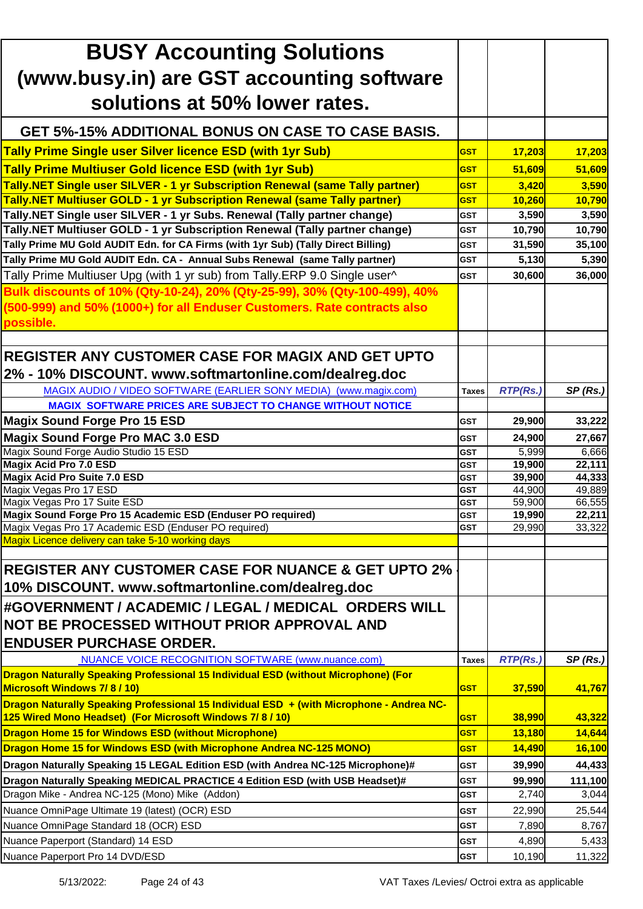# BUSY Accounting Solutions (www.busy.in) are GST accounting software solutions at 50% lower rates.

## GET 5%-15% ADDITIONAL BONUS ON CASE TO CASE BASIS.

| | | | |
|---|---|---|---|
| **Tally Prime Single user Silver licence ESD (with 1yr Sub)** | GST | 17,203 | 17,203 |
| **Tally Prime Multiuser Gold licence ESD (with 1yr Sub)** | GST | 51,609 | 51,609 |
| **Tally.NET Single user SILVER - 1 yr Subscription Renewal (same Tally partner)** | GST | 3,420 | 3,590 |
| **Tally.NET Multiuser GOLD - 1 yr Subscription Renewal (same Tally partner)** | GST | 10,260 | 10,790 |
| **Tally.NET Single user SILVER - 1 yr Subs. Renewal (Tally partner change)** | GST | 3,590 | 3,590 |
| **Tally.NET Multiuser GOLD - 1 yr Subscription Renewal (Tally partner change)** | GST | 10,790 | 10,790 |
| **Tally Prime MU Gold AUDIT Edn. for CA Firms (with 1yr Sub) (Tally Direct Billing)** | GST | 31,590 | 35,100 |
| **Tally Prime MU Gold AUDIT Edn. CA - Annual Subs Renewal (same Tally partner)** | GST | 5,130 | 5,390 |
| Tally Prime Multiuser Upg (with 1 yr sub) from Tally.ERP 9.0 Single user^ | GST | 30,600 | 36,000 |

**Bulk discounts of 10% (Qty-10-24), 20% (Qty-25-99), 30% (Qty-100-499), 40% (500-999) and 50% (1000+) for all Enduser Customers. Rate contracts also possible.**

## REGISTER ANY CUSTOMER CASE FOR MAGIX AND GET UPTO 2% - 10% DISCOUNT. www.softmartonline.com/dealreg.doc

| MAGIX AUDIO / VIDEO SOFTWARE (EARLIER SONY MEDIA) (www.magix.com) | Taxes | RTP(Rs.) | SP (Rs.) |
|---|---|---|---|
| **MAGIX SOFTWARE PRICES ARE SUBJECT TO CHANGE WITHOUT NOTICE** | | | |
| **Magix Sound Forge Pro 15 ESD** | GST | 29,900 | 33,222 |
| **Magix Sound Forge Pro MAC 3.0 ESD** | GST | 24,900 | 27,667 |
| Magix Sound Forge Audio Studio 15 ESD | GST | 5,999 | 6,666 |
| **Magix Acid Pro 7.0 ESD** | GST | 19,900 | 22,111 |
| **Magix Acid Pro Suite 7.0 ESD** | GST | 39,900 | 44,333 |
| Magix Vegas Pro 17 ESD | GST | 44,900 | 49,889 |
| Magix Vegas Pro 17 Suite ESD | GST | 59,900 | 66,555 |
| **Magix Sound Forge Pro 15 Academic ESD (Enduser PO required)** | GST | 19,990 | 22,211 |
| Magix Vegas Pro 17 Academic ESD (Enduser PO required) | GST | 29,990 | 33,322 |
| Magix Licence delivery can take 5-10 working days | | | |

## REGISTER ANY CUSTOMER CASE FOR NUANCE & GET UPTO 2% - 10% DISCOUNT. www.softmartonline.com/dealreg.doc

## #GOVERNMENT / ACADEMIC / LEGAL / MEDICAL ORDERS WILL NOT BE PROCESSED WITHOUT PRIOR APPROVAL AND ENDUSER PURCHASE ORDER.

| NUANCE VOICE RECOGNITION SOFTWARE (www.nuance.com) | Taxes | RTP(Rs.) | SP (Rs.) |
|---|---|---|---|
| **Dragon Naturally Speaking Professional 15 Individual ESD (without Microphone) (For Microsoft Windows 7/ 8 / 10)** | GST | 37,590 | 41,767 |
| **Dragon Naturally Speaking Professional 15 Individual ESD + (with Microphone - Andrea NC-125 Wired Mono Headset) (For Microsoft Windows 7/ 8 / 10)** | GST | 38,990 | 43,322 |
| **Dragon Home 15 for Windows ESD (without Microphone)** | GST | 13,180 | 14,644 |
| **Dragon Home 15 for Windows ESD (with Microphone Andrea NC-125 MONO)** | GST | 14,490 | 16,100 |
| **Dragon Naturally Speaking 15 LEGAL Edition ESD (with Andrea NC-125 Microphone)#** | GST | 39,990 | 44,433 |
| **Dragon Naturally Speaking MEDICAL PRACTICE 4 Edition ESD (with USB Headset)#** | GST | 99,990 | 111,100 |
| Dragon Mike - Andrea NC-125 (Mono) Mike (Addon) | GST | 2,740 | 3,044 |
| Nuance OmniPage Ultimate 19 (latest) (OCR) ESD | GST | 22,990 | 25,544 |
| Nuance OmniPage Standard 18 (OCR) ESD | GST | 7,890 | 8,767 |
| Nuance Paperport (Standard) 14 ESD | GST | 4,890 | 5,433 |
| Nuance Paperport Pro 14 DVD/ESD | GST | 10,190 | 11,322 |

VAT Taxes /Levies/ Octroi extra as applicable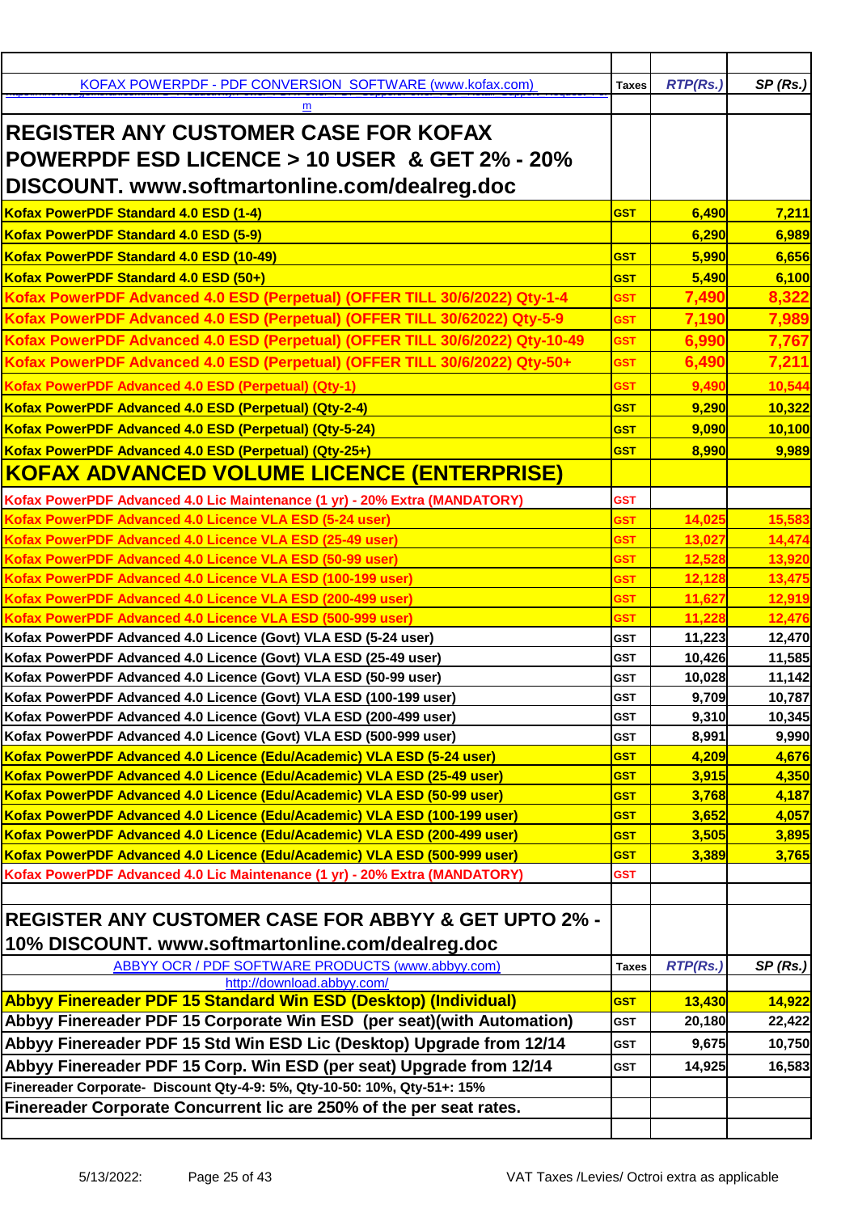| KOFAX POWERPDF - PDF CONVERSION SOFTWARE (www.kofax.com) m | Taxes | RTP(Rs.) | SP (Rs.) |
| --- | --- | --- | --- |
| **REGISTER ANY CUSTOMER CASE FOR KOFAX POWERPDF ESD LICENCE > 10 USER & GET 2% - 20% DISCOUNT. www.softmartonline.com/dealreg.doc** | | | |
| Kofax PowerPDF Standard 4.0 ESD (1-4) | GST | 6,490 | 7,211 |
| Kofax PowerPDF Standard 4.0 ESD (5-9) | | 6,290 | 6,989 |
| Kofax PowerPDF Standard 4.0 ESD (10-49) | GST | 5,990 | 6,656 |
| Kofax PowerPDF Standard 4.0 ESD (50+) | GST | 5,490 | 6,100 |
| Kofax PowerPDF Advanced 4.0 ESD (Perpetual) (OFFER TILL 30/6/2022) Qty-1-4 | GST | 7,490 | 8,322 |
| Kofax PowerPDF Advanced 4.0 ESD (Perpetual) (OFFER TILL 30/62022) Qty-5-9 | GST | 7,190 | 7,989 |
| Kofax PowerPDF Advanced 4.0 ESD (Perpetual) (OFFER TILL 30/6/2022) Qty-10-49 | GST | 6,990 | 7,767 |
| Kofax PowerPDF Advanced 4.0 ESD (Perpetual) (OFFER TILL 30/6/2022) Qty-50+ | GST | 6,490 | 7,211 |
| Kofax PowerPDF Advanced 4.0 ESD (Perpetual) (Qty-1) | GST | 9,490 | 10,544 |
| Kofax PowerPDF Advanced 4.0 ESD (Perpetual) (Qty-2-4) | GST | 9,290 | 10,322 |
| Kofax PowerPDF Advanced 4.0 ESD (Perpetual) (Qty-5-24) | GST | 9,090 | 10,100 |
| Kofax PowerPDF Advanced 4.0 ESD (Perpetual) (Qty-25+) | GST | 8,990 | 9,989 |
| **KOFAX ADVANCED VOLUME LICENCE (ENTERPRISE)** | | | |
| Kofax PowerPDF Advanced 4.0 Lic Maintenance (1 yr) - 20% Extra (MANDATORY) | GST | | |
| Kofax PowerPDF Advanced 4.0 Licence VLA ESD (5-24 user) | GST | 14,025 | 15,583 |
| Kofax PowerPDF Advanced 4.0 Licence VLA ESD (25-49 user) | GST | 13,027 | 14,474 |
| Kofax PowerPDF Advanced 4.0 Licence VLA ESD (50-99 user) | GST | 12,528 | 13,920 |
| Kofax PowerPDF Advanced 4.0 Licence VLA ESD (100-199 user) | GST | 12,128 | 13,475 |
| Kofax PowerPDF Advanced 4.0 Licence VLA ESD (200-499 user) | GST | 11,627 | 12,919 |
| Kofax PowerPDF Advanced 4.0 Licence VLA ESD (500-999 user) | GST | 11,228 | 12,476 |
| Kofax PowerPDF Advanced 4.0 Licence (Govt) VLA ESD (5-24 user) | GST | 11,223 | 12,470 |
| Kofax PowerPDF Advanced 4.0 Licence (Govt) VLA ESD (25-49 user) | GST | 10,426 | 11,585 |
| Kofax PowerPDF Advanced 4.0 Licence (Govt) VLA ESD (50-99 user) | GST | 10,028 | 11,142 |
| Kofax PowerPDF Advanced 4.0 Licence (Govt) VLA ESD (100-199 user) | GST | 9,709 | 10,787 |
| Kofax PowerPDF Advanced 4.0 Licence (Govt) VLA ESD (200-499 user) | GST | 9,310 | 10,345 |
| Kofax PowerPDF Advanced 4.0 Licence (Govt) VLA ESD (500-999 user) | GST | 8,991 | 9,990 |
| Kofax PowerPDF Advanced 4.0 Licence (Edu/Academic) VLA ESD (5-24 user) | GST | 4,209 | 4,676 |
| Kofax PowerPDF Advanced 4.0 Licence (Edu/Academic) VLA ESD (25-49 user) | GST | 3,915 | 4,350 |
| Kofax PowerPDF Advanced 4.0 Licence (Edu/Academic) VLA ESD (50-99 user) | GST | 3,768 | 4,187 |
| Kofax PowerPDF Advanced 4.0 Licence (Edu/Academic) VLA ESD (100-199 user) | GST | 3,652 | 4,057 |
| Kofax PowerPDF Advanced 4.0 Licence (Edu/Academic) VLA ESD (200-499 user) | GST | 3,505 | 3,895 |
| Kofax PowerPDF Advanced 4.0 Licence (Edu/Academic) VLA ESD (500-999 user) | GST | 3,389 | 3,765 |
| Kofax PowerPDF Advanced 4.0 Lic Maintenance (1 yr) - 20% Extra (MANDATORY) | GST | | |
| | | | |
| **REGISTER ANY CUSTOMER CASE FOR ABBYY & GET UPTO 2% - 10% DISCOUNT. www.softmartonline.com/dealreg.doc** | | | |
| ABBYY OCR / PDF SOFTWARE PRODUCTS (www.abbyy.com) http://download.abbyy.com/ | Taxes | RTP(Rs.) | SP (Rs.) |
| Abbyy Finereader PDF 15 Standard Win ESD (Desktop) (Individual) | GST | 13,430 | 14,922 |
| Abbyy Finereader PDF 15 Corporate Win ESD (per seat)(with Automation) | GST | 20,180 | 22,422 |
| Abbyy Finereader PDF 15 Std Win ESD Lic (Desktop) Upgrade from 12/14 | GST | 9,675 | 10,750 |
| Abbyy Finereader PDF 15 Corp. Win ESD (per seat) Upgrade from 12/14 | GST | 14,925 | 16,583 |
| Finereader Corporate- Discount Qty-4-9: 5%, Qty-10-50: 10%, Qty-51+: 15% | | | |
| Finereader Corporate Concurrent lic are 250% of the per seat rates. | | | |

5/13/2022: VAT Taxes /Levies/ Octroi extra as applicable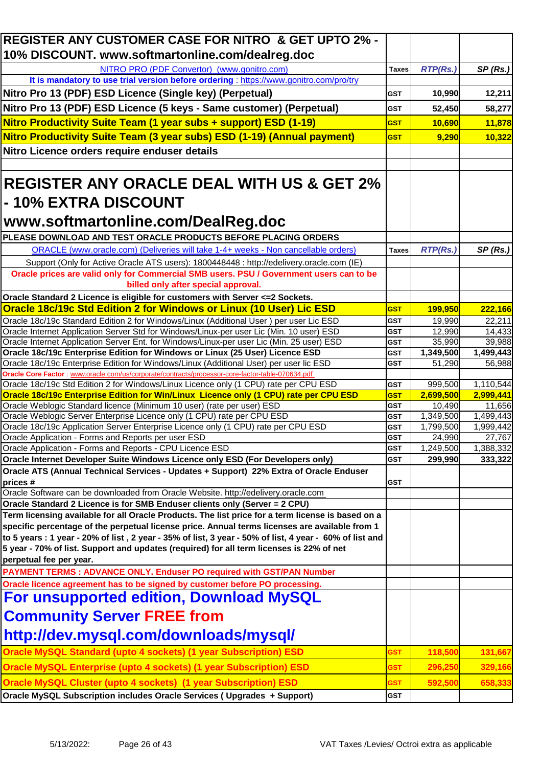| **REGISTER ANY CUSTOMER CASE FOR NITRO & GET UPTO 2% - 10% DISCOUNT. www.softmartonline.com/dealreg.doc** | | | |
|---|---|---|---|
| NITRO PRO (PDF Convertor) (www.gonitro.com) | **Taxes** | ***RTP(Rs.)*** | ***SP (Rs.)*** |
| **It is mandatory to use trial version before ordering** : https://www.gonitro.com/pro/try | | | |
| **Nitro Pro 13 (PDF) ESD Licence (Single key) (Perpetual)** | **GST** | **10,990** | **12,211** |
| **Nitro Pro 13 (PDF) ESD Licence (5 keys - Same customer) (Perpetual)** | **GST** | **52,450** | **58,277** |
| **Nitro Productivity Suite Team (1 year subs + support) ESD (1-19)** | **GST** | **10,690** | **11,878** |
| **Nitro Productivity Suite Team (3 year subs) ESD (1-19) (Annual payment)** | **GST** | **9,290** | **10,322** |
| **Nitro Licence orders require enduser details** | | | |
| | | | |
| **REGISTER ANY ORACLE DEAL WITH US & GET 2% - 10% EXTRA DISCOUNT www.softmartonline.com/DealReg.doc** | | | |
| **PLEASE DOWNLOAD AND TEST ORACLE PRODUCTS BEFORE PLACING ORDERS** | | | |
| ORACLE (www.oracle.com) (Deliveries will take 1-4+ weeks - Non cancellable orders) | **Taxes** | ***RTP(Rs.)*** | ***SP (Rs.)*** |
| Support (Only for Active Oracle ATS users): 1800448448 : http://edelivery.oracle.com (IE) | | | |
| **Oracle prices are valid only for Commercial SMB users. PSU / Government users can to be billed only after special approval.** | | | |
| **Oracle Standard 2 Licence is eligible for customers with Server <=2 Sockets.** | | | |
| **Oracle 18c/19c Std Edition 2 for Windows or Linux (10 User) Lic ESD** | **GST** | **199,950** | **222,166** |
| Oracle 18c/19c Standard Edition 2 for Windows/Linux (Additional User ) per user Lic ESD | **GST** | 19,990 | 22,211 |
| Oracle Internet Application Server Std for Windows/Linux-per user Lic (Min. 10 user) ESD | **GST** | 12,990 | 14,433 |
| Oracle Internet Application Server Ent. for Windows/Linux-per user Lic (Min. 25 user) ESD | **GST** | 35,990 | 39,988 |
| **Oracle 18c/19c Enterprise Edition for Windows or Linux (25 User) Licence ESD** | **GST** | **1,349,500** | **1,499,443** |
| Oracle 18c/19c Enterprise Edition for Windows/Linux (Additional User) per user lic ESD | **GST** | 51,290 | 56,988 |
| **Oracle Core Factor** : www.oracle.com/us/corporate/contracts/processor-core-factor-table-070634.pdf | | | |
| Oracle 18c/19c Std Edition 2 for Windows/Linux Licence only (1 CPU) rate per CPU ESD | **GST** | 999,500 | 1,110,544 |
| **Oracle 18c/19c Enterprise Edition for Win/Linux Licence only (1 CPU) rate per CPU ESD** | **GST** | **2,699,500** | **2,999,441** |
| Oracle Weblogic Standard licence (Minimum 10 user) (rate per user) ESD | **GST** | 10,490 | 11,656 |
| Oracle Weblogic Server Enterprise Licence only (1 CPU) rate per CPU ESD | **GST** | 1,349,500 | 1,499,443 |
| Oracle 18c/19c Application Server Enterprise Licence only (1 CPU) rate per CPU ESD | **GST** | 1,799,500 | 1,999,442 |
| Oracle Application - Forms and Reports per user ESD | **GST** | 24,990 | 27,767 |
| Oracle Application - Forms and Reports - CPU Licence ESD | **GST** | 1,249,500 | 1,388,332 |
| **Oracle Internet Developer Suite Windows Licence only ESD (For Developers only)** | **GST** | **299,990** | **333,322** |
| **Oracle ATS (Annual Technical Services - Updates + Support) 22% Extra of Oracle Enduser prices #** | **GST** | | |
| Oracle Software can be downloaded from Oracle Website. http://edelivery.oracle.com | | | |
| **Oracle Standard 2 Licence is for SMB Enduser clients only (Server = 2 CPU)** | | | |
| **Term licensing available for all Oracle Products. The list price for a term license is based on a specific percentage of the perpetual license price. Annual terms licenses are available from 1 to 5 years : 1 year - 20% of list , 2 year - 35% of list, 3 year - 50% of list, 4 year - 60% of list and 5 year - 70% of list. Support and updates (required) for all term licenses is 22% of net perpetual fee per year.** | | | |
| **PAYMENT TERMS : ADVANCE ONLY. Enduser PO required with GST/PAN Number** | | | |
| **Oracle licence agreement has to be signed by customer before PO processing.** | | | |
| **For unsupported edition, Download MySQL Community Server FREE from http://dev.mysql.com/downloads/mysql/** | | | |
| **Oracle MySQL Standard (upto 4 sockets) (1 year Subscription) ESD** | **GST** | **118,500** | **131,667** |
| **Oracle MySQL Enterprise (upto 4 sockets) (1 year Subscription) ESD** | **GST** | **296,250** | **329,166** |
| **Oracle MySQL Cluster (upto 4 sockets) (1 year Subscription) ESD** | **GST** | **592,500** | **658,333** |
| **Oracle MySQL Subscription includes Oracle Services ( Upgrades + Support)** | **GST** | | |

VAT Taxes /Levies/ Octroi extra as applicable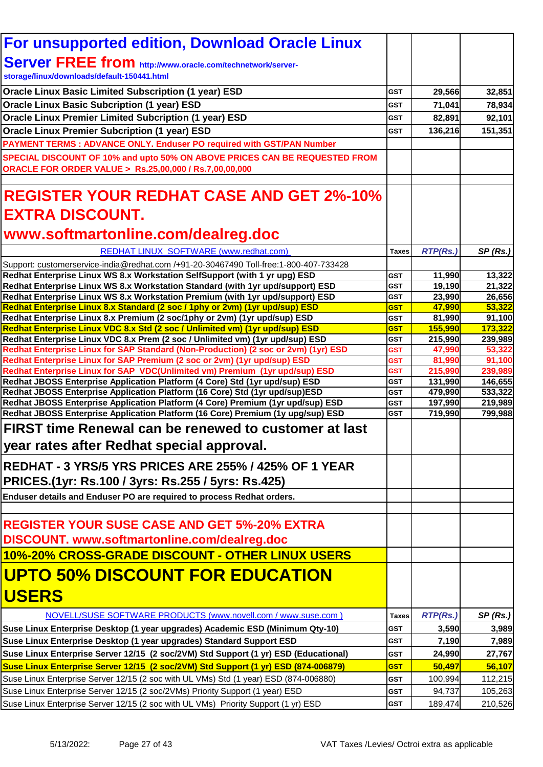| For unsupported edition, Download Oracle Linux Server FREE from http://www.oracle.com/technetwork/server-storage/linux/downloads/default-150441.html | | | |
|---|---|---|---|
| Oracle Linux Basic Limited Subscription (1 year) ESD | GST | 29,566 | 32,851 |
| Oracle Linux Basic Subcription (1 year) ESD | GST | 71,041 | 78,934 |
| Oracle Linux Premier Limited Subcription (1 year) ESD | GST | 82,891 | 92,101 |
| Oracle Linux Premier Subcription (1 year) ESD | GST | 136,216 | 151,351 |
| PAYMENT TERMS : ADVANCE ONLY. Enduser PO required with GST/PAN Number | | | |
| SPECIAL DISCOUNT OF 10% and upto 50% ON ABOVE PRICES CAN BE REQUESTED FROM ORACLE FOR ORDER VALUE > Rs.25,00,000 / Rs.7,00,00,000 | | | |
| | | | |
| REGISTER YOUR REDHAT CASE AND GET 2%-10% EXTRA DISCOUNT. www.softmartonline.com/dealreg.doc | | | |
| REDHAT LINUX SOFTWARE (www.redhat.com) | Taxes | RTP(Rs.) | SP (Rs.) |
| Support: customerservice-india@redhat.com /+91-20-30467490 Toll-free:1-800-407-733428 | | | |
| Redhat Enterprise Linux WS 8.x Workstation SelfSupport (with 1 yr upg) ESD | GST | 11,990 | 13,322 |
| Redhat Enterprise Linux WS 8.x Workstation Standard (with 1yr upd/support) ESD | GST | 19,190 | 21,322 |
| Redhat Enterprise Linux WS 8.x Workstation Premium (with 1yr upd/support) ESD | GST | 23,990 | 26,656 |
| Redhat Enterprise Linux 8.x Standard (2 soc / 1phy or 2vm) (1yr upd/sup) ESD | GST | 47,990 | 53,322 |
| Redhat Enterprise Linux 8.x Premium (2 soc/1phy or 2vm) (1yr upd/sup) ESD | GST | 81,990 | 91,100 |
| Redhat Enterprise Linux VDC 8.x Std (2 soc / Unlimited vm) (1yr upd/sup) ESD | GST | 155,990 | 173,322 |
| Redhat Enterprise Linux VDC 8.x Prem (2 soc / Unlimited vm) (1yr upd/sup) ESD | GST | 215,990 | 239,989 |
| Redhat Enterprise Linux for SAP Standard (Non-Production) (2 soc or 2vm) (1yr) ESD | GST | 47,990 | 53,322 |
| Redhat Enterprise Linux for SAP Premium (2 soc or 2vm) (1yr upd/sup) ESD | GST | 81,990 | 91,100 |
| Redhat Enterprise Linux for SAP VDC(Unlimited vm) Premium (1yr upd/sup) ESD | GST | 215,990 | 239,989 |
| Redhat JBOSS Enterprise Application Platform (4 Core) Std (1yr upd/sup) ESD | GST | 131,990 | 146,655 |
| Redhat JBOSS Enterprise Application Platform (16 Core) Std (1yr upd/sup)ESD | GST | 479,990 | 533,322 |
| Redhat JBOSS Enterprise Application Platform (4 Core) Premium (1yr upd/sup) ESD | GST | 197,990 | 219,989 |
| Redhat JBOSS Enterprise Application Platform (16 Core) Premium (1y upg/sup) ESD | GST | 719,990 | 799,988 |
| FIRST time Renewal can be renewed to customer at last year rates after Redhat special approval. | | | |
| REDHAT - 3 YRS/5 YRS PRICES ARE 255% / 425% OF 1 YEAR PRICES.(1yr: Rs.100 / 3yrs: Rs.255 / 5yrs: Rs.425) | | | |
| Enduser details and Enduser PO are required to process Redhat orders. | | | |
| | | | |
| REGISTER YOUR SUSE CASE AND GET 5%-20% EXTRA DISCOUNT. www.softmartonline.com/dealreg.doc | | | |
| 10%-20% CROSS-GRADE DISCOUNT - OTHER LINUX USERS | | | |
| UPTO 50% DISCOUNT FOR EDUCATION USERS | | | |
| NOVELL/SUSE SOFTWARE PRODUCTS (www.novell.com / www.suse.com ) | Taxes | RTP(Rs.) | SP (Rs.) |
| Suse Linux Enterprise Desktop (1 year upgrades) Academic ESD (Minimum Qty-10) | GST | 3,590 | 3,989 |
| Suse Linux Enterprise Desktop (1 year upgrades) Standard Support ESD | GST | 7,190 | 7,989 |
| Suse Linux Enterprise Server 12/15 (2 soc/2VM) Std Support (1 yr) ESD (Educational) | GST | 24,990 | 27,767 |
| Suse Linux Enterprise Server 12/15 (2 soc/2VM) Std Support (1 yr) ESD (874-006879) | GST | 50,497 | 56,107 |
| Suse Linux Enterprise Server 12/15 (2 soc with UL VMs) Std (1 year) ESD (874-006880) | GST | 100,994 | 112,215 |
| Suse Linux Enterprise Server 12/15 (2 soc/2VMs) Priority Support (1 year) ESD | GST | 94,737 | 105,263 |
| Suse Linux Enterprise Server 12/15 (2 soc with UL VMs) Priority Support (1 yr) ESD | GST | 189,474 | 210,526 |

VAT Taxes /Levies/ Octroi extra as applicable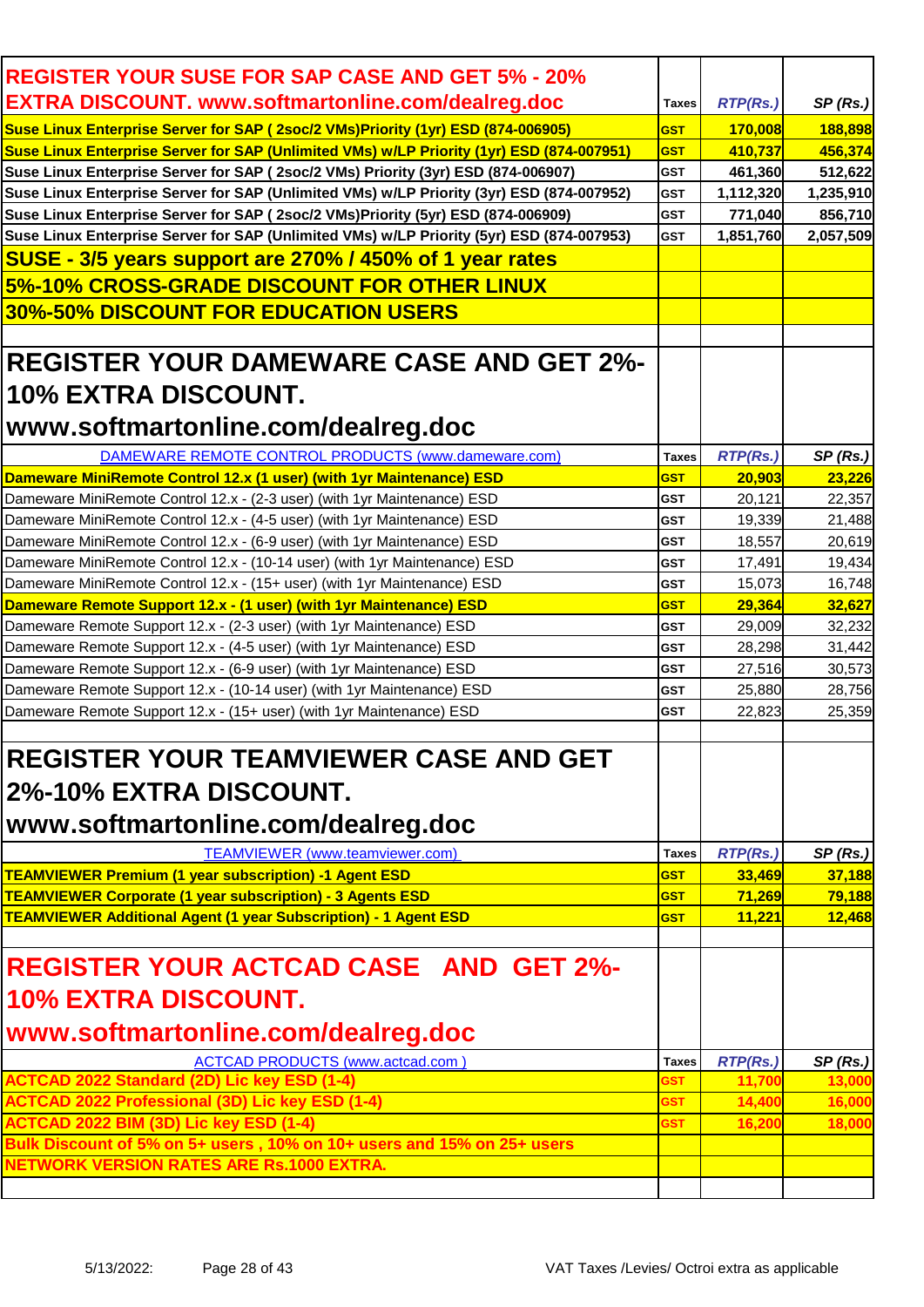| REGISTER YOUR SUSE FOR SAP CASE AND GET 5% - 20% EXTRA DISCOUNT. www.softmartonline.com/dealreg.doc | Taxes | RTP(Rs.) | SP (Rs.) |
|---|---|---|---|
| **Suse Linux Enterprise Server for SAP ( 2soc/2 VMs)Priority (1yr) ESD (874-006905)** | **GST** | **170,008** | **188,898** |
| **Suse Linux Enterprise Server for SAP (Unlimited VMs) w/LP Priority (1yr) ESD (874-007951)** | **GST** | **410,737** | **456,374** |
| **Suse Linux Enterprise Server for SAP ( 2soc/2 VMs) Priority (3yr) ESD (874-006907)** | **GST** | **461,360** | **512,622** |
| **Suse Linux Enterprise Server for SAP (Unlimited VMs) w/LP Priority (3yr) ESD (874-007952)** | **GST** | **1,112,320** | **1,235,910** |
| **Suse Linux Enterprise Server for SAP ( 2soc/2 VMs)Priority (5yr) ESD (874-006909)** | **GST** | **771,040** | **856,710** |
| **Suse Linux Enterprise Server for SAP (Unlimited VMs) w/LP Priority (5yr) ESD (874-007953)** | **GST** | **1,851,760** | **2,057,509** |
| **SUSE - 3/5 years support are 270% / 450% of 1 year rates** | | | |
| **5%-10% CROSS-GRADE DISCOUNT FOR OTHER LINUX** | | | |
| **30%-50% DISCOUNT FOR EDUCATION USERS** | | | |

| REGISTER YOUR DAMEWARE CASE AND GET 2%-10% EXTRA DISCOUNT. www.softmartonline.com/dealreg.doc | | | |
|---|---|---|---|
| DAMEWARE REMOTE CONTROL PRODUCTS (www.dameware.com) | Taxes | RTP(Rs.) | SP (Rs.) |
| **Dameware MiniRemote Control 12.x (1 user) (with 1yr Maintenance) ESD** | **GST** | **20,903** | **23,226** |
| Dameware MiniRemote Control 12.x - (2-3 user) (with 1yr Maintenance) ESD | GST | 20,121 | 22,357 |
| Dameware MiniRemote Control 12.x - (4-5 user) (with 1yr Maintenance) ESD | GST | 19,339 | 21,488 |
| Dameware MiniRemote Control 12.x - (6-9 user) (with 1yr Maintenance) ESD | GST | 18,557 | 20,619 |
| Dameware MiniRemote Control 12.x - (10-14 user) (with 1yr Maintenance) ESD | GST | 17,491 | 19,434 |
| Dameware MiniRemote Control 12.x - (15+ user) (with 1yr Maintenance) ESD | GST | 15,073 | 16,748 |
| **Dameware Remote Support 12.x - (1 user) (with 1yr Maintenance) ESD** | **GST** | **29,364** | **32,627** |
| Dameware Remote Support 12.x - (2-3 user) (with 1yr Maintenance) ESD | GST | 29,009 | 32,232 |
| Dameware Remote Support 12.x - (4-5 user) (with 1yr Maintenance) ESD | GST | 28,298 | 31,442 |
| Dameware Remote Support 12.x - (6-9 user) (with 1yr Maintenance) ESD | GST | 27,516 | 30,573 |
| Dameware Remote Support 12.x - (10-14 user) (with 1yr Maintenance) ESD | GST | 25,880 | 28,756 |
| Dameware Remote Support 12.x - (15+ user) (with 1yr Maintenance) ESD | GST | 22,823 | 25,359 |

| REGISTER YOUR TEAMVIEWER CASE AND GET 2%-10% EXTRA DISCOUNT. www.softmartonline.com/dealreg.doc | | | |
|---|---|---|---|
| TEAMVIEWER (www.teamviewer.com) | Taxes | RTP(Rs.) | SP (Rs.) |
| **TEAMVIEWER Premium (1 year subscription) -1 Agent ESD** | **GST** | **33,469** | **37,188** |
| **TEAMVIEWER Corporate (1 year subscription) - 3 Agents ESD** | **GST** | **71,269** | **79,188** |
| **TEAMVIEWER Additional Agent (1 year Subscription) - 1 Agent ESD** | **GST** | **11,221** | **12,468** |

| REGISTER YOUR ACTCAD CASE AND GET 2%-10% EXTRA DISCOUNT. www.softmartonline.com/dealreg.doc | | | |
|---|---|---|---|
| ACTCAD PRODUCTS (www.actcad.com ) | Taxes | RTP(Rs.) | SP (Rs.) |
| **ACTCAD 2022 Standard (2D) Lic key ESD (1-4)** | **GST** | **11,700** | **13,000** |
| **ACTCAD 2022 Professional (3D) Lic key ESD (1-4)** | **GST** | **14,400** | **16,000** |
| **ACTCAD 2022 BIM (3D) Lic key ESD (1-4)** | **GST** | **16,200** | **18,000** |
| **Bulk Discount of 5% on 5+ users , 10% on 10+ users and 15% on 25+ users** | | | |
| **NETWORK VERSION RATES ARE Rs.1000 EXTRA.** | | | |

5/13/2022: VAT Taxes /Levies/ Octroi extra as applicable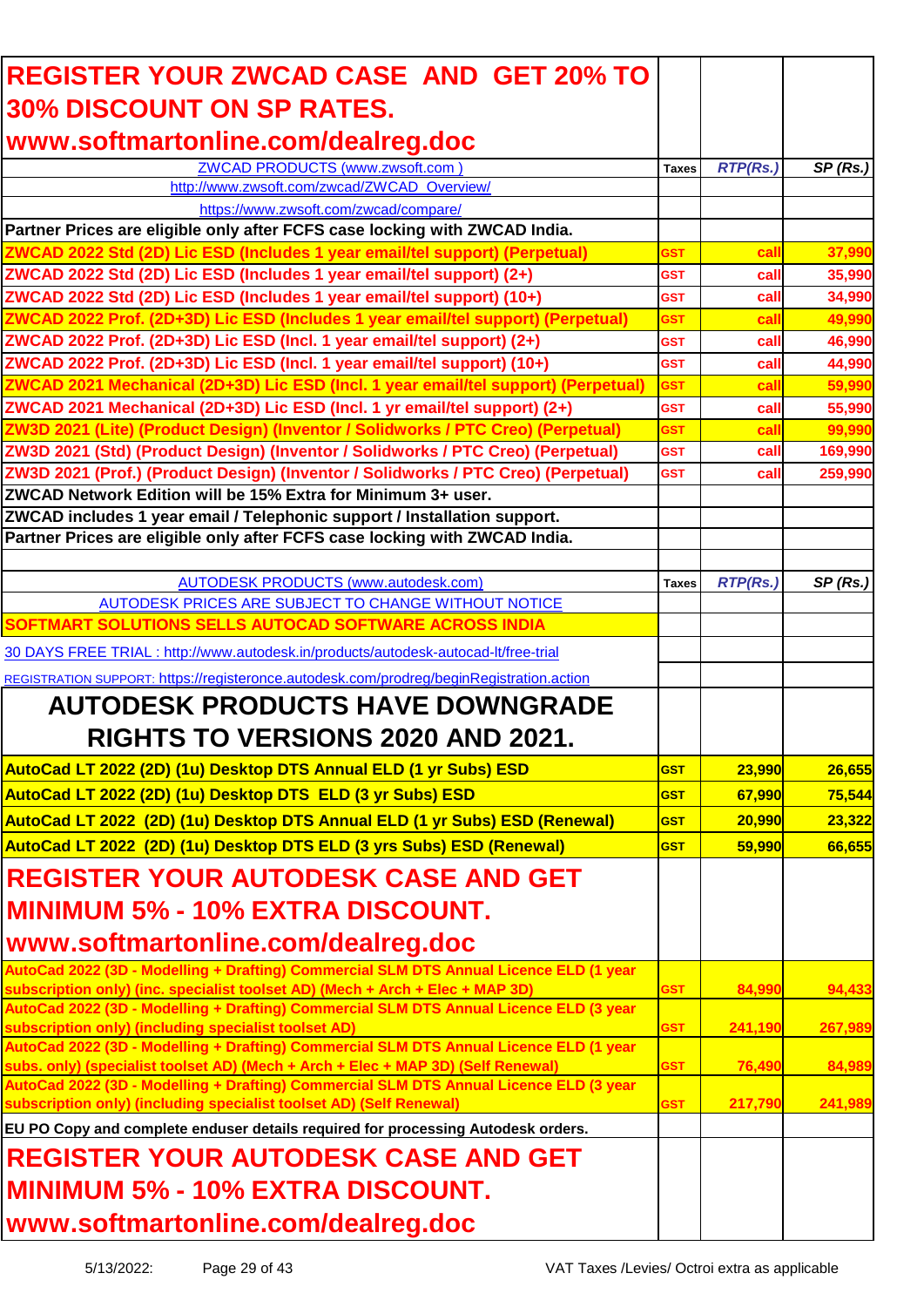| REGISTER YOUR ZWCAD CASE AND GET 20% TO 30% DISCOUNT ON SP RATES. www.softmartonline.com/dealreg.doc | | | |
|---|---|---|---|
| ZWCAD PRODUCTS (www.zwsoft.com ) | Taxes | RTP(Rs.) | SP (Rs.) |
| http://www.zwsoft.com/zwcad/ZWCAD_Overview/ | | | |
| https://www.zwsoft.com/zwcad/compare/ | | | |
| **Partner Prices are eligible only after FCFS case locking with ZWCAD India.** | | | |
| **ZWCAD 2022 Std (2D) Lic ESD (Includes 1 year email/tel support) (Perpetual)** | GST | call | 37,990 |
| **ZWCAD 2022 Std (2D) Lic ESD (Includes 1 year email/tel support) (2+)** | GST | call | 35,990 |
| **ZWCAD 2022 Std (2D) Lic ESD (Includes 1 year email/tel support) (10+)** | GST | call | 34,990 |
| **ZWCAD 2022 Prof. (2D+3D) Lic ESD (Includes 1 year email/tel support) (Perpetual)** | GST | call | 49,990 |
| **ZWCAD 2022 Prof. (2D+3D) Lic ESD (Incl. 1 year email/tel support) (2+)** | GST | call | 46,990 |
| **ZWCAD 2022 Prof. (2D+3D) Lic ESD (Incl. 1 year email/tel support) (10+)** | GST | call | 44,990 |
| **ZWCAD 2021 Mechanical (2D+3D) Lic ESD (Incl. 1 year email/tel support) (Perpetual)** | GST | call | 59,990 |
| **ZWCAD 2021 Mechanical (2D+3D) Lic ESD (Incl. 1 yr email/tel support) (2+)** | GST | call | 55,990 |
| **ZW3D 2021 (Lite) (Product Design) (Inventor / Solidworks / PTC Creo) (Perpetual)** | GST | call | 99,990 |
| **ZW3D 2021 (Std) (Product Design) (Inventor / Solidworks / PTC Creo) (Perpetual)** | GST | call | 169,990 |
| **ZW3D 2021 (Prof.) (Product Design) (Inventor / Solidworks / PTC Creo) (Perpetual)** | GST | call | 259,990 |
| **ZWCAD Network Edition will be 15% Extra for Minimum 3+ user.** | | | |
| **ZWCAD includes 1 year email / Telephonic support / Installation support.** | | | |
| **Partner Prices are eligible only after FCFS case locking with ZWCAD India.** | | | |
| | | | |
| AUTODESK PRODUCTS (www.autodesk.com) | Taxes | RTP(Rs.) | SP (Rs.) |
| AUTODESK PRICES ARE SUBJECT TO CHANGE WITHOUT NOTICE | | | |
| **SOFTMART SOLUTIONS SELLS AUTOCAD SOFTWARE ACROSS INDIA** | | | |
| 30 DAYS FREE TRIAL : http://www.autodesk.in/products/autodesk-autocad-lt/free-trial | | | |
| REGISTRATION SUPPORT: https://registeronce.autodesk.com/prodreg/beginRegistration.action | | | |
| **AUTODESK PRODUCTS HAVE DOWNGRADE RIGHTS TO VERSIONS 2020 AND 2021.** | | | |
| **AutoCad LT 2022 (2D) (1u) Desktop DTS Annual ELD (1 yr Subs) ESD** | GST | 23,990 | 26,655 |
| **AutoCad LT 2022 (2D) (1u) Desktop DTS ELD (3 yr Subs) ESD** | GST | 67,990 | 75,544 |
| **AutoCad LT 2022 (2D) (1u) Desktop DTS Annual ELD (1 yr Subs) ESD (Renewal)** | GST | 20,990 | 23,322 |
| **AutoCad LT 2022 (2D) (1u) Desktop DTS ELD (3 yrs Subs) ESD (Renewal)** | GST | 59,990 | 66,655 |
| **REGISTER YOUR AUTODESK CASE AND GET MINIMUM 5% - 10% EXTRA DISCOUNT. www.softmartonline.com/dealreg.doc** | | | |
| **AutoCad 2022 (3D - Modelling + Drafting) Commercial SLM DTS Annual Licence ELD (1 year subscription only) (inc. specialist toolset AD) (Mech + Arch + Elec + MAP 3D)** | GST | 84,990 | 94,433 |
| **AutoCad 2022 (3D - Modelling + Drafting) Commercial SLM DTS Annual Licence ELD (3 year subscription only) (including specialist toolset AD)** | GST | 241,190 | 267,989 |
| **AutoCad 2022 (3D - Modelling + Drafting) Commercial SLM DTS Annual Licence ELD (1 year subs. only) (specialist toolset AD) (Mech + Arch + Elec + MAP 3D) (Self Renewal)** | GST | 76,490 | 84,989 |
| **AutoCad 2022 (3D - Modelling + Drafting) Commercial SLM DTS Annual Licence ELD (3 year subscription only) (including specialist toolset AD) (Self Renewal)** | GST | 217,790 | 241,989 |
| **EU PO Copy and complete enduser details required for processing Autodesk orders.** | | | |
| **REGISTER YOUR AUTODESK CASE AND GET MINIMUM 5% - 10% EXTRA DISCOUNT. www.softmartonline.com/dealreg.doc** | | | |

VAT Taxes /Levies/ Octroi extra as applicable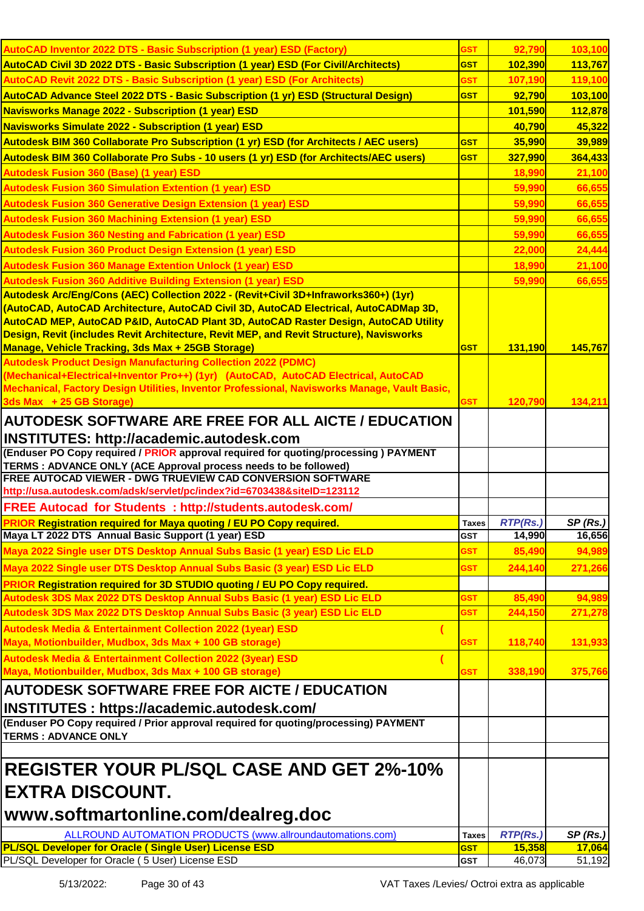| | | | |
|---|---|---|---|
| **AutoCAD Inventor 2022 DTS - Basic Subscription (1 year) ESD (Factory)** | GST | 92,790 | 103,100 |
| **AutoCAD Civil 3D 2022 DTS - Basic Subscription (1 year) ESD (For Civil/Architects)** | GST | 102,390 | 113,767 |
| **AutoCAD Revit 2022 DTS - Basic Subscription (1 year) ESD (For Architects)** | GST | 107,190 | 119,100 |
| **AutoCAD Advance Steel 2022 DTS - Basic Subscription (1 yr) ESD (Structural Design)** | GST | 92,790 | 103,100 |
| **Navisworks Manage 2022 - Subscription (1 year) ESD** | | 101,590 | 112,878 |
| **Navisworks Simulate 2022 - Subscription (1 year) ESD** | | 40,790 | 45,322 |
| **Autodesk BIM 360 Collaborate Pro Subscription (1 yr) ESD (for Architects / AEC users)** | GST | 35,990 | 39,989 |
| **Autodesk BIM 360 Collaborate Pro Subs - 10 users (1 yr) ESD (for Architects/AEC users)** | GST | 327,990 | 364,433 |
| **Autodesk Fusion 360 (Base) (1 year) ESD** | | 18,990 | 21,100 |
| **Autodesk Fusion 360 Simulation Extention (1 year) ESD** | | 59,990 | 66,655 |
| **Autodesk Fusion 360 Generative Design Extension (1 year) ESD** | | 59,990 | 66,655 |
| **Autodesk Fusion 360 Machining Extension (1 year) ESD** | | 59,990 | 66,655 |
| **Autodesk Fusion 360 Nesting and Fabrication (1 year) ESD** | | 59,990 | 66,655 |
| **Autodesk Fusion 360 Product Design Extension (1 year) ESD** | | 22,000 | 24,444 |
| **Autodesk Fusion 360 Manage Extention Unlock (1 year) ESD** | | 18,990 | 21,100 |
| **Autodesk Fusion 360 Additive Building Extension (1 year) ESD** | | 59,990 | 66,655 |
| **Autodesk Arc/Eng/Cons (AEC) Collection 2022 - (Revit+Civil 3D+Infraworks360+) (1yr) (AutoCAD, AutoCAD Architecture, AutoCAD Civil 3D, AutoCAD Electrical, AutoCADMap 3D, AutoCAD MEP, AutoCAD P&ID, AutoCAD Plant 3D, AutoCAD Raster Design, AutoCAD Utility Design, Revit (includes Revit Architecture, Revit MEP, and Revit Structure), Navisworks Manage, Vehicle Tracking, 3ds Max + 25GB Storage)** | GST | 131,190 | 145,767 |
| **Autodesk Product Design Manufacturing Collection 2022 (PDMC) (Mechanical+Electrical+Inventor Pro++) (1yr) (AutoCAD, AutoCAD Electrical, AutoCAD Mechanical, Factory Design Utilities, Inventor Professional, Navisworks Manage, Vault Basic, 3ds Max + 25 GB Storage)** | GST | 120,790 | 134,211 |
| **AUTODESK SOFTWARE ARE FREE FOR ALL AICTE / EDUCATION INSTITUTES: http://academic.autodesk.com** | | | |
| **(Enduser PO Copy required / PRIOR approval required for quoting/processing ) PAYMENT TERMS : ADVANCE ONLY (ACE Approval process needs to be followed)** | | | |
| **FREE AUTOCAD VIEWER - DWG TRUEVIEW CAD CONVERSION SOFTWARE** http://usa.autodesk.com/adsk/servlet/pc/index?id=6703438&siteID=123112 | | | |
| **FREE Autocad for Students : http://students.autodesk.com/** | | | |
| **PRIOR Registration required for Maya quoting / EU PO Copy required.** | **Taxes** | ***RTP(Rs.)*** | ***SP (Rs.)*** |
| **Maya LT 2022 DTS Annual Basic Support (1 year) ESD** | GST | 14,990 | 16,656 |
| **Maya 2022 Single user DTS Desktop Annual Subs Basic (1 year) ESD Lic ELD** | GST | 85,490 | 94,989 |
| **Maya 2022 Single user DTS Desktop Annual Subs Basic (3 year) ESD Lic ELD** | GST | 244,140 | 271,266 |
| **PRIOR Registration required for 3D STUDIO quoting / EU PO Copy required.** | | | |
| **Autodesk 3DS Max 2022 DTS Desktop Annual Subs Basic (1 year) ESD Lic ELD** | GST | 85,490 | 94,989 |
| **Autodesk 3DS Max 2022 DTS Desktop Annual Subs Basic (3 year) ESD Lic ELD** | GST | 244,150 | 271,278 |
| **Autodesk Media & Entertainment Collection 2022 (1year) ESD ( Maya, Motionbuilder, Mudbox, 3ds Max + 100 GB storage)** | GST | 118,740 | 131,933 |
| **Autodesk Media & Entertainment Collection 2022 (3year) ESD ( Maya, Motionbuilder, Mudbox, 3ds Max + 100 GB storage)** | GST | 338,190 | 375,766 |
| **AUTODESK SOFTWARE FREE FOR AICTE / EDUCATION INSTITUTES : https://academic.autodesk.com/** | | | |
| **(Enduser PO Copy required / Prior approval required for quoting/processing) PAYMENT TERMS : ADVANCE ONLY** | | | |
| | | | |
| **REGISTER YOUR PL/SQL CASE AND GET 2%-10% EXTRA DISCOUNT. www.softmartonline.com/dealreg.doc** | | | |
| ALLROUND AUTOMATION PRODUCTS (www.allroundautomations.com) | **Taxes** | ***RTP(Rs.)*** | ***SP (Rs.)*** |
| **PL/SQL Developer for Oracle ( Single User) License ESD** | GST | 15,358 | 17,064 |
| PL/SQL Developer for Oracle ( 5 User) License ESD | GST | 46,073 | 51,192 |

5/13/2022: VAT Taxes /Levies/ Octroi extra as applicable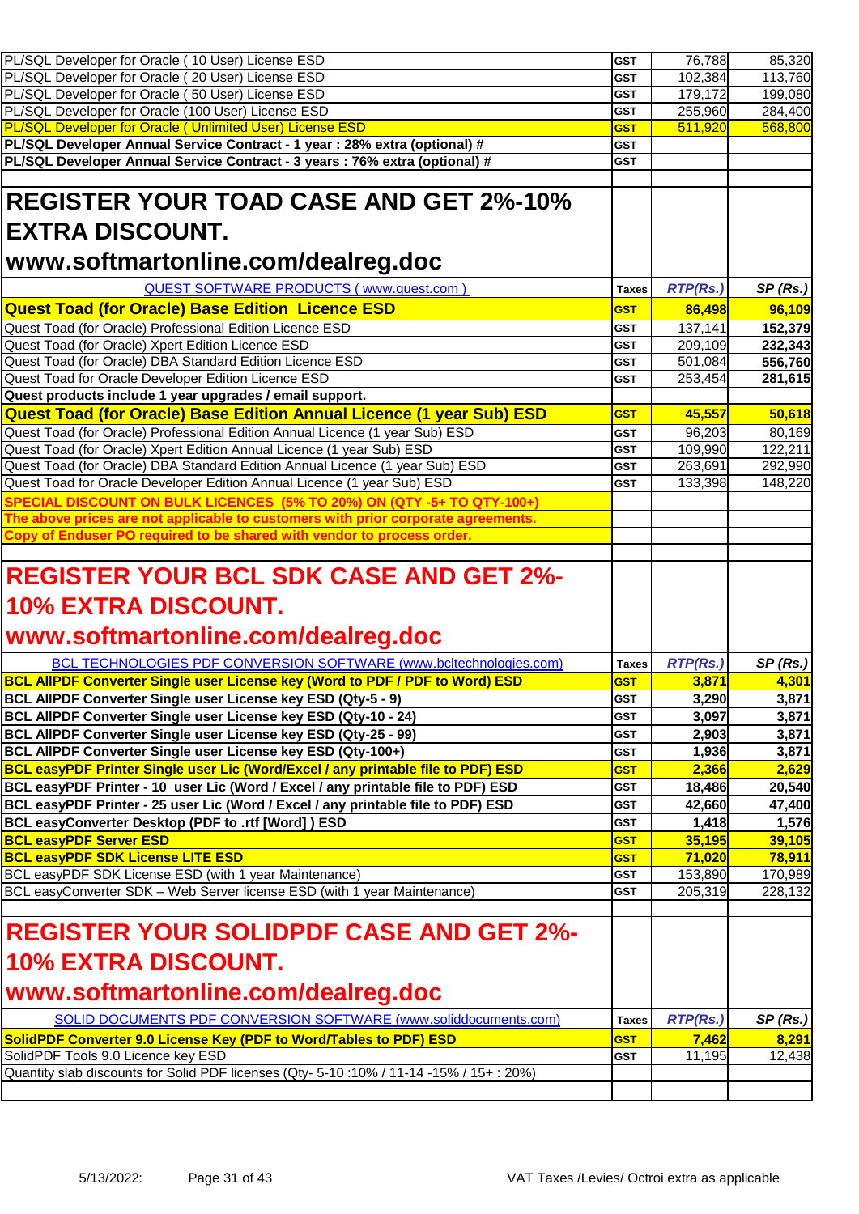| | | | |
|---|---|---|---|
| PL/SQL Developer for Oracle ( 10 User) License ESD | GST | 76,788 | 85,320 |
| PL/SQL Developer for Oracle ( 20 User) License ESD | GST | 102,384 | 113,760 |
| PL/SQL Developer for Oracle ( 50 User) License ESD | GST | 179,172 | 199,080 |
| PL/SQL Developer for Oracle (100 User) License ESD | GST | 255,960 | 284,400 |
| PL/SQL Developer for Oracle ( Unlimited User) License ESD | GST | 511,920 | 568,800 |
| **PL/SQL Developer Annual Service Contract - 1 year : 28% extra (optional) #** | GST | | |
| **PL/SQL Developer Annual Service Contract - 3 years : 76% extra (optional) #** | GST | | |

# REGISTER YOUR TOAD CASE AND GET 2%-10% EXTRA DISCOUNT. www.softmartonline.com/dealreg.doc

| QUEST SOFTWARE PRODUCTS ( www.quest.com ) | Taxes | RTP(Rs.) | SP (Rs.) |
|---|---|---|---|
| **Quest Toad (for Oracle) Base Edition Licence ESD** | GST | **86,498** | **96,109** |
| Quest Toad (for Oracle) Professional Edition Licence ESD | GST | 137,141 | **152,379** |
| Quest Toad (for Oracle) Xpert Edition Licence ESD | GST | 209,109 | **232,343** |
| Quest Toad (for Oracle) DBA Standard Edition Licence ESD | GST | 501,084 | **556,760** |
| Quest Toad for Oracle Developer Edition Licence ESD | GST | 253,454 | **281,615** |
| **Quest products include 1 year upgrades / email support.** | | | |
| **Quest Toad (for Oracle) Base Edition Annual Licence (1 year Sub) ESD** | GST | **45,557** | **50,618** |
| Quest Toad (for Oracle) Professional Edition Annual Licence (1 year Sub) ESD | GST | 96,203 | 80,169 |
| Quest Toad (for Oracle) Xpert Edition Annual Licence (1 year Sub) ESD | GST | 109,990 | 122,211 |
| Quest Toad (for Oracle) DBA Standard Edition Annual Licence (1 year Sub) ESD | GST | 263,691 | 292,990 |
| Quest Toad for Oracle Developer Edition Annual Licence (1 year Sub) ESD | GST | 133,398 | 148,220 |
| **SPECIAL DISCOUNT ON BULK LICENCES (5% TO 20%) ON (QTY -5+ TO QTY-100+)** | | | |
| **The above prices are not applicable to customers with prior corporate agreements.** | | | |
| **Copy of Enduser PO required to be shared with vendor to process order.** | | | |

# REGISTER YOUR BCL SDK CASE AND GET 2%-10% EXTRA DISCOUNT. www.softmartonline.com/dealreg.doc

| BCL TECHNOLOGIES PDF CONVERSION SOFTWARE (www.bcltechnologies.com) | Taxes | RTP(Rs.) | SP (Rs.) |
|---|---|---|---|
| **BCL AllPDF Converter Single user License key (Word to PDF / PDF to Word) ESD** | GST | **3,871** | **4,301** |
| **BCL AllPDF Converter Single user License key ESD (Qty-5 - 9)** | GST | **3,290** | **3,871** |
| **BCL AllPDF Converter Single user License key ESD (Qty-10 - 24)** | GST | **3,097** | **3,871** |
| **BCL AllPDF Converter Single user License key ESD (Qty-25 - 99)** | GST | **2,903** | **3,871** |
| **BCL AllPDF Converter Single user License key ESD (Qty-100+)** | GST | **1,936** | **3,871** |
| **BCL easyPDF Printer Single user Lic (Word/Excel / any printable file to PDF) ESD** | GST | **2,366** | **2,629** |
| **BCL easyPDF Printer - 10 user Lic (Word / Excel / any printable file to PDF) ESD** | GST | **18,486** | **20,540** |
| **BCL easyPDF Printer - 25 user Lic (Word / Excel / any printable file to PDF) ESD** | GST | **42,660** | **47,400** |
| **BCL easyConverter Desktop (PDF to .rtf [Word] ) ESD** | GST | **1,418** | **1,576** |
| **BCL easyPDF Server ESD** | GST | **35,195** | **39,105** |
| **BCL easyPDF SDK License LITE ESD** | GST | **71,020** | **78,911** |
| BCL easyPDF SDK License ESD (with 1 year Maintenance) | GST | 153,890 | 170,989 |
| BCL easyConverter SDK – Web Server license ESD (with 1 year Maintenance) | GST | 205,319 | 228,132 |

# REGISTER YOUR SOLIDPDF CASE AND GET 2%-10% EXTRA DISCOUNT. www.softmartonline.com/dealreg.doc

| SOLID DOCUMENTS PDF CONVERSION SOFTWARE (www.soliddocuments.com) | Taxes | RTP(Rs.) | SP (Rs.) |
|---|---|---|---|
| **SolidPDF Converter 9.0 License Key (PDF to Word/Tables to PDF) ESD** | GST | **7,462** | **8,291** |
| SolidPDF Tools 9.0 Licence key ESD | GST | 11,195 | 12,438 |
| Quantity slab discounts for Solid PDF licenses (Qty- 5-10 :10% / 11-14 -15% / 15+ : 20%) | | | |

5/13/2022: VAT Taxes /Levies/ Octroi extra as applicable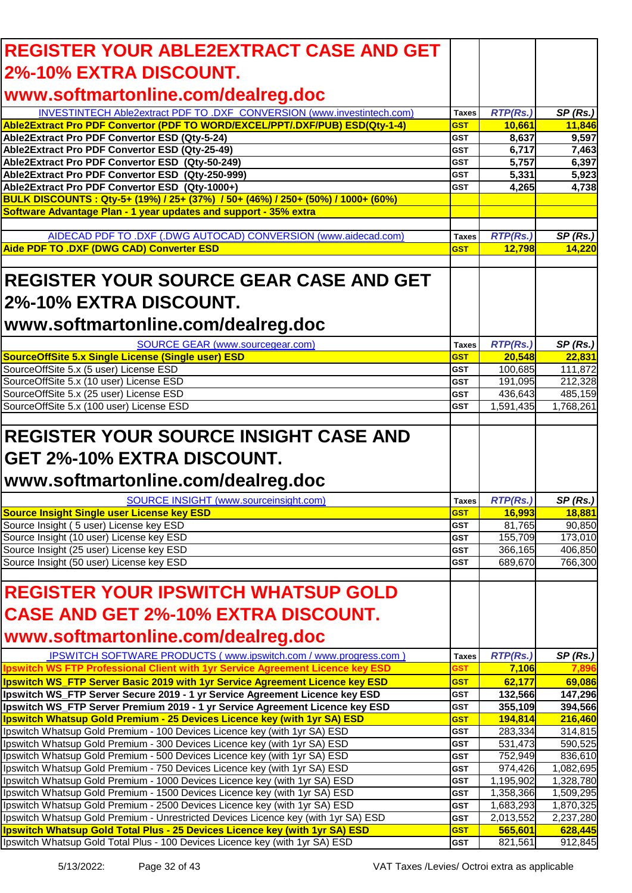## REGISTER YOUR ABLE2EXTRACT CASE AND GET 2%-10% EXTRA DISCOUNT. www.softmartonline.com/dealreg.doc

| INVESTINTECH Able2extract PDF TO .DXF CONVERSION (www.investintech.com) | Taxes | *RTP(Rs.)* | *SP (Rs.)* |
|---|---|---|---|
| **Able2Extract Pro PDF Convertor (PDF TO WORD/EXCEL/PPT/.DXF/PUB) ESD(Qty-1-4)** | **GST** | **10,661** | **11,846** |
| **Able2Extract Pro PDF Convertor ESD (Qty-5-24)** | GST | 8,637 | 9,597 |
| **Able2Extract Pro PDF Convertor ESD (Qty-25-49)** | GST | 6,717 | 7,463 |
| **Able2Extract Pro PDF Convertor ESD (Qty-50-249)** | GST | 5,757 | 6,397 |
| **Able2Extract Pro PDF Convertor ESD (Qty-250-999)** | GST | 5,331 | 5,923 |
| **Able2Extract Pro PDF Convertor ESD (Qty-1000+)** | GST | 4,265 | 4,738 |
| **BULK DISCOUNTS : Qty-5+ (19%) / 25+ (37%) / 50+ (46%) / 250+ (50%) / 1000+ (60%)** | | | |
| **Software Advantage Plan - 1 year updates and support - 35% extra** | | | |

| AIDECAD PDF TO .DXF (.DWG AUTOCAD) CONVERSION (www.aidecad.com) | Taxes | *RTP(Rs.)* | *SP (Rs.)* |
|---|---|---|---|
| **Aide PDF TO .DXF (DWG CAD) Converter ESD** | **GST** | **12,798** | **14,220** |

## REGISTER YOUR SOURCE GEAR CASE AND GET 2%-10% EXTRA DISCOUNT. www.softmartonline.com/dealreg.doc

| SOURCE GEAR (www.sourcegear.com) | Taxes | *RTP(Rs.)* | *SP (Rs.)* |
|---|---|---|---|
| **SourceOffSite 5.x Single License (Single user) ESD** | **GST** | **20,548** | **22,831** |
| SourceOffSite 5.x (5 user) License ESD | GST | 100,685 | 111,872 |
| SourceOffSite 5.x (10 user) License ESD | GST | 191,095 | 212,328 |
| SourceOffSite 5.x (25 user) License ESD | GST | 436,643 | 485,159 |
| SourceOffSite 5.x (100 user) License ESD | GST | 1,591,435 | 1,768,261 |

## REGISTER YOUR SOURCE INSIGHT CASE AND GET 2%-10% EXTRA DISCOUNT. www.softmartonline.com/dealreg.doc

| SOURCE INSIGHT (www.sourceinsight.com) | Taxes | *RTP(Rs.)* | *SP (Rs.)* |
|---|---|---|---|
| **Source Insight Single user License key ESD** | **GST** | **16,993** | **18,881** |
| Source Insight ( 5 user) License key ESD | GST | 81,765 | 90,850 |
| Source Insight (10 user) License key ESD | GST | 155,709 | 173,010 |
| Source Insight (25 user) License key ESD | GST | 366,165 | 406,850 |
| Source Insight (50 user) License key ESD | GST | 689,670 | 766,300 |

## REGISTER YOUR IPSWITCH WHATSUP GOLD CASE AND GET 2%-10% EXTRA DISCOUNT. www.softmartonline.com/dealreg.doc

| IPSWITCH SOFTWARE PRODUCTS ( www.ipswitch.com / www.progress.com ) | Taxes | *RTP(Rs.)* | *SP (Rs.)* |
|---|---|---|---|
| **Ipswitch WS FTP Professional Client with 1yr Service Agreement Licence key ESD** | **GST** | **7,106** | **7,896** |
| **Ipswitch WS_FTP Server Basic 2019 with 1yr Service Agreement Licence key ESD** | **GST** | **62,177** | **69,086** |
| **Ipswitch WS_FTP Server Secure 2019 - 1 yr Service Agreement Licence key ESD** | GST | **132,566** | **147,296** |
| **Ipswitch WS_FTP Server Premium 2019 - 1 yr Service Agreement Licence key ESD** | GST | **355,109** | **394,566** |
| **Ipswitch Whatsup Gold Premium - 25 Devices Licence key (with 1yr SA) ESD** | **GST** | **194,814** | **216,460** |
| Ipswitch Whatsup Gold Premium - 100 Devices Licence key (with 1yr SA) ESD | GST | 283,334 | 314,815 |
| Ipswitch Whatsup Gold Premium - 300 Devices Licence key (with 1yr SA) ESD | GST | 531,473 | 590,525 |
| Ipswitch Whatsup Gold Premium - 500 Devices Licence key (with 1yr SA) ESD | GST | 752,949 | 836,610 |
| Ipswitch Whatsup Gold Premium - 750 Devices Licence key (with 1yr SA) ESD | GST | 974,426 | 1,082,695 |
| Ipswitch Whatsup Gold Premium - 1000 Devices Licence key (with 1yr SA) ESD | GST | 1,195,902 | 1,328,780 |
| Ipswitch Whatsup Gold Premium - 1500 Devices Licence key (with 1yr SA) ESD | GST | 1,358,366 | 1,509,295 |
| Ipswitch Whatsup Gold Premium - 2500 Devices Licence key (with 1yr SA) ESD | GST | 1,683,293 | 1,870,325 |
| Ipswitch Whatsup Gold Premium - Unrestricted Devices Licence key (with 1yr SA) ESD | GST | 2,013,552 | 2,237,280 |
| **Ipswitch Whatsup Gold Total Plus - 25 Devices Licence key (with 1yr SA) ESD** | **GST** | **565,601** | **628,445** |
| Ipswitch Whatsup Gold Total Plus - 100 Devices Licence key (with 1yr SA) ESD | GST | 821,561 | 912,845 |

5/13/2022: VAT Taxes /Levies/ Octroi extra as applicable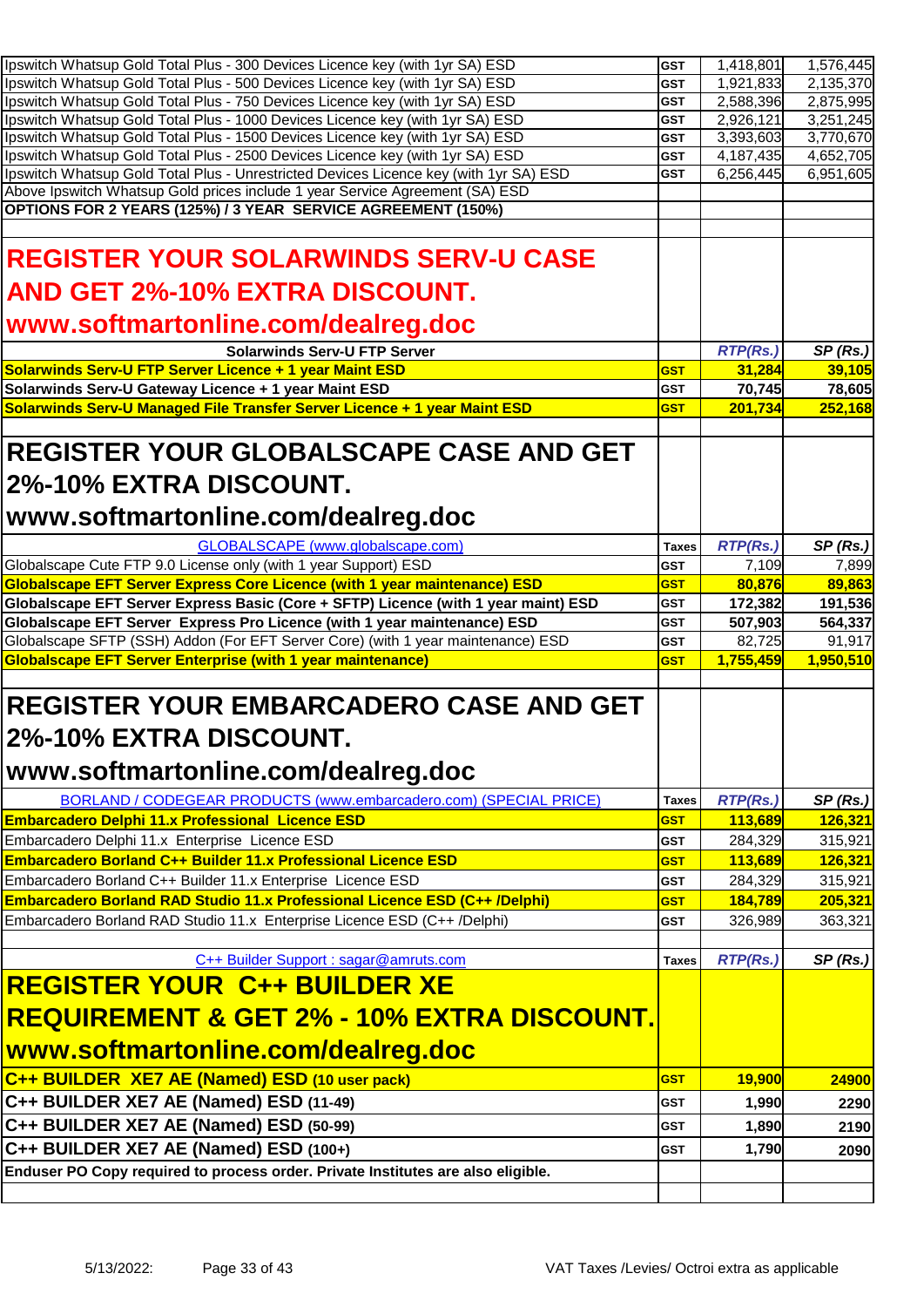| | | | |
|---|---|---|---|
| Ipswitch Whatsup Gold Total Plus - 300 Devices Licence key (with 1yr SA) ESD | GST | 1,418,801 | 1,576,445 |
| Ipswitch Whatsup Gold Total Plus - 500 Devices Licence key (with 1yr SA) ESD | GST | 1,921,833 | 2,135,370 |
| Ipswitch Whatsup Gold Total Plus - 750 Devices Licence key (with 1yr SA) ESD | GST | 2,588,396 | 2,875,995 |
| Ipswitch Whatsup Gold Total Plus - 1000 Devices Licence key (with 1yr SA) ESD | GST | 2,926,121 | 3,251,245 |
| Ipswitch Whatsup Gold Total Plus - 1500 Devices Licence key (with 1yr SA) ESD | GST | 3,393,603 | 3,770,670 |
| Ipswitch Whatsup Gold Total Plus - 2500 Devices Licence key (with 1yr SA) ESD | GST | 4,187,435 | 4,652,705 |
| Ipswitch Whatsup Gold Total Plus - Unrestricted Devices Licence key (with 1yr SA) ESD | GST | 6,256,445 | 6,951,605 |
| Above Ipswitch Whatsup Gold prices include 1 year Service Agreement (SA) ESD | | | |
| **OPTIONS FOR 2 YEARS (125%) / 3 YEAR SERVICE AGREEMENT (150%)** | | | |

## REGISTER YOUR SOLARWINDS SERV-U CASE AND GET 2%-10% EXTRA DISCOUNT. www.softmartonline.com/dealreg.doc

| Solarwinds Serv-U FTP Server | | *RTP(Rs.)* | *SP (Rs.)* |
|---|---|---|---|
| **Solarwinds Serv-U FTP Server Licence + 1 year Maint ESD** | GST | **31,284** | **39,105** |
| **Solarwinds Serv-U Gateway Licence + 1 year Maint ESD** | GST | **70,745** | **78,605** |
| **Solarwinds Serv-U Managed File Transfer Server Licence + 1 year Maint ESD** | GST | **201,734** | **252,168** |

## REGISTER YOUR GLOBALSCAPE CASE AND GET 2%-10% EXTRA DISCOUNT. www.softmartonline.com/dealreg.doc

| GLOBALSCAPE (www.globalscape.com) | Taxes | *RTP(Rs.)* | *SP (Rs.)* |
|---|---|---|---|
| Globalscape Cute FTP 9.0 License only (with 1 year Support) ESD | GST | 7,109 | 7,899 |
| **Globalscape EFT Server Express Core Licence (with 1 year maintenance) ESD** | GST | **80,876** | **89,863** |
| **Globalscape EFT Server Express Basic (Core + SFTP) Licence (with 1 year maint) ESD** | GST | **172,382** | **191,536** |
| **Globalscape EFT Server Express Pro Licence (with 1 year maintenance) ESD** | GST | **507,903** | **564,337** |
| Globalscape SFTP (SSH) Addon (For EFT Server Core) (with 1 year maintenance) ESD | GST | 82,725 | 91,917 |
| **Globalscape EFT Server Enterprise (with 1 year maintenance)** | GST | **1,755,459** | **1,950,510** |

## REGISTER YOUR EMBARCADERO CASE AND GET 2%-10% EXTRA DISCOUNT. www.softmartonline.com/dealreg.doc

| BORLAND / CODEGEAR PRODUCTS (www.embarcadero.com) (SPECIAL PRICE) | Taxes | *RTP(Rs.)* | *SP (Rs.)* |
|---|---|---|---|
| **Embarcadero Delphi 11.x Professional Licence ESD** | GST | **113,689** | **126,321** |
| Embarcadero Delphi 11.x Enterprise Licence ESD | GST | 284,329 | 315,921 |
| **Embarcadero Borland C++ Builder 11.x Professional Licence ESD** | GST | **113,689** | **126,321** |
| Embarcadero Borland C++ Builder 11.x Enterprise Licence ESD | GST | 284,329 | 315,921 |
| **Embarcadero Borland RAD Studio 11.x Professional Licence ESD (C++ /Delphi)** | GST | **184,789** | **205,321** |
| Embarcadero Borland RAD Studio 11.x Enterprise Licence ESD (C++ /Delphi) | GST | 326,989 | 363,321 |

| C++ Builder Support : sagar@amruts.com | Taxes | *RTP(Rs.)* | *SP (Rs.)* |
|---|---|---|---|

## REGISTER YOUR C++ BUILDER XE REQUIREMENT & GET 2% - 10% EXTRA DISCOUNT. www.softmartonline.com/dealreg.doc

| | | | |
|---|---|---|---|
| **C++ BUILDER XE7 AE (Named) ESD (10 user pack)** | GST | **19,900** | **24900** |
| **C++ BUILDER XE7 AE (Named) ESD (11-49)** | GST | **1,990** | **2290** |
| **C++ BUILDER XE7 AE (Named) ESD (50-99)** | GST | **1,890** | **2190** |
| **C++ BUILDER XE7 AE (Named) ESD (100+)** | GST | **1,790** | **2090** |
| **Enduser PO Copy required to process order. Private Institutes are also eligible.** | | | |

5/13/2022: VAT Taxes /Levies/ Octroi extra as applicable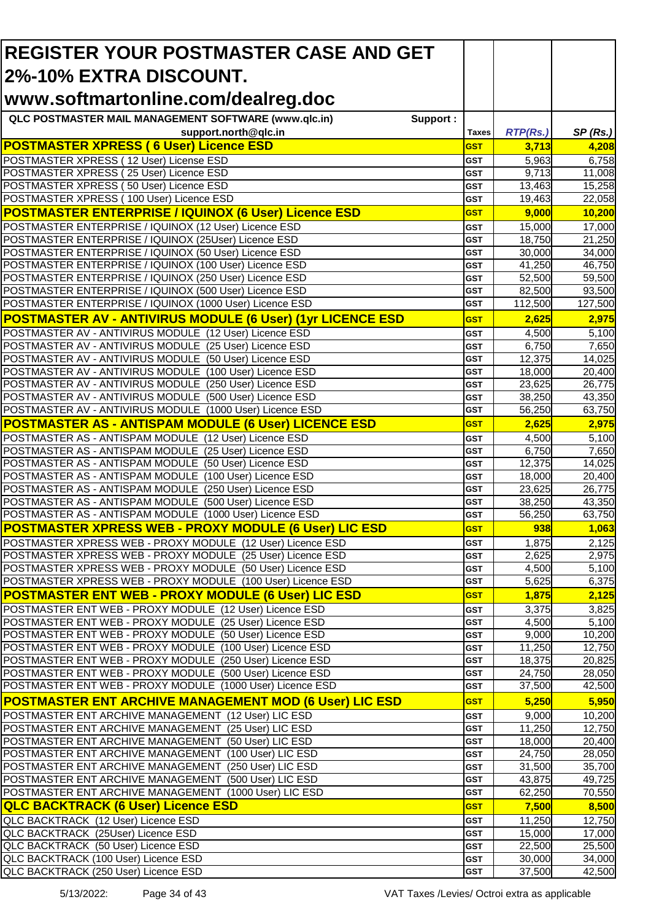# REGISTER YOUR POSTMASTER CASE AND GET 2%-10% EXTRA DISCOUNT.

# www.softmartonline.com/dealreg.doc

| QLC POSTMASTER MAIL MANAGEMENT SOFTWARE (www.qlc.in) Support : support.north@qlc.in | Taxes | *RTP(Rs.)* | *SP (Rs.)* |
|---|---|---|---|
| **POSTMASTER XPRESS ( 6 User) Licence ESD** | **GST** | **3,713** | **4,208** |
| POSTMASTER XPRESS ( 12 User) License ESD | GST | 5,963 | 6,758 |
| POSTMASTER XPRESS ( 25 User) Licence ESD | GST | 9,713 | 11,008 |
| POSTMASTER XPRESS ( 50 User) Licence ESD | GST | 13,463 | 15,258 |
| POSTMASTER XPRESS ( 100 User) Licence ESD | GST | 19,463 | 22,058 |
| **POSTMASTER ENTERPRISE / IQUINOX (6 User) Licence ESD** | **GST** | **9,000** | **10,200** |
| POSTMASTER ENTERPRISE / IQUINOX (12 User) Licence ESD | GST | 15,000 | 17,000 |
| POSTMASTER ENTERPRISE / IQUINOX (25User) Licence ESD | GST | 18,750 | 21,250 |
| POSTMASTER ENTERPRISE / IQUINOX (50 User) Licence ESD | GST | 30,000 | 34,000 |
| POSTMASTER ENTERPRISE / IQUINOX (100 User) Licence ESD | GST | 41,250 | 46,750 |
| POSTMASTER ENTERPRISE / IQUINOX (250 User) Licence ESD | GST | 52,500 | 59,500 |
| POSTMASTER ENTERPRISE / IQUINOX (500 User) Licence ESD | GST | 82,500 | 93,500 |
| POSTMASTER ENTERPRISE / IQUINOX (1000 User) Licence ESD | GST | 112,500 | 127,500 |
| **POSTMASTER AV - ANTIVIRUS MODULE (6 User) (1yr LICENCE ESD** | **GST** | **2,625** | **2,975** |
| POSTMASTER AV - ANTIVIRUS MODULE (12 User) Licence ESD | GST | 4,500 | 5,100 |
| POSTMASTER AV - ANTIVIRUS MODULE (25 User) Licence ESD | GST | 6,750 | 7,650 |
| POSTMASTER AV - ANTIVIRUS MODULE (50 User) Licence ESD | GST | 12,375 | 14,025 |
| POSTMASTER AV - ANTIVIRUS MODULE (100 User) Licence ESD | GST | 18,000 | 20,400 |
| POSTMASTER AV - ANTIVIRUS MODULE (250 User) Licence ESD | GST | 23,625 | 26,775 |
| POSTMASTER AV - ANTIVIRUS MODULE (500 User) Licence ESD | GST | 38,250 | 43,350 |
| POSTMASTER AV - ANTIVIRUS MODULE (1000 User) Licence ESD | GST | 56,250 | 63,750 |
| **POSTMASTER AS - ANTISPAM MODULE (6 User) LICENCE ESD** | **GST** | **2,625** | **2,975** |
| POSTMASTER AS - ANTISPAM MODULE (12 User) Licence ESD | GST | 4,500 | 5,100 |
| POSTMASTER AS - ANTISPAM MODULE (25 User) Licence ESD | GST | 6,750 | 7,650 |
| POSTMASTER AS - ANTISPAM MODULE (50 User) Licence ESD | GST | 12,375 | 14,025 |
| POSTMASTER AS - ANTISPAM MODULE (100 User) Licence ESD | GST | 18,000 | 20,400 |
| POSTMASTER AS - ANTISPAM MODULE (250 User) Licence ESD | GST | 23,625 | 26,775 |
| POSTMASTER AS - ANTISPAM MODULE (500 User) Licence ESD | GST | 38,250 | 43,350 |
| POSTMASTER AS - ANTISPAM MODULE (1000 User) Licence ESD | GST | 56,250 | 63,750 |
| **POSTMASTER XPRESS WEB - PROXY MODULE (6 User) LIC ESD** | **GST** | **938** | **1,063** |
| POSTMASTER XPRESS WEB - PROXY MODULE (12 User) Licence ESD | GST | 1,875 | 2,125 |
| POSTMASTER XPRESS WEB - PROXY MODULE (25 User) Licence ESD | GST | 2,625 | 2,975 |
| POSTMASTER XPRESS WEB - PROXY MODULE (50 User) Licence ESD | GST | 4,500 | 5,100 |
| POSTMASTER XPRESS WEB - PROXY MODULE (100 User) Licence ESD | GST | 5,625 | 6,375 |
| **POSTMASTER ENT WEB - PROXY MODULE (6 User) LIC ESD** | **GST** | **1,875** | **2,125** |
| POSTMASTER ENT WEB - PROXY MODULE (12 User) Licence ESD | GST | 3,375 | 3,825 |
| POSTMASTER ENT WEB - PROXY MODULE (25 User) Licence ESD | GST | 4,500 | 5,100 |
| POSTMASTER ENT WEB - PROXY MODULE (50 User) Licence ESD | GST | 9,000 | 10,200 |
| POSTMASTER ENT WEB - PROXY MODULE (100 User) Licence ESD | GST | 11,250 | 12,750 |
| POSTMASTER ENT WEB - PROXY MODULE (250 User) Licence ESD | GST | 18,375 | 20,825 |
| POSTMASTER ENT WEB - PROXY MODULE (500 User) Licence ESD | GST | 24,750 | 28,050 |
| POSTMASTER ENT WEB - PROXY MODULE (1000 User) Licence ESD | GST | 37,500 | 42,500 |
| **POSTMASTER ENT ARCHIVE MANAGEMENT MOD (6 User) LIC ESD** | **GST** | **5,250** | **5,950** |
| POSTMASTER ENT ARCHIVE MANAGEMENT (12 User) LIC ESD | GST | 9,000 | 10,200 |
| POSTMASTER ENT ARCHIVE MANAGEMENT (25 User) LIC ESD | GST | 11,250 | 12,750 |
| POSTMASTER ENT ARCHIVE MANAGEMENT (50 User) LIC ESD | GST | 18,000 | 20,400 |
| POSTMASTER ENT ARCHIVE MANAGEMENT (100 User) LIC ESD | GST | 24,750 | 28,050 |
| POSTMASTER ENT ARCHIVE MANAGEMENT (250 User) LIC ESD | GST | 31,500 | 35,700 |
| POSTMASTER ENT ARCHIVE MANAGEMENT (500 User) LIC ESD | GST | 43,875 | 49,725 |
| POSTMASTER ENT ARCHIVE MANAGEMENT (1000 User) LIC ESD | GST | 62,250 | 70,550 |
| **QLC BACKTRACK (6 User) Licence ESD** | **GST** | **7,500** | **8,500** |
| QLC BACKTRACK (12 User) Licence ESD | GST | 11,250 | 12,750 |
| QLC BACKTRACK (25User) Licence ESD | GST | 15,000 | 17,000 |
| QLC BACKTRACK (50 User) Licence ESD | GST | 22,500 | 25,500 |
| QLC BACKTRACK (100 User) Licence ESD | GST | 30,000 | 34,000 |
| QLC BACKTRACK (250 User) Licence ESD | GST | 37,500 | 42,500 |

VAT Taxes /Levies/ Octroi extra as applicable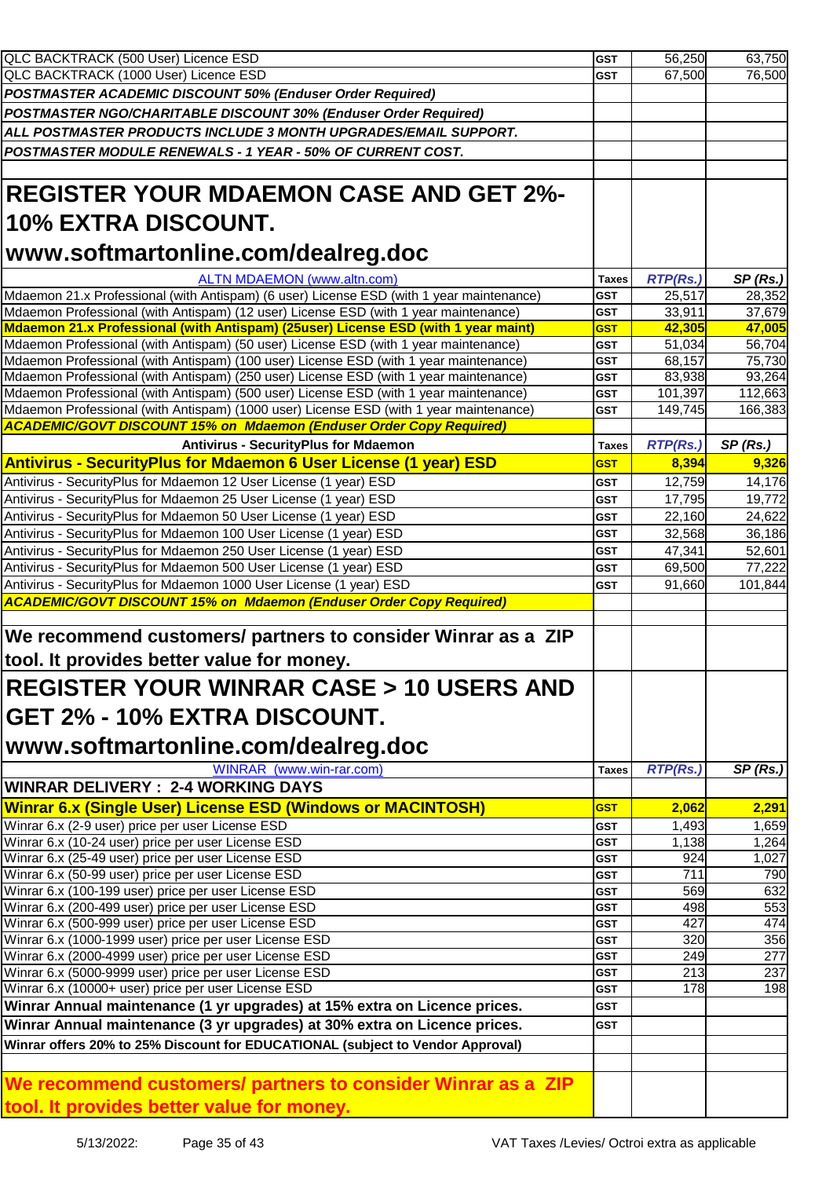| | | | |
|---|---|---|---|
| QLC BACKTRACK (500 User) Licence ESD | GST | 56,250 | 63,750 |
| QLC BACKTRACK (1000 User) Licence ESD | GST | 67,500 | 76,500 |
| ***POSTMASTER ACADEMIC DISCOUNT 50% (Enduser Order Required)*** | | | |
| ***POSTMASTER NGO/CHARITABLE DISCOUNT 30% (Enduser Order Required)*** | | | |
| ***ALL POSTMASTER PRODUCTS INCLUDE 3 MONTH UPGRADES/EMAIL SUPPORT.*** | | | |
| ***POSTMASTER MODULE RENEWALS - 1 YEAR - 50% OF CURRENT COST.*** | | | |

## REGISTER YOUR MDAEMON CASE AND GET 2%-10% EXTRA DISCOUNT. www.softmartonline.com/dealreg.doc

| ALTN MDAEMON (www.altn.com) | Taxes | RTP(Rs.) | SP (Rs.) |
|---|---|---|---|
| Mdaemon 21.x Professional (with Antispam) (6 user) License ESD (with 1 year maintenance) | GST | 25,517 | 28,352 |
| Mdaemon Professional (with Antispam) (12 user) License ESD (with 1 year maintenance) | GST | 33,911 | 37,679 |
| **Mdaemon 21.x Professional (with Antispam) (25user) License ESD (with 1 year maint)** | **GST** | **42,305** | **47,005** |
| Mdaemon Professional (with Antispam) (50 user) License ESD (with 1 year maintenance) | GST | 51,034 | 56,704 |
| Mdaemon Professional (with Antispam) (100 user) License ESD (with 1 year maintenance) | GST | 68,157 | 75,730 |
| Mdaemon Professional (with Antispam) (250 user) License ESD (with 1 year maintenance) | GST | 83,938 | 93,264 |
| Mdaemon Professional (with Antispam) (500 user) License ESD (with 1 year maintenance) | GST | 101,397 | 112,663 |
| Mdaemon Professional (with Antispam) (1000 user) License ESD (with 1 year maintenance) | GST | 149,745 | 166,383 |
| ***ACADEMIC/GOVT DISCOUNT 15% on Mdaemon (Enduser Order Copy Required)*** | | | |
| **Antivirus - SecurityPlus for Mdaemon** | Taxes | RTP(Rs.) | SP (Rs.) |
| **Antivirus - SecurityPlus for Mdaemon 6 User License (1 year) ESD** | **GST** | **8,394** | **9,326** |
| Antivirus - SecurityPlus for Mdaemon 12 User License (1 year) ESD | GST | 12,759 | 14,176 |
| Antivirus - SecurityPlus for Mdaemon 25 User License (1 year) ESD | GST | 17,795 | 19,772 |
| Antivirus - SecurityPlus for Mdaemon 50 User License (1 year) ESD | GST | 22,160 | 24,622 |
| Antivirus - SecurityPlus for Mdaemon 100 User License (1 year) ESD | GST | 32,568 | 36,186 |
| Antivirus - SecurityPlus for Mdaemon 250 User License (1 year) ESD | GST | 47,341 | 52,601 |
| Antivirus - SecurityPlus for Mdaemon 500 User License (1 year) ESD | GST | 69,500 | 77,222 |
| Antivirus - SecurityPlus for Mdaemon 1000 User License (1 year) ESD | GST | 91,660 | 101,844 |
| ***ACADEMIC/GOVT DISCOUNT 15% on Mdaemon (Enduser Order Copy Required)*** | | | |

**We recommend customers/ partners to consider Winrar as a ZIP tool. It provides better value for money.**

## REGISTER YOUR WINRAR CASE > 10 USERS AND GET 2% - 10% EXTRA DISCOUNT. www.softmartonline.com/dealreg.doc

| WINRAR (www.win-rar.com) | Taxes | RTP(Rs.) | SP (Rs.) |
|---|---|---|---|
| **WINRAR DELIVERY : 2-4 WORKING DAYS** | | | |
| **Winrar 6.x (Single User) License ESD (Windows or MACINTOSH)** | **GST** | **2,062** | **2,291** |
| Winrar 6.x (2-9 user) price per user License ESD | GST | 1,493 | 1,659 |
| Winrar 6.x (10-24 user) price per user License ESD | GST | 1,138 | 1,264 |
| Winrar 6.x (25-49 user) price per user License ESD | GST | 924 | 1,027 |
| Winrar 6.x (50-99 user) price per user License ESD | GST | 711 | 790 |
| Winrar 6.x (100-199 user) price per user License ESD | GST | 569 | 632 |
| Winrar 6.x (200-499 user) price per user License ESD | GST | 498 | 553 |
| Winrar 6.x (500-999 user) price per user License ESD | GST | 427 | 474 |
| Winrar 6.x (1000-1999 user) price per user License ESD | GST | 320 | 356 |
| Winrar 6.x (2000-4999 user) price per user License ESD | GST | 249 | 277 |
| Winrar 6.x (5000-9999 user) price per user License ESD | GST | 213 | 237 |
| Winrar 6.x (10000+ user) price per user License ESD | GST | 178 | 198 |
| **Winrar Annual maintenance (1 yr upgrades) at 15% extra on Licence prices.** | GST | | |
| **Winrar Annual maintenance (3 yr upgrades) at 30% extra on Licence prices.** | GST | | |
| **Winrar offers 20% to 25% Discount for EDUCATIONAL (subject to Vendor Approval)** | | | |

**We recommend customers/ partners to consider Winrar as a ZIP tool. It provides better value for money.**

VAT Taxes /Levies/ Octroi extra as applicable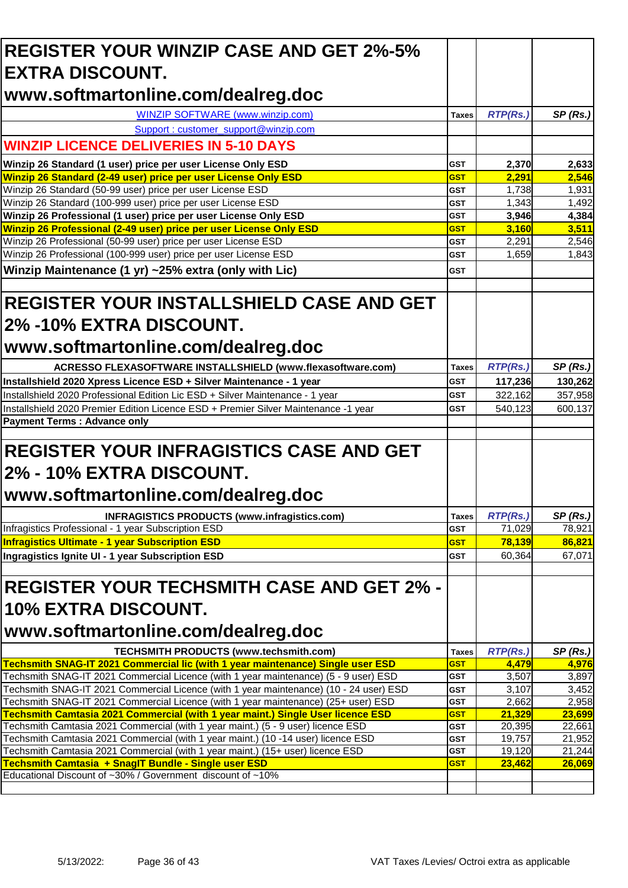# REGISTER YOUR WINZIP CASE AND GET 2%-5% EXTRA DISCOUNT. www.softmartonline.com/dealreg.doc

| WINZIP SOFTWARE (www.winzip.com) | Taxes | *RTP(Rs.)* | *SP (Rs.)* |
|---|---|---|---|
| Support : customer_support@winzip.com | | | |
| **WINZIP LICENCE DELIVERIES IN 5-10 DAYS** | | | |
| **Winzip 26 Standard (1 user) price per user License Only ESD** | **GST** | **2,370** | **2,633** |
| **Winzip 26 Standard (2-49 user) price per user License Only ESD** | **GST** | **2,291** | **2,546** |
| Winzip 26 Standard (50-99 user) price per user License ESD | GST | 1,738 | 1,931 |
| Winzip 26 Standard (100-999 user) price per user License ESD | GST | 1,343 | 1,492 |
| **Winzip 26 Professional (1 user) price per user License Only ESD** | **GST** | **3,946** | **4,384** |
| **Winzip 26 Professional (2-49 user) price per user License Only ESD** | **GST** | **3,160** | **3,511** |
| Winzip 26 Professional (50-99 user) price per user License ESD | GST | 2,291 | 2,546 |
| Winzip 26 Professional (100-999 user) price per user License ESD | GST | 1,659 | 1,843 |
| **Winzip Maintenance (1 yr) ~25% extra (only with Lic)** | **GST** | | |

# REGISTER YOUR INSTALLSHIELD CASE AND GET 2% -10% EXTRA DISCOUNT. www.softmartonline.com/dealreg.doc

| ACRESSO FLEXASOFTWARE INSTALLSHIELD (www.flexasoftware.com) | Taxes | *RTP(Rs.)* | *SP (Rs.)* |
|---|---|---|---|
| **Installshield 2020 Xpress Licence ESD + Silver Maintenance - 1 year** | **GST** | **117,236** | **130,262** |
| Installshield 2020 Professional Edition Lic ESD + Silver Maintenance - 1 year | GST | 322,162 | 357,958 |
| Installshield 2020 Premier Edition Licence ESD + Premier Silver Maintenance -1 year | GST | 540,123 | 600,137 |
| **Payment Terms : Advance only** | | | |

# REGISTER YOUR INFRAGISTICS CASE AND GET 2% - 10% EXTRA DISCOUNT. www.softmartonline.com/dealreg.doc

| INFRAGISTICS PRODUCTS (www.infragistics.com) | Taxes | *RTP(Rs.)* | *SP (Rs.)* |
|---|---|---|---|
| Infragistics Professional - 1 year Subscription ESD | GST | 71,029 | 78,921 |
| **Infragistics Ultimate - 1 year Subscription ESD** | **GST** | **78,139** | **86,821** |
| **Ingragistics Ignite UI - 1 year Subscription ESD** | GST | 60,364 | 67,071 |

# REGISTER YOUR TECHSMITH CASE AND GET 2% - 10% EXTRA DISCOUNT. www.softmartonline.com/dealreg.doc

| TECHSMITH PRODUCTS (www.techsmith.com) | Taxes | *RTP(Rs.)* | *SP (Rs.)* |
|---|---|---|---|
| **Techsmith SNAG-IT 2021 Commercial lic (with 1 year maintenance) Single user ESD** | **GST** | **4,479** | **4,976** |
| Techsmith SNAG-IT 2021 Commercial Licence (with 1 year maintenance) (5 - 9 user) ESD | GST | 3,507 | 3,897 |
| Techsmith SNAG-IT 2021 Commercial Licence (with 1 year maintenance) (10 - 24 user) ESD | GST | 3,107 | 3,452 |
| Techsmith SNAG-IT 2021 Commercial Licence (with 1 year maintenance) (25+ user) ESD | GST | 2,662 | 2,958 |
| **Techsmith Camtasia 2021 Commercial (with 1 year maint.) Single User licence ESD** | **GST** | **21,329** | **23,699** |
| Techsmith Camtasia 2021 Commercial (with 1 year maint.) (5 - 9 user) licence ESD | GST | 20,395 | 22,661 |
| Techsmith Camtasia 2021 Commercial (with 1 year maint.) (10 -14 user) licence ESD | GST | 19,757 | 21,952 |
| Techsmith Camtasia 2021 Commercial (with 1 year maint.) (15+ user) licence ESD | GST | 19,120 | 21,244 |
| **Techsmith Camtasia + SnagIT Bundle - Single user ESD** | **GST** | **23,462** | **26,069** |
| Educational Discount of ~30% / Government discount of ~10% | | | |

5/13/2022: VAT Taxes /Levies/ Octroi extra as applicable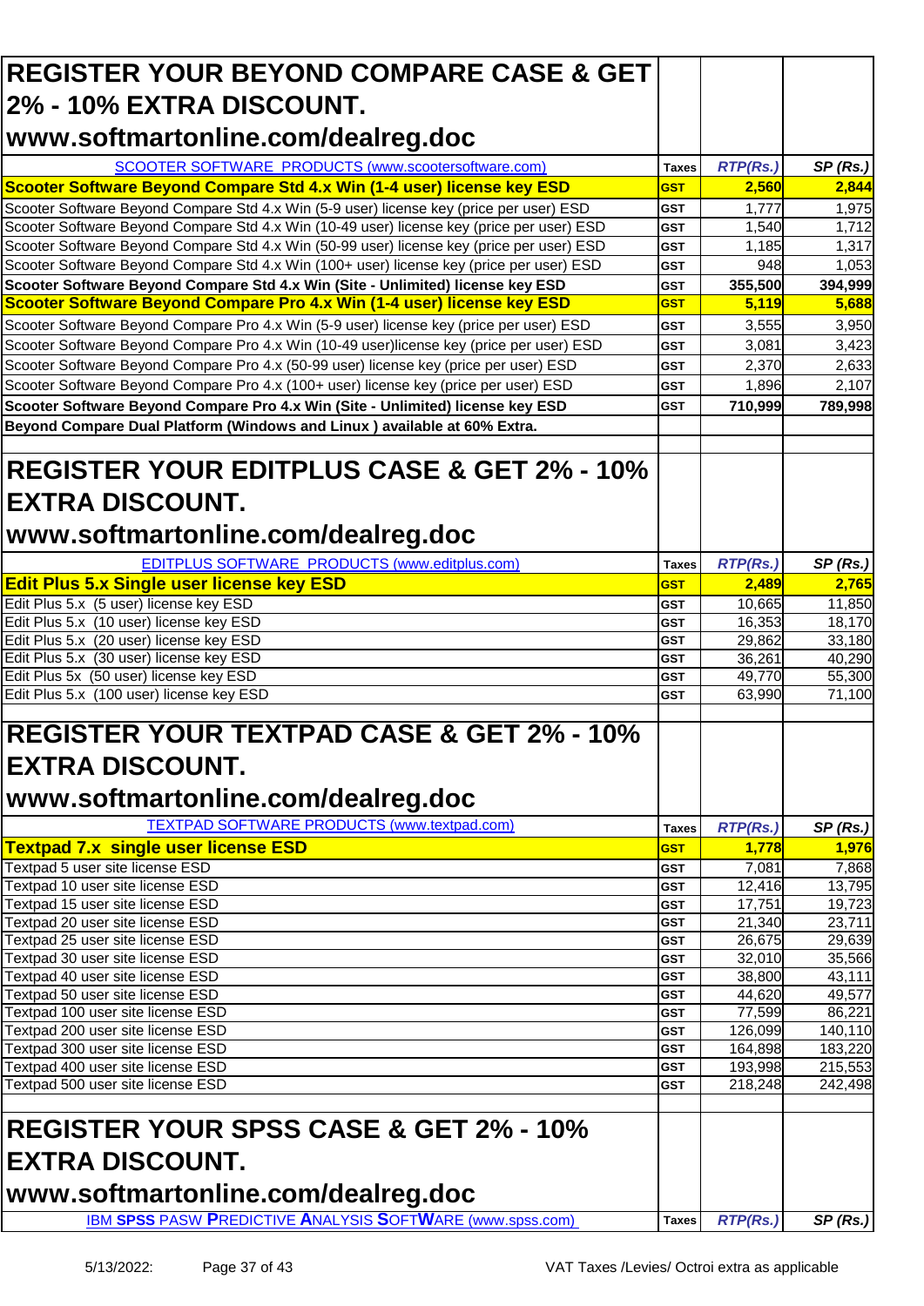## REGISTER YOUR BEYOND COMPARE CASE & GET 2% - 10% EXTRA DISCOUNT. www.softmartonline.com/dealreg.doc

| SCOOTER SOFTWARE PRODUCTS (www.scootersoftware.com) | Taxes | *RTP(Rs.)* | *SP (Rs.)* |
|---|---|---|---|
| **Scooter Software Beyond Compare Std 4.x Win (1-4 user) license key ESD** | **GST** | **2,560** | **2,844** |
| Scooter Software Beyond Compare Std 4.x Win (5-9 user) license key (price per user) ESD | GST | 1,777 | 1,975 |
| Scooter Software Beyond Compare Std 4.x Win (10-49 user) license key (price per user) ESD | GST | 1,540 | 1,712 |
| Scooter Software Beyond Compare Std 4.x Win (50-99 user) license key (price per user) ESD | GST | 1,185 | 1,317 |
| Scooter Software Beyond Compare Std 4.x Win (100+ user) license key (price per user) ESD | GST | 948 | 1,053 |
| **Scooter Software Beyond Compare Std 4.x Win (Site - Unlimited) license key ESD** | GST | **355,500** | **394,999** |
| **Scooter Software Beyond Compare Pro 4.x Win (1-4 user) license key ESD** | **GST** | **5,119** | **5,688** |
| Scooter Software Beyond Compare Pro 4.x Win (5-9 user) license key (price per user) ESD | GST | 3,555 | 3,950 |
| Scooter Software Beyond Compare Pro 4.x Win (10-49 user)license key (price per user) ESD | GST | 3,081 | 3,423 |
| Scooter Software Beyond Compare Pro 4.x (50-99 user) license key (price per user) ESD | GST | 2,370 | 2,633 |
| Scooter Software Beyond Compare Pro 4.x (100+ user) license key (price per user) ESD | GST | 1,896 | 2,107 |
| **Scooter Software Beyond Compare Pro 4.x Win (Site - Unlimited) license key ESD** | GST | **710,999** | **789,998** |
| **Beyond Compare Dual Platform (Windows and Linux ) available at 60% Extra.** | | | |

## REGISTER YOUR EDITPLUS CASE & GET 2% - 10% EXTRA DISCOUNT. www.softmartonline.com/dealreg.doc

| EDITPLUS SOFTWARE PRODUCTS (www.editplus.com) | Taxes | *RTP(Rs.)* | *SP (Rs.)* |
|---|---|---|---|
| **Edit Plus 5.x Single user license key ESD** | **GST** | **2,489** | **2,765** |
| Edit Plus 5.x (5 user) license key ESD | GST | 10,665 | 11,850 |
| Edit Plus 5.x (10 user) license key ESD | GST | 16,353 | 18,170 |
| Edit Plus 5.x (20 user) license key ESD | GST | 29,862 | 33,180 |
| Edit Plus 5.x (30 user) license key ESD | GST | 36,261 | 40,290 |
| Edit Plus 5x (50 user) license key ESD | GST | 49,770 | 55,300 |
| Edit Plus 5.x (100 user) license key ESD | GST | 63,990 | 71,100 |

## REGISTER YOUR TEXTPAD CASE & GET 2% - 10% EXTRA DISCOUNT. www.softmartonline.com/dealreg.doc

| TEXTPAD SOFTWARE PRODUCTS (www.textpad.com) | Taxes | *RTP(Rs.)* | *SP (Rs.)* |
|---|---|---|---|
| **Textpad 7.x single user license ESD** | **GST** | **1,778** | **1,976** |
| Textpad 5 user site license ESD | GST | 7,081 | 7,868 |
| Textpad 10 user site license ESD | GST | 12,416 | 13,795 |
| Textpad 15 user site license ESD | GST | 17,751 | 19,723 |
| Textpad 20 user site license ESD | GST | 21,340 | 23,711 |
| Textpad 25 user site license ESD | GST | 26,675 | 29,639 |
| Textpad 30 user site license ESD | GST | 32,010 | 35,566 |
| Textpad 40 user site license ESD | GST | 38,800 | 43,111 |
| Textpad 50 user site license ESD | GST | 44,620 | 49,577 |
| Textpad 100 user site license ESD | GST | 77,599 | 86,221 |
| Textpad 200 user site license ESD | GST | 126,099 | 140,110 |
| Textpad 300 user site license ESD | GST | 164,898 | 183,220 |
| Textpad 400 user site license ESD | GST | 193,998 | 215,553 |
| Textpad 500 user site license ESD | GST | 218,248 | 242,498 |

## REGISTER YOUR SPSS CASE & GET 2% - 10% EXTRA DISCOUNT. www.softmartonline.com/dealreg.doc

| IBM **SPSS** PASW **P**REDICTIVE **A**NALYSIS **S**OFT**W**ARE (www.spss.com) | Taxes | *RTP(Rs.)* | *SP (Rs.)* |
|---|---|---|---|

VAT Taxes /Levies/ Octroi extra as applicable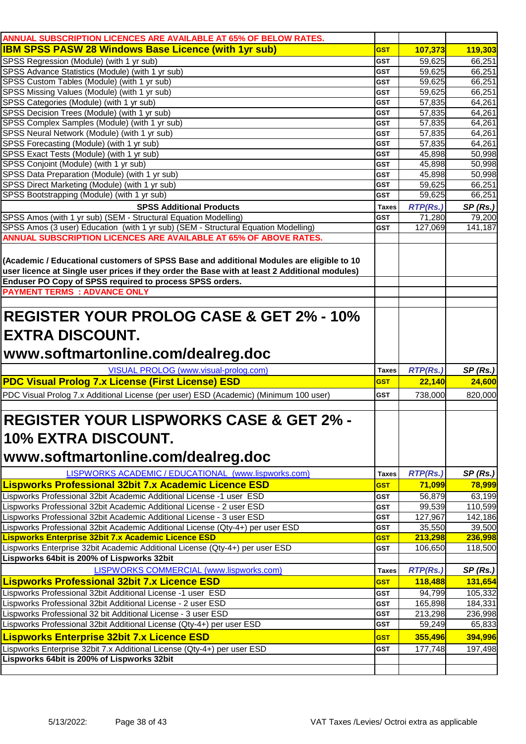| ANNUAL SUBSCRIPTION LICENCES ARE AVAILABLE AT 65% OF BELOW RATES. | | | |
|---|---|---|---|
| **IBM SPSS PASW 28 Windows Base Licence (with 1yr sub)** | **GST** | **107,373** | **119,303** |
| SPSS Regression (Module) (with 1 yr sub) | GST | 59,625 | 66,251 |
| SPSS Advance Statistics (Module) (with 1 yr sub) | GST | 59,625 | 66,251 |
| SPSS Custom Tables (Module) (with 1 yr sub) | GST | 59,625 | 66,251 |
| SPSS Missing Values (Module) (with 1 yr sub) | GST | 59,625 | 66,251 |
| SPSS Categories (Module) (with 1 yr sub) | GST | 57,835 | 64,261 |
| SPSS Decision Trees (Module) (with 1 yr sub) | GST | 57,835 | 64,261 |
| SPSS Complex Samples (Module) (with 1 yr sub) | GST | 57,835 | 64,261 |
| SPSS Neural Network (Module) (with 1 yr sub) | GST | 57,835 | 64,261 |
| SPSS Forecasting (Module) (with 1 yr sub) | GST | 57,835 | 64,261 |
| SPSS Exact Tests (Module) (with 1 yr sub) | GST | 45,898 | 50,998 |
| SPSS Conjoint (Module) (with 1 yr sub) | GST | 45,898 | 50,998 |
| SPSS Data Preparation (Module) (with 1 yr sub) | GST | 45,898 | 50,998 |
| SPSS Direct Marketing (Module) (with 1 yr sub) | GST | 59,625 | 66,251 |
| SPSS Bootstrapping (Module) (with 1 yr sub) | GST | 59,625 | 66,251 |
| **SPSS Additional Products** | **Taxes** | ***RTP(Rs.)*** | ***SP (Rs.)*** |
| SPSS Amos (with 1 yr sub) (SEM - Structural Equation Modelling) | GST | 71,280 | 79,200 |
| SPSS Amos (3 user) Education (with 1 yr sub) (SEM - Structural Equation Modelling) | GST | 127,069 | 141,187 |
| **ANNUAL SUBSCRIPTION LICENCES ARE AVAILABLE AT 65% OF ABOVE RATES.** | | | |
| **(Academic / Educational customers of SPSS Base and additional Modules are eligible to 10 user licence at Single user prices if they order the Base with at least 2 Additional modules)** | | | |
| **Enduser PO Copy of SPSS required to process SPSS orders.** | | | |
| **PAYMENT TERMS : ADVANCE ONLY** | | | |

# REGISTER YOUR PROLOG CASE & GET 2% - 10% EXTRA DISCOUNT.
# www.softmartonline.com/dealreg.doc

| VISUAL PROLOG (www.visual-prolog.com) | Taxes | RTP(Rs.) | SP (Rs.) |
|---|---|---|---|
| **PDC Visual Prolog 7.x License (First License) ESD** | **GST** | **22,140** | **24,600** |
| PDC Visual Prolog 7.x Additional License (per user) ESD (Academic) (Minimum 100 user) | GST | 738,000 | 820,000 |

# REGISTER YOUR LISPWORKS CASE & GET 2% - 10% EXTRA DISCOUNT.
# www.softmartonline.com/dealreg.doc

| LISPWORKS ACADEMIC / EDUCATIONAL (www.lispworks.com) | Taxes | RTP(Rs.) | SP (Rs.) |
|---|---|---|---|
| **Lispworks Professional 32bit 7.x Academic Licence ESD** | **GST** | **71,099** | **78,999** |
| Lispworks Professional 32bit Academic Additional License -1 user ESD | GST | 56,879 | 63,199 |
| Lispworks Professional 32bit Academic Additional License - 2 user ESD | GST | 99,539 | 110,599 |
| Lispworks Professional 32bit Academic Additional License - 3 user ESD | GST | 127,967 | 142,186 |
| Lispworks Professional 32bit Academic Additional License (Qty-4+) per user ESD | GST | 35,550 | 39,500 |
| **Lispworks Enterprise 32bit 7.x Academic Licence ESD** | **GST** | **213,298** | **236,998** |
| Lispworks Enterprise 32bit Academic Additional License (Qty-4+) per user ESD | GST | 106,650 | 118,500 |
| **Lispworks 64bit is 200% of Lispworks 32bit** | | | |
| **LISPWORKS COMMERCIAL (www.lispworks.com)** | **Taxes** | ***RTP(Rs.)*** | ***SP (Rs.)*** |
| **Lispworks Professional 32bit 7.x Licence ESD** | **GST** | **118,488** | **131,654** |
| Lispworks Professional 32bit Additional License -1 user ESD | GST | 94,799 | 105,332 |
| Lispworks Professional 32bit Additional License - 2 user ESD | GST | 165,898 | 184,331 |
| Lispworks Professional 32 bit Additional License - 3 user ESD | GST | 213,298 | 236,998 |
| Lispworks Professional 32bit Additional License (Qty-4+) per user ESD | GST | 59,249 | 65,833 |
| **Lispworks Enterprise 32bit 7.x Licence ESD** | **GST** | **355,496** | **394,996** |
| Lispworks Enterprise 32bit 7.x Additional License (Qty-4+) per user ESD | GST | 177,748 | 197,498 |
| **Lispworks 64bit is 200% of Lispworks 32bit** | | | |

5/13/2022: VAT Taxes /Levies/ Octroi extra as applicable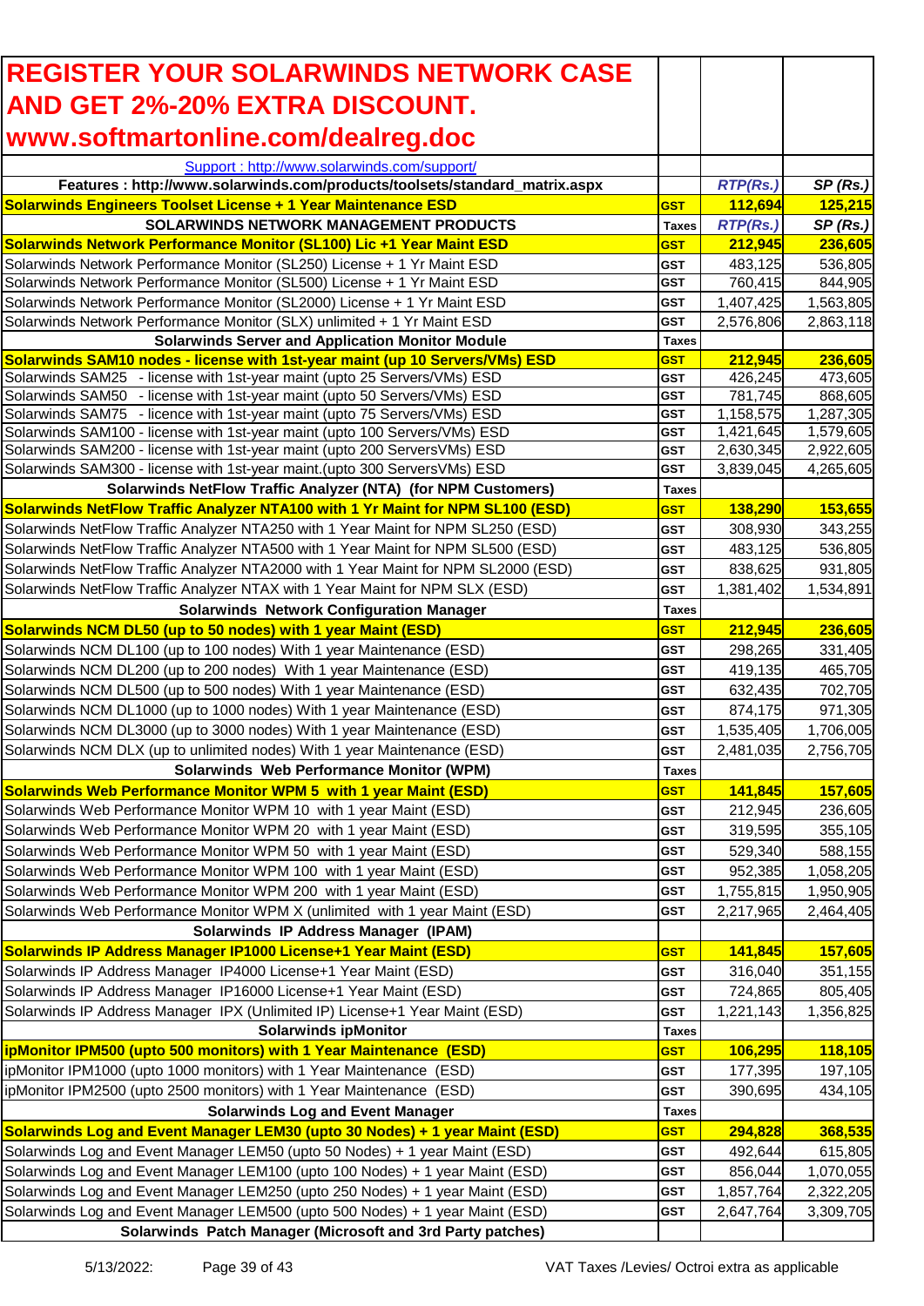# REGISTER YOUR SOLARWINDS NETWORK CASE AND GET 2%-20% EXTRA DISCOUNT.

# www.softmartonline.com/dealreg.doc

| Support : http://www.solarwinds.com/support/ | | | |
|---|---|---|---|
| **Features : http://www.solarwinds.com/products/toolsets/standard_matrix.aspx** | | ***RTP(Rs.)*** | ***SP (Rs.)*** |
| **Solarwinds Engineers Toolset License + 1 Year Maintenance ESD** | **GST** | **112,694** | **125,215** |
| **SOLARWINDS NETWORK MANAGEMENT PRODUCTS** | **Taxes** | ***RTP(Rs.)*** | ***SP (Rs.)*** |
| **Solarwinds Network Performance Monitor (SL100) Lic +1 Year Maint ESD** | **GST** | **212,945** | **236,605** |
| Solarwinds Network Performance Monitor (SL250) License + 1 Yr Maint ESD | GST | 483,125 | 536,805 |
| Solarwinds Network Performance Monitor (SL500) License + 1 Yr Maint ESD | GST | 760,415 | 844,905 |
| Solarwinds Network Performance Monitor (SL2000) License + 1 Yr Maint ESD | GST | 1,407,425 | 1,563,805 |
| Solarwinds Network Performance Monitor (SLX) unlimited + 1 Yr Maint ESD | GST | 2,576,806 | 2,863,118 |
| **Solarwinds Server and Application Monitor Module** | **Taxes** | | |
| **Solarwinds SAM10 nodes - license with 1st-year maint (up 10 Servers/VMs) ESD** | **GST** | **212,945** | **236,605** |
| Solarwinds SAM25 - license with 1st-year maint (upto 25 Servers/VMs) ESD | GST | 426,245 | 473,605 |
| Solarwinds SAM50 - license with 1st-year maint (upto 50 Servers/VMs) ESD | GST | 781,745 | 868,605 |
| Solarwinds SAM75 - licence with 1st-year maint (upto 75 Servers/VMs) ESD | GST | 1,158,575 | 1,287,305 |
| Solarwinds SAM100 - license with 1st-year maint (upto 100 Servers/VMs) ESD | GST | 1,421,645 | 1,579,605 |
| Solarwinds SAM200 - license with 1st-year maint (upto 200 ServersVMs) ESD | GST | 2,630,345 | 2,922,605 |
| Solarwinds SAM300 - license with 1st-year maint.(upto 300 ServersVMs) ESD | GST | 3,839,045 | 4,265,605 |
| **Solarwinds NetFlow Traffic Analyzer (NTA) (for NPM Customers)** | **Taxes** | | |
| **Solarwinds NetFlow Traffic Analyzer NTA100 with 1 Yr Maint for NPM SL100 (ESD)** | **GST** | **138,290** | **153,655** |
| Solarwinds NetFlow Traffic Analyzer NTA250 with 1 Year Maint for NPM SL250 (ESD) | GST | 308,930 | 343,255 |
| Solarwinds NetFlow Traffic Analyzer NTA500 with 1 Year Maint for NPM SL500 (ESD) | GST | 483,125 | 536,805 |
| Solarwinds NetFlow Traffic Analyzer NTA2000 with 1 Year Maint for NPM SL2000 (ESD) | GST | 838,625 | 931,805 |
| Solarwinds NetFlow Traffic Analyzer NTAX with 1 Year Maint for NPM SLX (ESD) | GST | 1,381,402 | 1,534,891 |
| **Solarwinds Network Configuration Manager** | **Taxes** | | |
| **Solarwinds NCM DL50 (up to 50 nodes) with 1 year Maint (ESD)** | **GST** | **212,945** | **236,605** |
| Solarwinds NCM DL100 (up to 100 nodes) With 1 year Maintenance (ESD) | GST | 298,265 | 331,405 |
| Solarwinds NCM DL200 (up to 200 nodes) With 1 year Maintenance (ESD) | GST | 419,135 | 465,705 |
| Solarwinds NCM DL500 (up to 500 nodes) With 1 year Maintenance (ESD) | GST | 632,435 | 702,705 |
| Solarwinds NCM DL1000 (up to 1000 nodes) With 1 year Maintenance (ESD) | GST | 874,175 | 971,305 |
| Solarwinds NCM DL3000 (up to 3000 nodes) With 1 year Maintenance (ESD) | GST | 1,535,405 | 1,706,005 |
| Solarwinds NCM DLX (up to unlimited nodes) With 1 year Maintenance (ESD) | GST | 2,481,035 | 2,756,705 |
| **Solarwinds Web Performance Monitor (WPM)** | **Taxes** | | |
| **Solarwinds Web Performance Monitor WPM 5 with 1 year Maint (ESD)** | **GST** | **141,845** | **157,605** |
| Solarwinds Web Performance Monitor WPM 10 with 1 year Maint (ESD) | GST | 212,945 | 236,605 |
| Solarwinds Web Performance Monitor WPM 20 with 1 year Maint (ESD) | GST | 319,595 | 355,105 |
| Solarwinds Web Performance Monitor WPM 50 with 1 year Maint (ESD) | GST | 529,340 | 588,155 |
| Solarwinds Web Performance Monitor WPM 100 with 1 year Maint (ESD) | GST | 952,385 | 1,058,205 |
| Solarwinds Web Performance Monitor WPM 200 with 1 year Maint (ESD) | GST | 1,755,815 | 1,950,905 |
| Solarwinds Web Performance Monitor WPM X (unlimited with 1 year Maint (ESD) | GST | 2,217,965 | 2,464,405 |
| **Solarwinds IP Address Manager (IPAM)** | | | |
| **Solarwinds IP Address Manager IP1000 License+1 Year Maint (ESD)** | **GST** | **141,845** | **157,605** |
| Solarwinds IP Address Manager IP4000 License+1 Year Maint (ESD) | GST | 316,040 | 351,155 |
| Solarwinds IP Address Manager IP16000 License+1 Year Maint (ESD) | GST | 724,865 | 805,405 |
| Solarwinds IP Address Manager IPX (Unlimited IP) License+1 Year Maint (ESD) | GST | 1,221,143 | 1,356,825 |
| **Solarwinds ipMonitor** | **Taxes** | | |
| **ipMonitor IPM500 (upto 500 monitors) with 1 Year Maintenance (ESD)** | **GST** | **106,295** | **118,105** |
| ipMonitor IPM1000 (upto 1000 monitors) with 1 Year Maintenance (ESD) | GST | 177,395 | 197,105 |
| ipMonitor IPM2500 (upto 2500 monitors) with 1 Year Maintenance (ESD) | GST | 390,695 | 434,105 |
| **Solarwinds Log and Event Manager** | **Taxes** | | |
| **Solarwinds Log and Event Manager LEM30 (upto 30 Nodes) + 1 year Maint (ESD)** | **GST** | **294,828** | **368,535** |
| Solarwinds Log and Event Manager LEM50 (upto 50 Nodes) + 1 year Maint (ESD) | GST | 492,644 | 615,805 |
| Solarwinds Log and Event Manager LEM100 (upto 100 Nodes) + 1 year Maint (ESD) | GST | 856,044 | 1,070,055 |
| Solarwinds Log and Event Manager LEM250 (upto 250 Nodes) + 1 year Maint (ESD) | GST | 1,857,764 | 2,322,205 |
| Solarwinds Log and Event Manager LEM500 (upto 500 Nodes) + 1 year Maint (ESD) | GST | 2,647,764 | 3,309,705 |
| **Solarwinds Patch Manager (Microsoft and 3rd Party patches)** | | | |

5/13/2022: VAT Taxes /Levies/ Octroi extra as applicable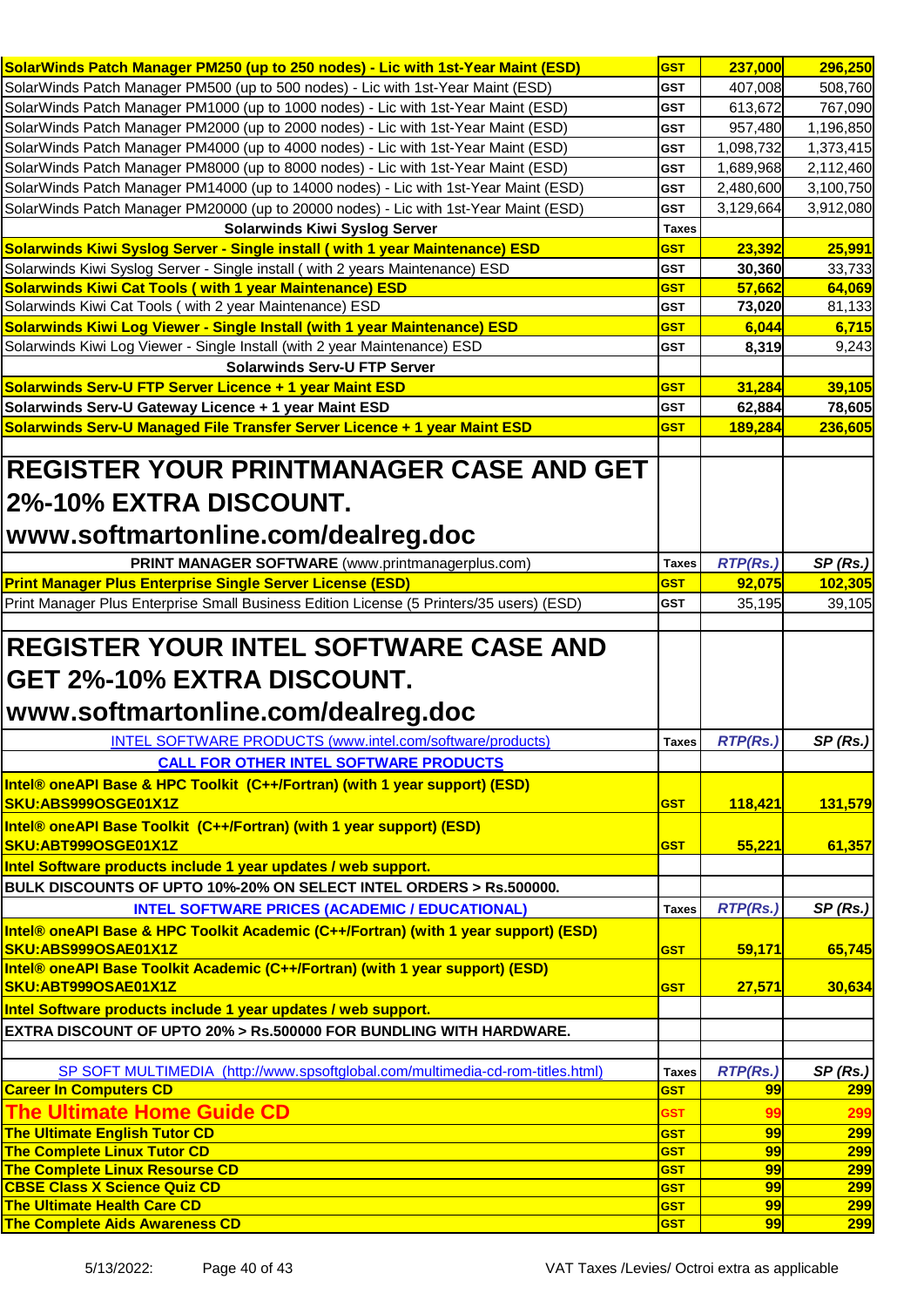| | | | |
|---|---|---|---|
| **SolarWinds Patch Manager PM250 (up to 250 nodes) - Lic with 1st-Year Maint (ESD)** | **GST** | **237,000** | **296,250** |
| SolarWinds Patch Manager PM500 (up to 500 nodes) - Lic with 1st-Year Maint (ESD) | GST | 407,008 | 508,760 |
| SolarWinds Patch Manager PM1000 (up to 1000 nodes) - Lic with 1st-Year Maint (ESD) | GST | 613,672 | 767,090 |
| SolarWinds Patch Manager PM2000 (up to 2000 nodes) - Lic with 1st-Year Maint (ESD) | GST | 957,480 | 1,196,850 |
| SolarWinds Patch Manager PM4000 (up to 4000 nodes) - Lic with 1st-Year Maint (ESD) | GST | 1,098,732 | 1,373,415 |
| SolarWinds Patch Manager PM8000 (up to 8000 nodes) - Lic with 1st-Year Maint (ESD) | GST | 1,689,968 | 2,112,460 |
| SolarWinds Patch Manager PM14000 (up to 14000 nodes) - Lic with 1st-Year Maint (ESD) | GST | 2,480,600 | 3,100,750 |
| SolarWinds Patch Manager PM20000 (up to 20000 nodes) - Lic with 1st-Year Maint (ESD) | GST | 3,129,664 | 3,912,080 |
| **Solarwinds Kiwi Syslog Server** | **Taxes** | | |
| **Solarwinds Kiwi Syslog Server - Single install ( with 1 year Maintenance) ESD** | **GST** | **23,392** | **25,991** |
| Solarwinds Kiwi Syslog Server - Single install ( with 2 years Maintenance) ESD | GST | **30,360** | 33,733 |
| **Solarwinds Kiwi Cat Tools ( with 1 year Maintenance) ESD** | **GST** | **57,662** | **64,069** |
| Solarwinds Kiwi Cat Tools ( with 2 year Maintenance) ESD | GST | **73,020** | 81,133 |
| **Solarwinds Kiwi Log Viewer - Single Install (with 1 year Maintenance) ESD** | **GST** | **6,044** | **6,715** |
| Solarwinds Kiwi Log Viewer - Single Install (with 2 year Maintenance) ESD | GST | **8,319** | 9,243 |
| **Solarwinds Serv-U FTP Server** | | | |
| **Solarwinds Serv-U FTP Server Licence + 1 year Maint ESD** | **GST** | **31,284** | **39,105** |
| **Solarwinds Serv-U Gateway Licence + 1 year Maint ESD** | GST | **62,884** | **78,605** |
| **Solarwinds Serv-U Managed File Transfer Server Licence + 1 year Maint ESD** | **GST** | **189,284** | **236,605** |

# REGISTER YOUR PRINTMANAGER CASE AND GET 2%-10% EXTRA DISCOUNT. www.softmartonline.com/dealreg.doc

| **PRINT MANAGER SOFTWARE** (www.printmanagerplus.com) | **Taxes** | ***RTP(Rs.)*** | ***SP (Rs.)*** |
|---|---|---|---|
| **Print Manager Plus Enterprise Single Server License (ESD)** | **GST** | **92,075** | **102,305** |
| Print Manager Plus Enterprise Small Business Edition License (5 Printers/35 users) (ESD) | GST | 35,195 | 39,105 |

# REGISTER YOUR INTEL SOFTWARE CASE AND GET 2%-10% EXTRA DISCOUNT. www.softmartonline.com/dealreg.doc

| INTEL SOFTWARE PRODUCTS (www.intel.com/software/products) | **Taxes** | ***RTP(Rs.)*** | ***SP (Rs.)*** |
|---|---|---|---|
| **CALL FOR OTHER INTEL SOFTWARE PRODUCTS** | | | |
| **Intel® oneAPI Base & HPC Toolkit (C++/Fortran) (with 1 year support) (ESD) SKU:ABS999OSGE01X1Z** | **GST** | **118,421** | **131,579** |
| **Intel® oneAPI Base Toolkit (C++/Fortran) (with 1 year support) (ESD) SKU:ABT999OSGE01X1Z** | **GST** | **55,221** | **61,357** |
| **Intel Software products include 1 year updates / web support.** | | | |
| **BULK DISCOUNTS OF UPTO 10%-20% ON SELECT INTEL ORDERS > Rs.500000.** | | | |
| **INTEL SOFTWARE PRICES (ACADEMIC / EDUCATIONAL)** | **Taxes** | ***RTP(Rs.)*** | ***SP (Rs.)*** |
| **Intel® oneAPI Base & HPC Toolkit Academic (C++/Fortran) (with 1 year support) (ESD) SKU:ABS999OSAE01X1Z** | **GST** | **59,171** | **65,745** |
| **Intel® oneAPI Base Toolkit Academic (C++/Fortran) (with 1 year support) (ESD) SKU:ABT999OSAE01X1Z** | **GST** | **27,571** | **30,634** |
| **Intel Software products include 1 year updates / web support.** | | | |
| **EXTRA DISCOUNT OF UPTO 20% > Rs.500000 FOR BUNDLING WITH HARDWARE.** | | | |

| SP SOFT MULTIMEDIA (http://www.spsoftglobal.com/multimedia-cd-rom-titles.html) | **Taxes** | ***RTP(Rs.)*** | ***SP (Rs.)*** |
|---|---|---|---|
| **Career In Computers CD** | **GST** | **99** | **299** |
| **The Ultimate Home Guide CD** | **GST** | **99** | **299** |
| **The Ultimate English Tutor CD** | **GST** | **99** | **299** |
| **The Complete Linux Tutor CD** | **GST** | **99** | **299** |
| **The Complete Linux Resourse CD** | **GST** | **99** | **299** |
| **CBSE Class X Science Quiz CD** | **GST** | **99** | **299** |
| **The Ultimate Health Care CD** | **GST** | **99** | **299** |
| **The Complete Aids Awareness CD** | **GST** | **99** | **299** |

VAT Taxes /Levies/ Octroi extra as applicable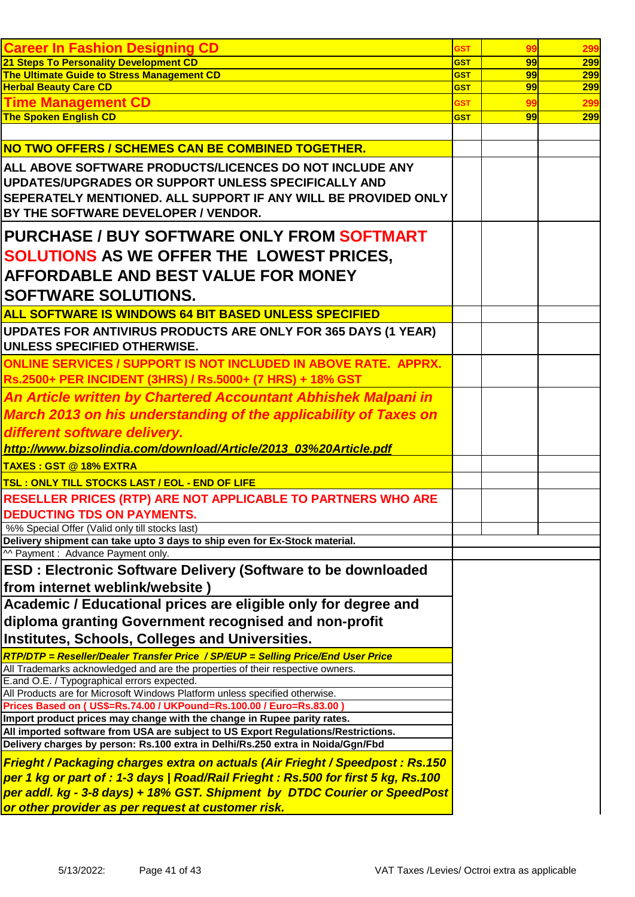| Product | Tax | RTP | SP |
|---|---|---|---|
| **Career In Fashion Designing CD** | GST | 99 | 299 |
| **21 Steps To Personality Development CD** | GST | 99 | 299 |
| **The Ultimate Guide to Stress Management CD** | GST | 99 | 299 |
| **Herbal Beauty Care CD** | GST | 99 | 299 |
| **Time Management CD** | GST | 99 | 299 |
| **The Spoken English CD** | GST | 99 | 299 |

**NO TWO OFFERS / SCHEMES CAN BE COMBINED TOGETHER.**

**ALL ABOVE SOFTWARE PRODUCTS/LICENCES DO NOT INCLUDE ANY UPDATES/UPGRADES OR SUPPORT UNLESS SPECIFICALLY AND SEPERATELY MENTIONED. ALL SUPPORT IF ANY WILL BE PROVIDED ONLY BY THE SOFTWARE DEVELOPER / VENDOR.**

**PURCHASE / BUY SOFTWARE ONLY FROM SOFTMART SOLUTIONS AS WE OFFER THE LOWEST PRICES, AFFORDABLE AND BEST VALUE FOR MONEY SOFTWARE SOLUTIONS.**

**ALL SOFTWARE IS WINDOWS 64 BIT BASED UNLESS SPECIFIED**

**UPDATES FOR ANTIVIRUS PRODUCTS ARE ONLY FOR 365 DAYS (1 YEAR) UNLESS SPECIFIED OTHERWISE.**

**ONLINE SERVICES / SUPPORT IS NOT INCLUDED IN ABOVE RATE. APPRX. Rs.2500+ PER INCIDENT (3HRS) / Rs.5000+ (7 HRS) + 18% GST**

***An Article written by Chartered Accountant Abhishek Malpani in March 2013 on his understanding of the applicability of Taxes on different software delivery.***
***http://www.bizsolindia.com/download/Article/2013_03%20Article.pdf***

**TAXES : GST @ 18% EXTRA**

**TSL : ONLY TILL STOCKS LAST / EOL - END OF LIFE**

**RESELLER PRICES (RTP) ARE NOT APPLICABLE TO PARTNERS WHO ARE DEDUCTING TDS ON PAYMENTS.**

%% Special Offer (Valid only till stocks last)

**Delivery shipment can take upto 3 days to ship even for Ex-Stock material.**

^^ Payment : Advance Payment only.

**ESD : Electronic Software Delivery (Software to be downloaded from internet weblink/website )**

**Academic / Educational prices are eligible only for degree and diploma granting Government recognised and non-profit Institutes, Schools, Colleges and Universities.**

***RTP/DTP = Reseller/Dealer Transfer Price / SP/EUP = Selling Price/End User Price***

All Trademarks acknowledged and are the properties of their respective owners.

E.and O.E. / Typographical errors expected.

All Products are for Microsoft Windows Platform unless specified otherwise.

**Prices Based on ( US$=Rs.74.00 / UKPound=Rs.100.00 / Euro=Rs.83.00 )**

**Import product prices may change with the change in Rupee parity rates.**

**All imported software from USA are subject to US Export Regulations/Restrictions.**

**Delivery charges by person: Rs.100 extra in Delhi/Rs.250 extra in Noida/Ggn/Fbd**

***Frieght / Packaging charges extra on actuals (Air Frieght / Speedpost : Rs.150 per 1 kg or part of : 1-3 days | Road/Rail Frieght : Rs.500 for first 5 kg, Rs.100 per addl. kg - 3-8 days) + 18% GST. Shipment by DTDC Courier or SpeedPost or other provider as per request at customer risk.***

VAT Taxes /Levies/ Octroi extra as applicable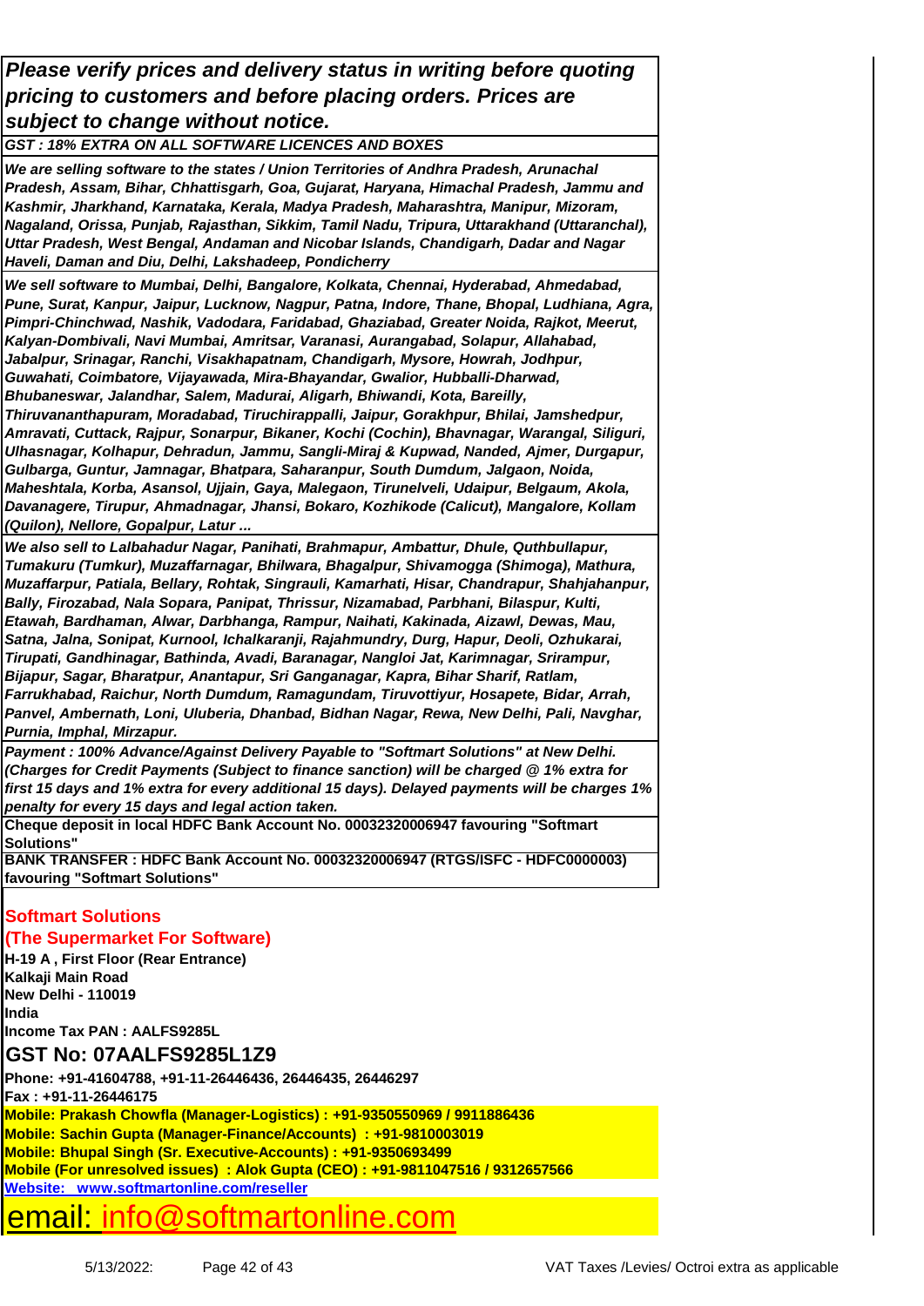***Please verify prices and delivery status in writing before quoting pricing to customers and before placing orders. Prices are subject to change without notice.***

***GST : 18% EXTRA ON ALL SOFTWARE LICENCES AND BOXES***

***We are selling software to the states / Union Territories of Andhra Pradesh, Arunachal Pradesh, Assam, Bihar, Chhattisgarh, Goa, Gujarat, Haryana, Himachal Pradesh, Jammu and Kashmir, Jharkhand, Karnataka, Kerala, Madya Pradesh, Maharashtra, Manipur, Mizoram, Nagaland, Orissa, Punjab, Rajasthan, Sikkim, Tamil Nadu, Tripura, Uttarakhand (Uttaranchal), Uttar Pradesh, West Bengal, Andaman and Nicobar Islands, Chandigarh, Dadar and Nagar Haveli, Daman and Diu, Delhi, Lakshadeep, Pondicherry***

***We sell software to Mumbai, Delhi, Bangalore, Kolkata, Chennai, Hyderabad, Ahmedabad, Pune, Surat, Kanpur, Jaipur, Lucknow, Nagpur, Patna, Indore, Thane, Bhopal, Ludhiana, Agra, Pimpri-Chinchwad, Nashik, Vadodara, Faridabad, Ghaziabad, Greater Noida, Rajkot, Meerut, Kalyan-Dombivali, Navi Mumbai, Amritsar, Varanasi, Aurangabad, Solapur, Allahabad, Jabalpur, Srinagar, Ranchi, Visakhapatnam, Chandigarh, Mysore, Howrah, Jodhpur, Guwahati, Coimbatore, Vijayawada, Mira-Bhayandar, Gwalior, Hubballi-Dharwad, Bhubaneswar, Jalandhar, Salem, Madurai, Aligarh, Bhiwandi, Kota, Bareilly, Thiruvananthapuram, Moradabad, Tiruchirappalli, Jaipur, Gorakhpur, Bhilai, Jamshedpur, Amravati, Cuttack, Rajpur, Sonarpur, Bikaner, Kochi (Cochin), Bhavnagar, Warangal, Siliguri, Ulhasnagar, Kolhapur, Dehradun, Jammu, Sangli-Miraj & Kupwad, Nanded, Ajmer, Durgapur, Gulbarga, Guntur, Jamnagar, Bhatpara, Saharanpur, South Dumdum, Jalgaon, Noida, Maheshtala, Korba, Asansol, Ujjain, Gaya, Malegaon, Tirunelveli, Udaipur, Belgaum, Akola, Davanagere, Tirupur, Ahmadnagar, Jhansi, Bokaro, Kozhikode (Calicut), Mangalore, Kollam (Quilon), Nellore, Gopalpur, Latur ...***

***We also sell to Lalbahadur Nagar, Panihati, Brahmapur, Ambattur, Dhule, Quthbullapur, Tumakuru (Tumkur), Muzaffarnagar, Bhilwara, Bhagalpur, Shivamogga (Shimoga), Mathura, Muzaffarpur, Patiala, Bellary, Rohtak, Singrauli, Kamarhati, Hisar, Chandrapur, Shahjahanpur, Bally, Firozabad, Nala Sopara, Panipat, Thrissur, Nizamabad, Parbhani, Bilaspur, Kulti, Etawah, Bardhaman, Alwar, Darbhanga, Rampur, Naihati, Kakinada, Aizawl, Dewas, Mau, Satna, Jalna, Sonipat, Kurnool, Ichalkaranji, Rajahmundry, Durg, Hapur, Deoli, Ozhukarai, Tirupati, Gandhinagar, Bathinda, Avadi, Baranagar, Nangloi Jat, Karimnagar, Srirampur, Bijapur, Sagar, Bharatpur, Anantapur, Sri Ganganagar, Kapra, Bihar Sharif, Ratlam, Farrukhabad, Raichur, North Dumdum, Ramagundam, Tiruvottiyur, Hosapete, Bidar, Arrah, Panvel, Ambernath, Loni, Uluberia, Dhanbad, Bidhan Nagar, Rewa, New Delhi, Pali, Navghar, Purnia, Imphal, Mirzapur.***

***Payment : 100% Advance/Against Delivery Payable to "Softmart Solutions" at New Delhi. (Charges for Credit Payments (Subject to finance sanction) will be charged @ 1% extra for first 15 days and 1% extra for every additional 15 days). Delayed payments will be charges 1% penalty for every 15 days and legal action taken.***

**Cheque deposit in local HDFC Bank Account No. 00032320006947 favouring "Softmart Solutions"**

**BANK TRANSFER : HDFC Bank Account No. 00032320006947 (RTGS/ISFC - HDFC0000003) favouring "Softmart Solutions"**

**Softmart Solutions**
**(The Supermarket For Software)**

**H-19 A , First Floor (Rear Entrance)**
**Kalkaji Main Road**
**New Delhi - 110019**
**India**
**Income Tax PAN : AALFS9285L**

## GST No: 07AALFS9285L1Z9

**Phone: +91-41604788, +91-11-26446436, 26446435, 26446297**
**Fax : +91-11-26446175**
**Mobile: Prakash Chowfla (Manager-Logistics) : +91-9350550969 / 9911886436**
**Mobile: Sachin Gupta (Manager-Finance/Accounts) : +91-9810003019**
**Mobile: Bhupal Singh (Sr. Executive-Accounts) : +91-9350693499**
**Mobile (For unresolved issues) : Alok Gupta (CEO) : +91-9811047516 / 9312657566**
**Website: www.softmartonline.com/reseller**

# email: info@softmartonline.com

5/13/2022: VAT Taxes /Levies/ Octroi extra as applicable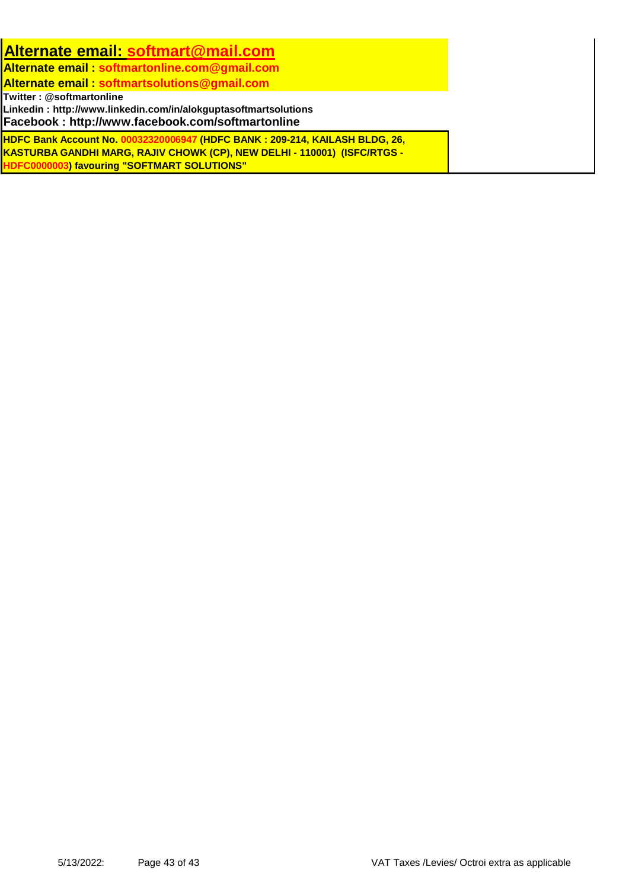**Alternate email: softmart@mail.com**

**Alternate email : softmartonline.com@gmail.com**

**Alternate email : softmartsolutions@gmail.com**

**Twitter : @softmartonline**

**Linkedin : http://www.linkedin.com/in/alokguptasoftmartsolutions**

**Facebook : http://www.facebook.com/softmartonline**

**HDFC Bank Account No. 00032320006947 (HDFC BANK : 209-214, KAILASH BLDG, 26, KASTURBA GANDHI MARG, RAJIV CHOWK (CP), NEW DELHI - 110001) (ISFC/RTGS - HDFC0000003) favouring "SOFTMART SOLUTIONS"**

5/13/2022:

VAT Taxes /Levies/ Octroi extra as applicable